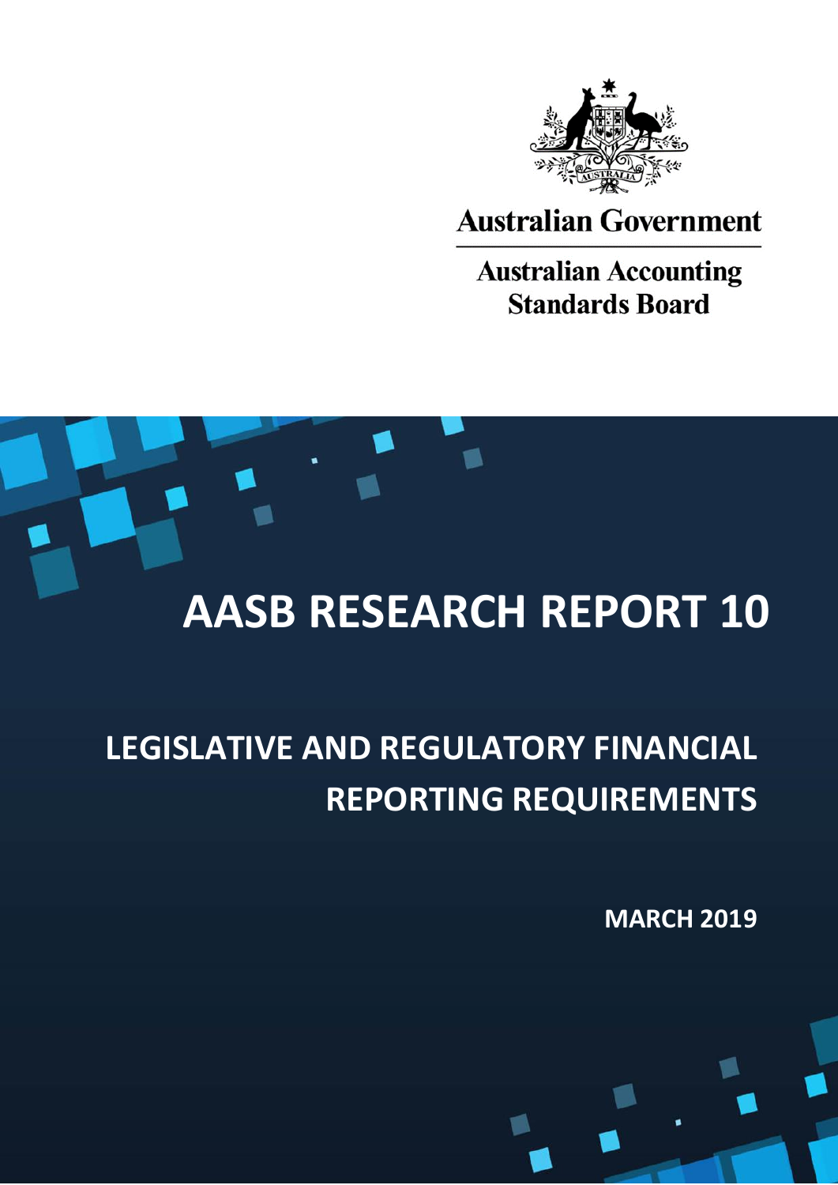Australian Government

Australian Accounting Standards Board

# AASB RESEARCH REPORT 10

## LEGISLATIVE AND REGULATORY FINANCIAL REPORTING REQUIREMENTS

**MARCH 2019**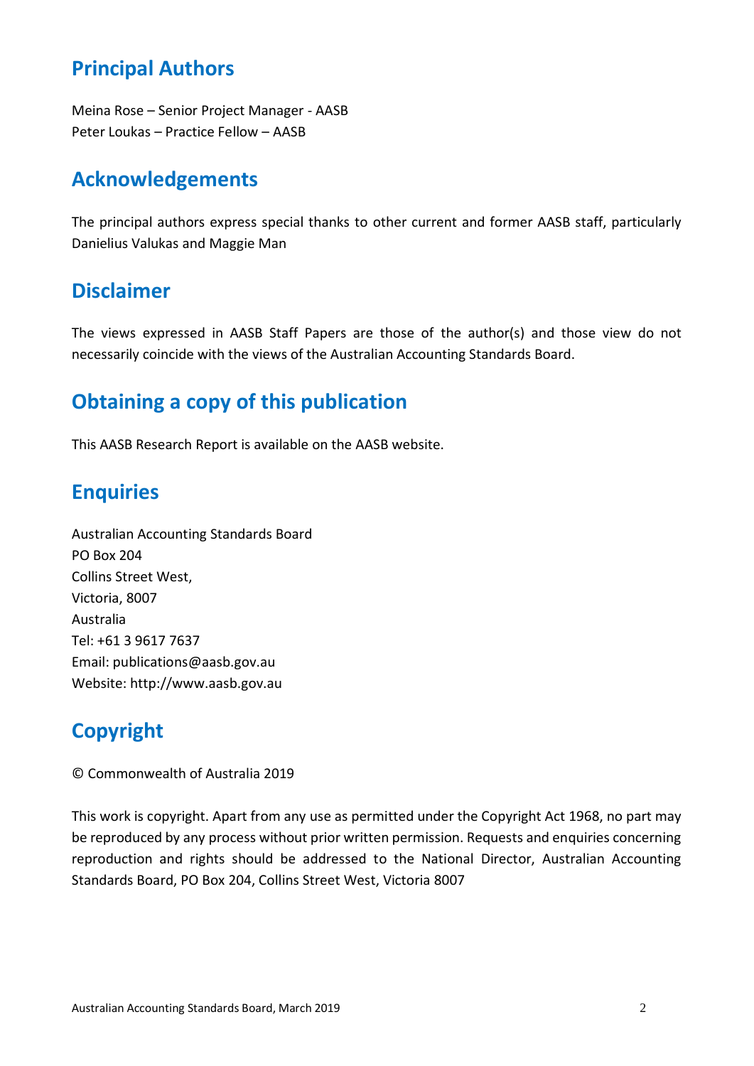## Principal Authors

Meina Rose – Senior Project Manager - AASB
Peter Loukas – Practice Fellow – AASB

## Acknowledgements

The principal authors express special thanks to other current and former AASB staff, particularly Danielius Valukas and Maggie Man

## Disclaimer

The views expressed in AASB Staff Papers are those of the author(s) and those view do not necessarily coincide with the views of the Australian Accounting Standards Board.

## Obtaining a copy of this publication

This AASB Research Report is available on the AASB website.

## Enquiries

Australian Accounting Standards Board
PO Box 204
Collins Street West,
Victoria, 8007
Australia
Tel: +61 3 9617 7637
Email: publications@aasb.gov.au
Website: http://www.aasb.gov.au

## Copyright

© Commonwealth of Australia 2019

This work is copyright. Apart from any use as permitted under the Copyright Act 1968, no part may be reproduced by any process without prior written permission. Requests and enquiries concerning reproduction and rights should be addressed to the National Director, Australian Accounting Standards Board, PO Box 204, Collins Street West, Victoria 8007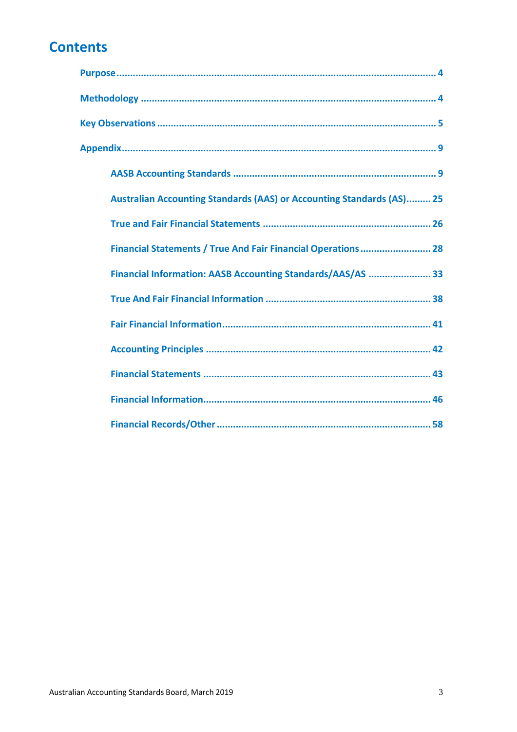# Contents

Purpose ........................................................................................................................ 4

Methodology ................................................................................................................ 4

Key Observations .......................................................................................................... 5

Appendix ...................................................................................................................... 9

- AASB Accounting Standards .......................................................................... 9
- Australian Accounting Standards (AAS) or Accounting Standards (AS)......... 25
- True and Fair Financial Statements ............................................................. 26
- Financial Statements / True And Fair Financial Operations .......................... 28
- Financial Information: AASB Accounting Standards/AAS/AS ....................... 33
- True And Fair Financial Information ............................................................ 38
- Fair Financial Information ............................................................................ 41
- Accounting Principles ................................................................................... 42
- Financial Statements .................................................................................... 43
- Financial Information .................................................................................... 46
- Financial Records/Other ............................................................................... 58

Australian Accounting Standards Board, March 2019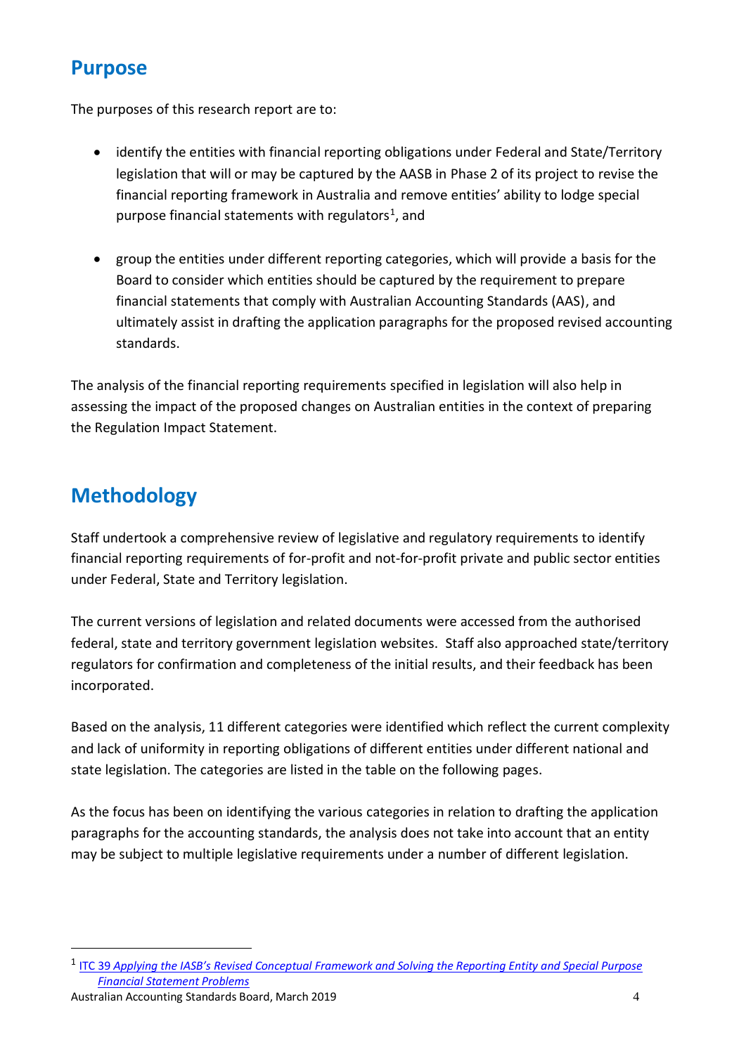## Purpose

The purposes of this research report are to:

- identify the entities with financial reporting obligations under Federal and State/Territory legislation that will or may be captured by the AASB in Phase 2 of its project to revise the financial reporting framework in Australia and remove entities' ability to lodge special purpose financial statements with regulators[1], and

- group the entities under different reporting categories, which will provide a basis for the Board to consider which entities should be captured by the requirement to prepare financial statements that comply with Australian Accounting Standards (AAS), and ultimately assist in drafting the application paragraphs for the proposed revised accounting standards.

The analysis of the financial reporting requirements specified in legislation will also help in assessing the impact of the proposed changes on Australian entities in the context of preparing the Regulation Impact Statement.

## Methodology

Staff undertook a comprehensive review of legislative and regulatory requirements to identify financial reporting requirements of for-profit and not-for-profit private and public sector entities under Federal, State and Territory legislation.

The current versions of legislation and related documents were accessed from the authorised federal, state and territory government legislation websites. Staff also approached state/territory regulators for confirmation and completeness of the initial results, and their feedback has been incorporated.

Based on the analysis, 11 different categories were identified which reflect the current complexity and lack of uniformity in reporting obligations of different entities under different national and state legislation. The categories are listed in the table on the following pages.

As the focus has been on identifying the various categories in relation to drafting the application paragraphs for the accounting standards, the analysis does not take into account that an entity may be subject to multiple legislative requirements under a number of different legislation.

---

[1] ITC 39 *Applying the IASB's Revised Conceptual Framework and Solving the Reporting Entity and Special Purpose Financial Statement Problems*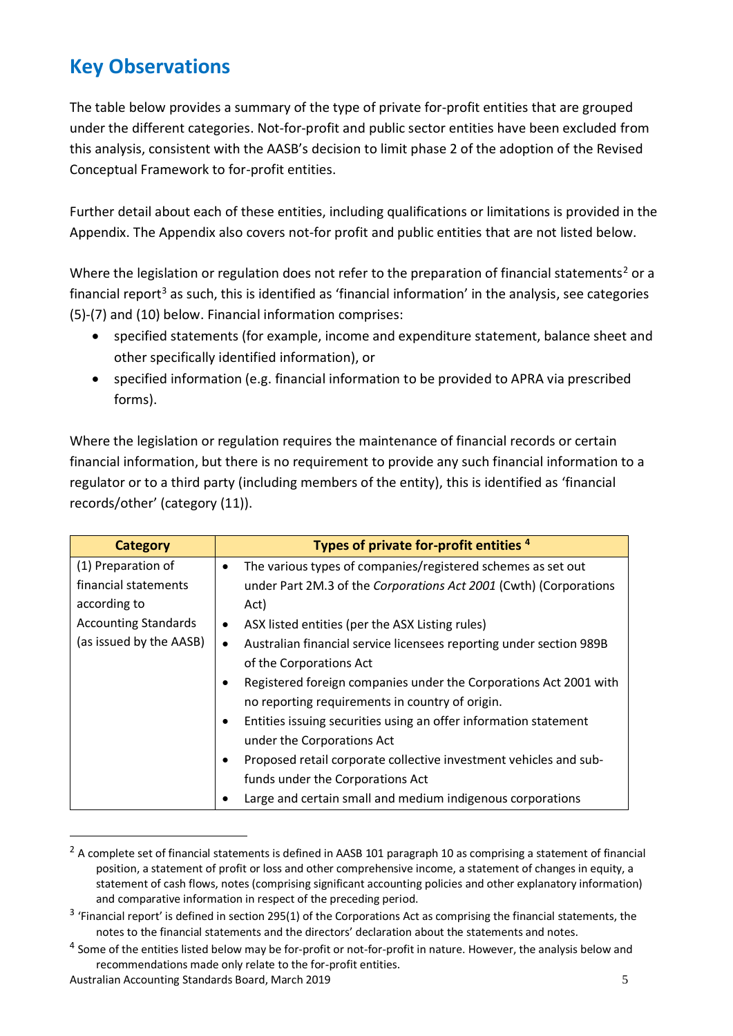## Key Observations

The table below provides a summary of the type of private for-profit entities that are grouped under the different categories. Not-for-profit and public sector entities have been excluded from this analysis, consistent with the AASB's decision to limit phase 2 of the adoption of the Revised Conceptual Framework to for-profit entities.

Further detail about each of these entities, including qualifications or limitations is provided in the Appendix. The Appendix also covers not-for profit and public entities that are not listed below.

Where the legislation or regulation does not refer to the preparation of financial statements[2] or a financial report[3] as such, this is identified as 'financial information' in the analysis, see categories (5)-(7) and (10) below. Financial information comprises:

- specified statements (for example, income and expenditure statement, balance sheet and other specifically identified information), or
- specified information (e.g. financial information to be provided to APRA via prescribed forms).

Where the legislation or regulation requires the maintenance of financial records or certain financial information, but there is no requirement to provide any such financial information to a regulator or to a third party (including members of the entity), this is identified as 'financial records/other' (category (11)).

| Category | Types of private for-profit entities [4] |
|---|---|
| (1) Preparation of financial statements according to Accounting Standards (as issued by the AASB) | • The various types of companies/registered schemes as set out under Part 2M.3 of the *Corporations Act 2001* (Cwth) (Corporations Act)<br>• ASX listed entities (per the ASX Listing rules)<br>• Australian financial service licensees reporting under section 989B of the Corporations Act<br>• Registered foreign companies under the Corporations Act 2001 with no reporting requirements in country of origin.<br>• Entities issuing securities using an offer information statement under the Corporations Act<br>• Proposed retail corporate collective investment vehicles and sub-funds under the Corporations Act<br>• Large and certain small and medium indigenous corporations |

[2] A complete set of financial statements is defined in AASB 101 paragraph 10 as comprising a statement of financial position, a statement of profit or loss and other comprehensive income, a statement of changes in equity, a statement of cash flows, notes (comprising significant accounting policies and other explanatory information) and comparative information in respect of the preceding period.

[3] 'Financial report' is defined in section 295(1) of the Corporations Act as comprising the financial statements, the notes to the financial statements and the directors' declaration about the statements and notes.

[4] Some of the entities listed below may be for-profit or not-for-profit in nature. However, the analysis below and recommendations made only relate to the for-profit entities.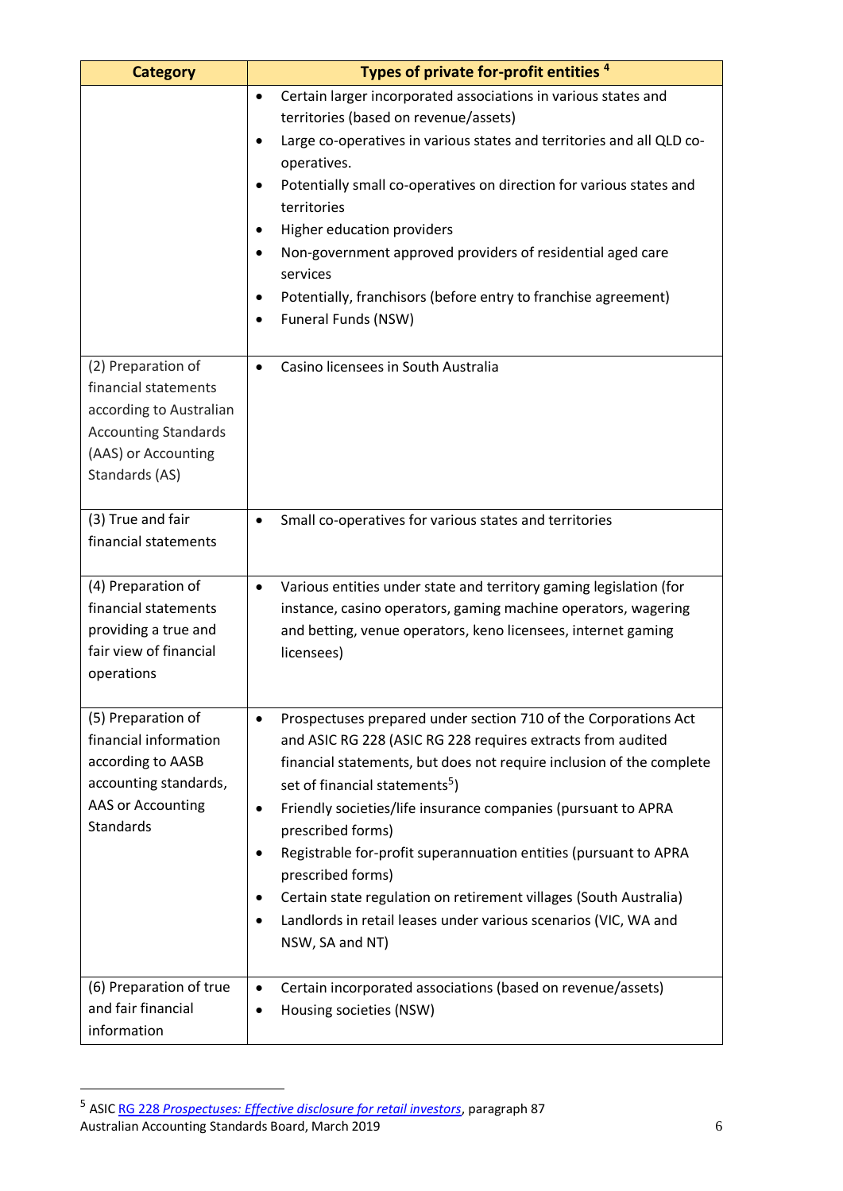| Category | Types of private for-profit entities [4] |
|---|---|
| | • Certain larger incorporated associations in various states and territories (based on revenue/assets)<br>• Large co-operatives in various states and territories and all QLD co-operatives.<br>• Potentially small co-operatives on direction for various states and territories<br>• Higher education providers<br>• Non-government approved providers of residential aged care services<br>• Potentially, franchisors (before entry to franchise agreement)<br>• Funeral Funds (NSW) |
| (2) Preparation of financial statements according to Australian Accounting Standards (AAS) or Accounting Standards (AS) | • Casino licensees in South Australia |
| (3) True and fair financial statements | • Small co-operatives for various states and territories |
| (4) Preparation of financial statements providing a true and fair view of financial operations | • Various entities under state and territory gaming legislation (for instance, casino operators, gaming machine operators, wagering and betting, venue operators, keno licensees, internet gaming licensees) |
| (5) Preparation of financial information according to AASB accounting standards, AAS or Accounting Standards | • Prospectuses prepared under section 710 of the Corporations Act and ASIC RG 228 (ASIC RG 228 requires extracts from audited financial statements, but does not require inclusion of the complete set of financial statements[5])<br>• Friendly societies/life insurance companies (pursuant to APRA prescribed forms)<br>• Registrable for-profit superannuation entities (pursuant to APRA prescribed forms)<br>• Certain state regulation on retirement villages (South Australia)<br>• Landlords in retail leases under various scenarios (VIC, WA and NSW, SA and NT) |
| (6) Preparation of true and fair financial information | • Certain incorporated associations (based on revenue/assets)<br>• Housing societies (NSW) |

[5] ASIC RG 228 *Prospectuses: Effective disclosure for retail investors*, paragraph 87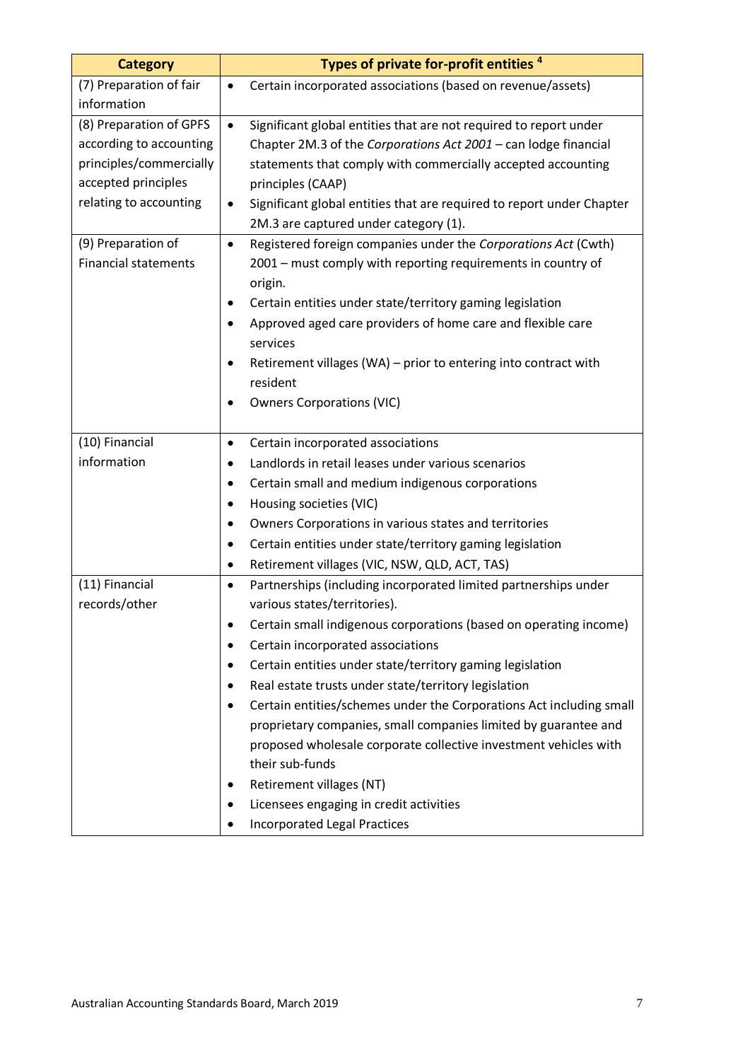| Category | Types of private for-profit entities [4] |
|---|---|
| (7) Preparation of fair information | • Certain incorporated associations (based on revenue/assets) |
| (8) Preparation of GPFS according to accounting principles/commercially accepted principles relating to accounting | • Significant global entities that are not required to report under Chapter 2M.3 of the *Corporations Act 2001* – can lodge financial statements that comply with commercially accepted accounting principles (CAAP)<br>• Significant global entities that are required to report under Chapter 2M.3 are captured under category (1). |
| (9) Preparation of Financial statements | • Registered foreign companies under the *Corporations Act* (Cwth) 2001 – must comply with reporting requirements in country of origin.<br>• Certain entities under state/territory gaming legislation<br>• Approved aged care providers of home care and flexible care services<br>• Retirement villages (WA) – prior to entering into contract with resident<br>• Owners Corporations (VIC) |
| (10) Financial information | • Certain incorporated associations<br>• Landlords in retail leases under various scenarios<br>• Certain small and medium indigenous corporations<br>• Housing societies (VIC)<br>• Owners Corporations in various states and territories<br>• Certain entities under state/territory gaming legislation<br>• Retirement villages (VIC, NSW, QLD, ACT, TAS) |
| (11) Financial records/other | • Partnerships (including incorporated limited partnerships under various states/territories).<br>• Certain small indigenous corporations (based on operating income)<br>• Certain incorporated associations<br>• Certain entities under state/territory gaming legislation<br>• Real estate trusts under state/territory legislation<br>• Certain entities/schemes under the Corporations Act including small proprietary companies, small companies limited by guarantee and proposed wholesale corporate collective investment vehicles with their sub-funds<br>• Retirement villages (NT)<br>• Licensees engaging in credit activities<br>• Incorporated Legal Practices |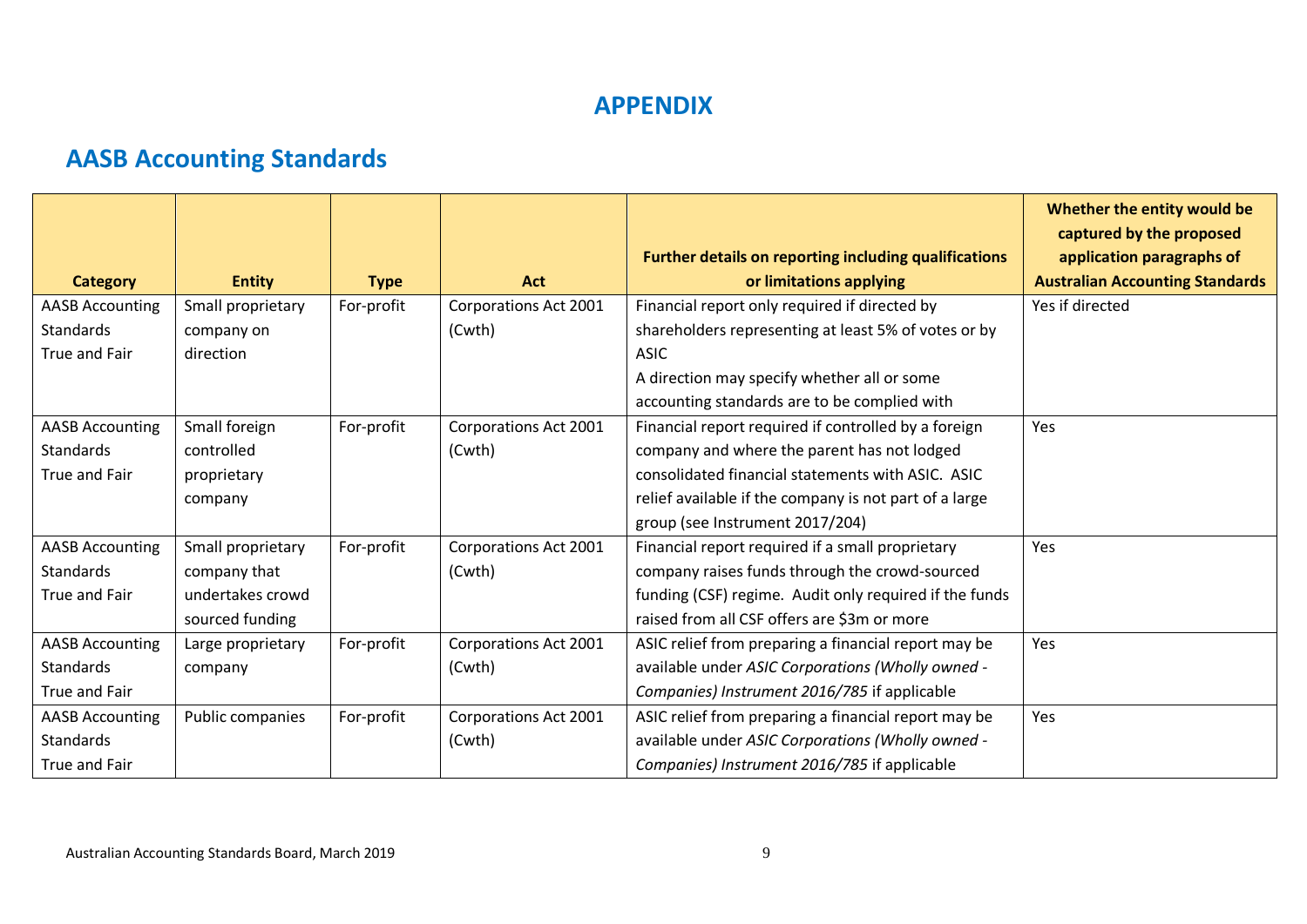# APPENDIX

## AASB Accounting Standards

| Category | Entity | Type | Act | Further details on reporting including qualifications or limitations applying | Whether the entity would be captured by the proposed application paragraphs of Australian Accounting Standards |
|---|---|---|---|---|---|
| AASB Accounting Standards True and Fair | Small proprietary company on direction | For-profit | Corporations Act 2001 (Cwth) | Financial report only required if directed by shareholders representing at least 5% of votes or by ASIC<br>A direction may specify whether all or some accounting standards are to be complied with | Yes if directed |
| AASB Accounting Standards True and Fair | Small foreign controlled proprietary company | For-profit | Corporations Act 2001 (Cwth) | Financial report required if controlled by a foreign company and where the parent has not lodged consolidated financial statements with ASIC. ASIC relief available if the company is not part of a large group (see Instrument 2017/204) | Yes |
| AASB Accounting Standards True and Fair | Small proprietary company that undertakes crowd sourced funding | For-profit | Corporations Act 2001 (Cwth) | Financial report required if a small proprietary company raises funds through the crowd-sourced funding (CSF) regime. Audit only required if the funds raised from all CSF offers are $3m or more | Yes |
| AASB Accounting Standards True and Fair | Large proprietary company | For-profit | Corporations Act 2001 (Cwth) | ASIC relief from preparing a financial report may be available under *ASIC Corporations (Wholly owned - Companies) Instrument 2016/785* if applicable | Yes |
| AASB Accounting Standards True and Fair | Public companies | For-profit | Corporations Act 2001 (Cwth) | ASIC relief from preparing a financial report may be available under *ASIC Corporations (Wholly owned - Companies) Instrument 2016/785* if applicable | Yes |

Australian Accounting Standards Board, March 2019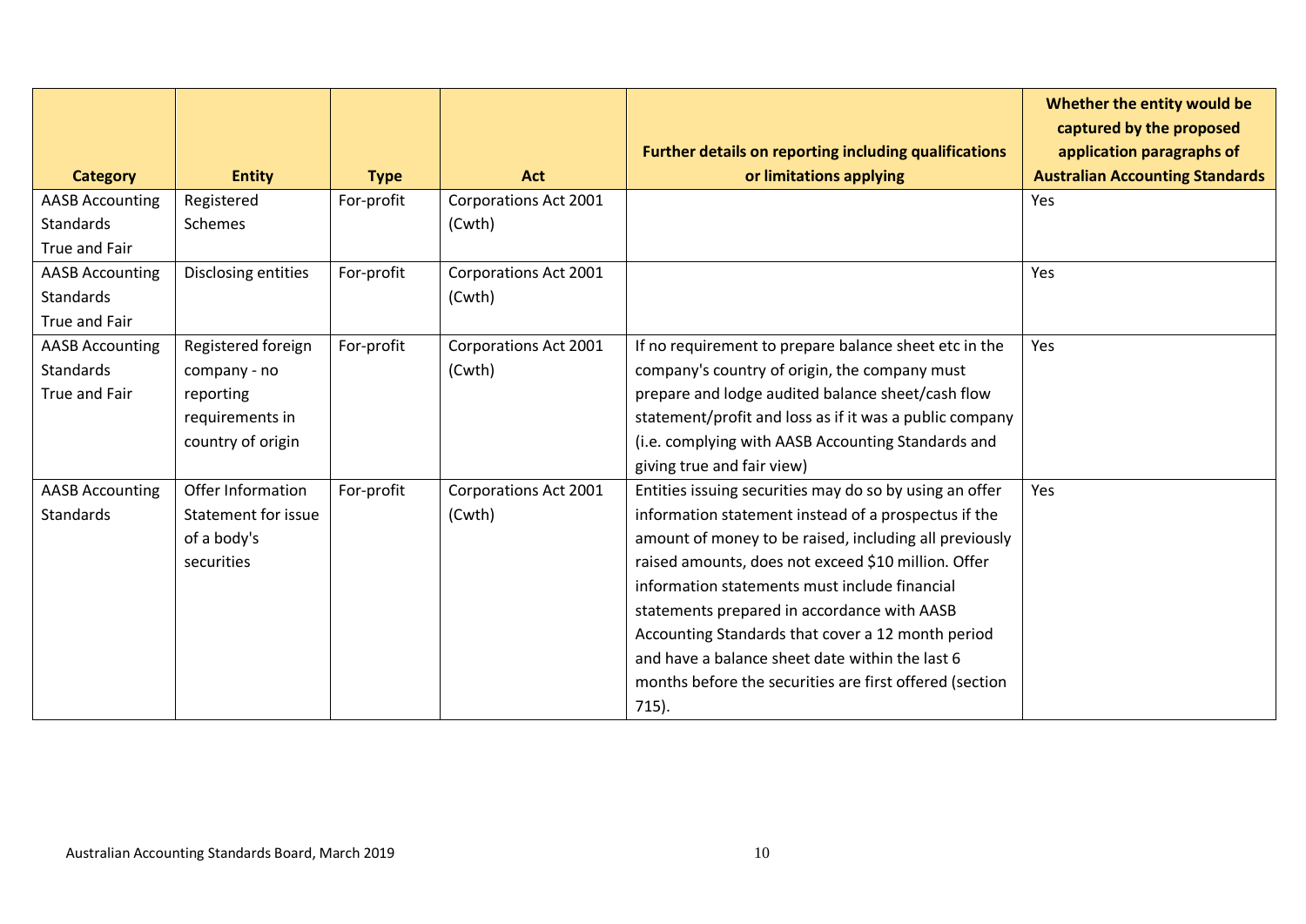| Category | Entity | Type | Act | Further details on reporting including qualifications or limitations applying | Whether the entity would be captured by the proposed application paragraphs of Australian Accounting Standards |
|---|---|---|---|---|---|
| AASB Accounting Standards True and Fair | Registered Schemes | For-profit | Corporations Act 2001 (Cwth) | | Yes |
| AASB Accounting Standards True and Fair | Disclosing entities | For-profit | Corporations Act 2001 (Cwth) | | Yes |
| AASB Accounting Standards True and Fair | Registered foreign company - no reporting requirements in country of origin | For-profit | Corporations Act 2001 (Cwth) | If no requirement to prepare balance sheet etc in the company's country of origin, the company must prepare and lodge audited balance sheet/cash flow statement/profit and loss as if it was a public company (i.e. complying with AASB Accounting Standards and giving true and fair view) | Yes |
| AASB Accounting Standards | Offer Information Statement for issue of a body's securities | For-profit | Corporations Act 2001 (Cwth) | Entities issuing securities may do so by using an offer information statement instead of a prospectus if the amount of money to be raised, including all previously raised amounts, does not exceed $10 million. Offer information statements must include financial statements prepared in accordance with AASB Accounting Standards that cover a 12 month period and have a balance sheet date within the last 6 months before the securities are first offered (section 715). | Yes |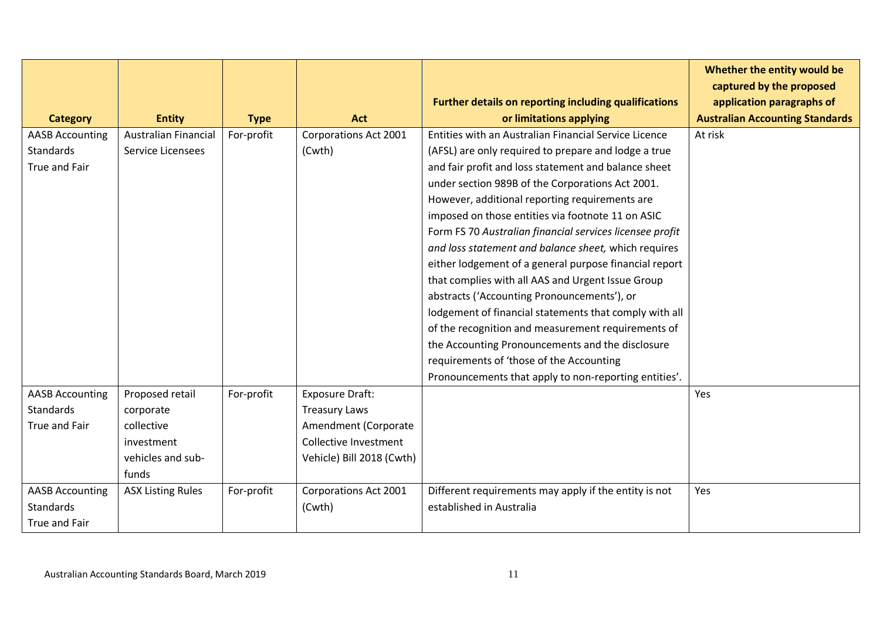| Category | Entity | Type | Act | Further details on reporting including qualifications or limitations applying | Whether the entity would be captured by the proposed application paragraphs of Australian Accounting Standards |
|---|---|---|---|---|---|
| AASB Accounting Standards True and Fair | Australian Financial Service Licensees | For-profit | Corporations Act 2001 (Cwth) | Entities with an Australian Financial Service Licence (AFSL) are only required to prepare and lodge a true and fair profit and loss statement and balance sheet under section 989B of the Corporations Act 2001. However, additional reporting requirements are imposed on those entities via footnote 11 on ASIC Form FS 70 *Australian financial services licensee profit and loss statement and balance sheet,* which requires either lodgement of a general purpose financial report that complies with all AAS and Urgent Issue Group abstracts ('Accounting Pronouncements'), or lodgement of financial statements that comply with all of the recognition and measurement requirements of the Accounting Pronouncements and the disclosure requirements of 'those of the Accounting Pronouncements that apply to non-reporting entities'. | At risk |
| AASB Accounting Standards True and Fair | Proposed retail corporate collective investment vehicles and sub-funds | For-profit | Exposure Draft: Treasury Laws Amendment (Corporate Collective Investment Vehicle) Bill 2018 (Cwth) | | Yes |
| AASB Accounting Standards True and Fair | ASX Listing Rules | For-profit | Corporations Act 2001 (Cwth) | Different requirements may apply if the entity is not established in Australia | Yes |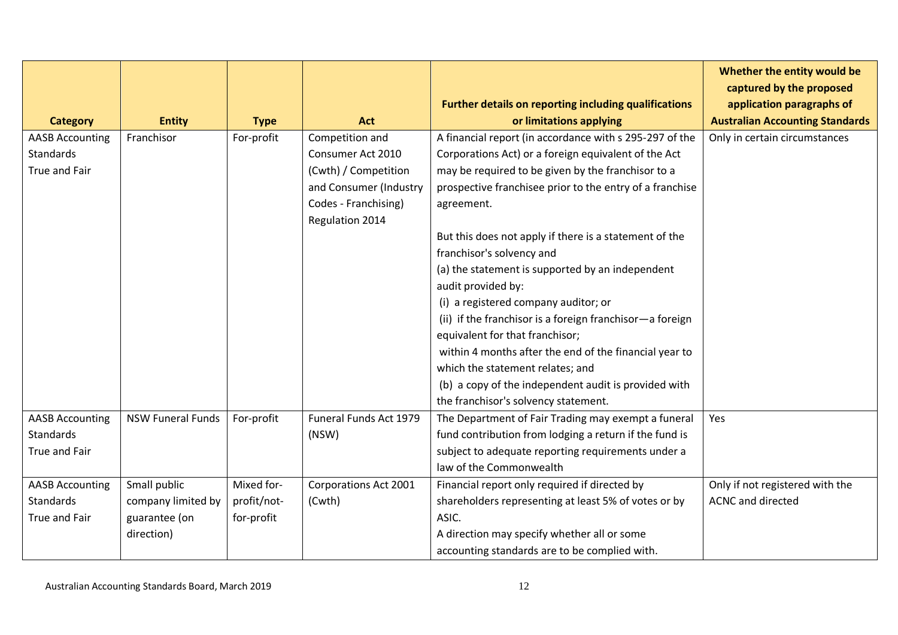| Category | Entity | Type | Act | Further details on reporting including qualifications or limitations applying | Whether the entity would be captured by the proposed application paragraphs of Australian Accounting Standards |
|---|---|---|---|---|---|
| AASB Accounting Standards True and Fair | Franchisor | For-profit | Competition and Consumer Act 2010 (Cwth) / Competition and Consumer (Industry Codes - Franchising) Regulation 2014 | A financial report (in accordance with s 295-297 of the Corporations Act) or a foreign equivalent of the Act may be required to be given by the franchisor to a prospective franchisee prior to the entry of a franchise agreement.<br><br>But this does not apply if there is a statement of the franchisor's solvency and<br>(a) the statement is supported by an independent audit provided by:<br>(i) a registered company auditor; or<br>(ii) if the franchisor is a foreign franchisor—a foreign equivalent for that franchisor;<br>within 4 months after the end of the financial year to which the statement relates; and<br>(b) a copy of the independent audit is provided with the franchisor's solvency statement. | Only in certain circumstances |
| AASB Accounting Standards True and Fair | NSW Funeral Funds | For-profit | Funeral Funds Act 1979 (NSW) | The Department of Fair Trading may exempt a funeral fund contribution from lodging a return if the fund is subject to adequate reporting requirements under a law of the Commonwealth | Yes |
| AASB Accounting Standards True and Fair | Small public company limited by guarantee (on direction) | Mixed for-profit/not-for-profit | Corporations Act 2001 (Cwth) | Financial report only required if directed by shareholders representing at least 5% of votes or by ASIC.<br>A direction may specify whether all or some accounting standards are to be complied with. | Only if not registered with the ACNC and directed |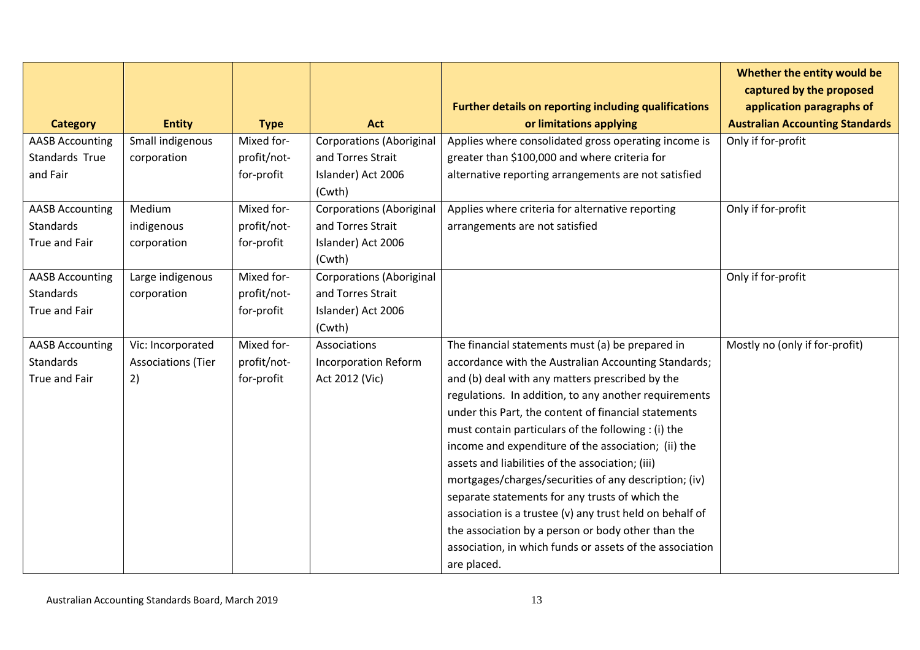| Category | Entity | Type | Act | Further details on reporting including qualifications or limitations applying | Whether the entity would be captured by the proposed application paragraphs of Australian Accounting Standards |
|---|---|---|---|---|---|
| AASB Accounting Standards True and Fair | Small indigenous corporation | Mixed for-profit/not-for-profit | Corporations (Aboriginal and Torres Strait Islander) Act 2006 (Cwth) | Applies where consolidated gross operating income is greater than $100,000 and where criteria for alternative reporting arrangements are not satisfied | Only if for-profit |
| AASB Accounting Standards True and Fair | Medium indigenous corporation | Mixed for-profit/not-for-profit | Corporations (Aboriginal and Torres Strait Islander) Act 2006 (Cwth) | Applies where criteria for alternative reporting arrangements are not satisfied | Only if for-profit |
| AASB Accounting Standards True and Fair | Large indigenous corporation | Mixed for-profit/not-for-profit | Corporations (Aboriginal and Torres Strait Islander) Act 2006 (Cwth) | | Only if for-profit |
| AASB Accounting Standards True and Fair | Vic: Incorporated Associations (Tier 2) | Mixed for-profit/not-for-profit | Associations Incorporation Reform Act 2012 (Vic) | The financial statements must (a) be prepared in accordance with the Australian Accounting Standards; and (b) deal with any matters prescribed by the regulations. In addition, to any another requirements under this Part, the content of financial statements must contain particulars of the following : (i) the income and expenditure of the association; (ii) the assets and liabilities of the association; (iii) mortgages/charges/securities of any description; (iv) separate statements for any trusts of which the association is a trustee (v) any trust held on behalf of the association by a person or body other than the association, in which funds or assets of the association are placed. | Mostly no (only if for-profit) |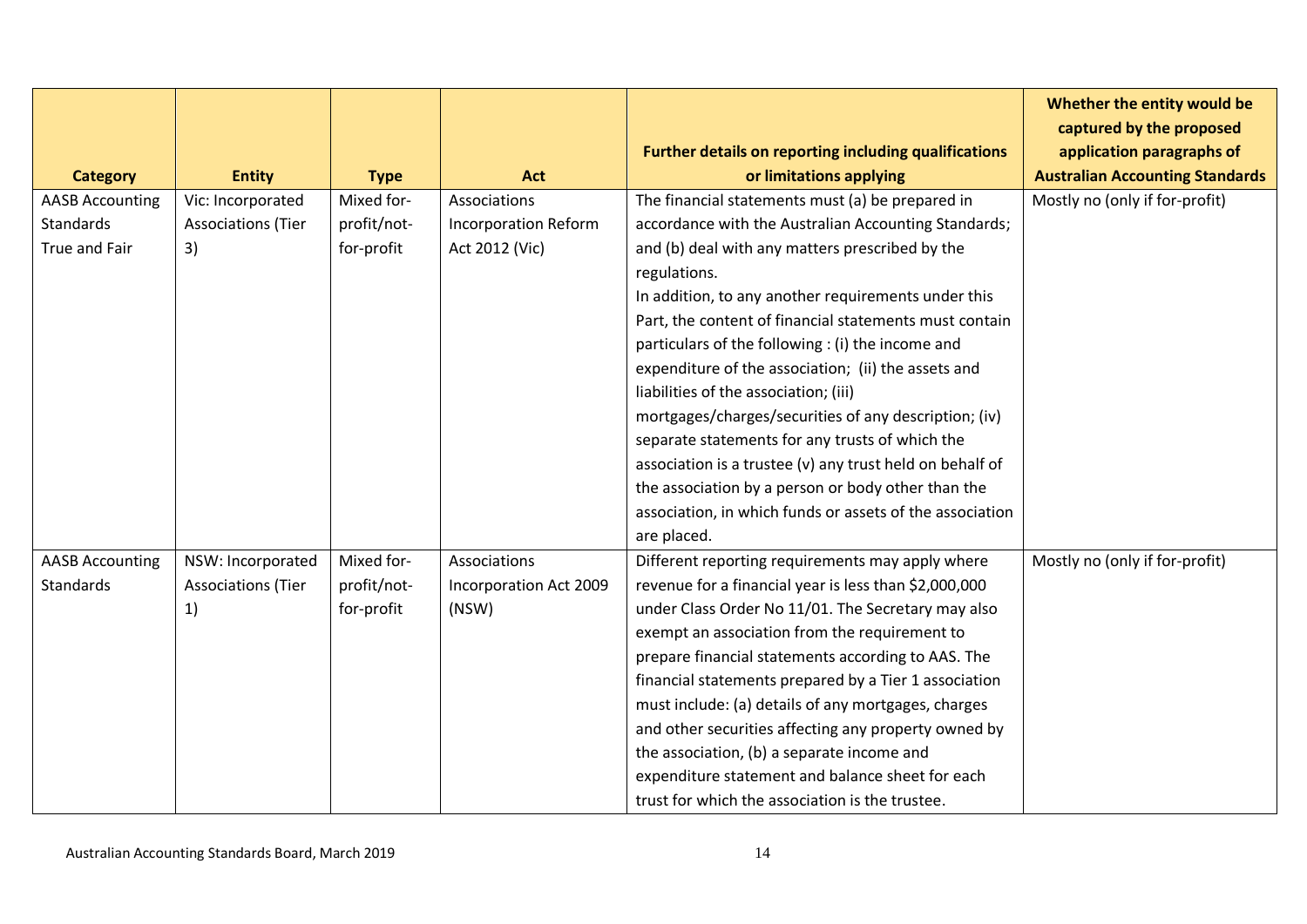| Category | Entity | Type | Act | Further details on reporting including qualifications or limitations applying | Whether the entity would be captured by the proposed application paragraphs of Australian Accounting Standards |
|---|---|---|---|---|---|
| AASB Accounting Standards True and Fair | Vic: Incorporated Associations (Tier 3) | Mixed for-profit/not-for-profit | Associations Incorporation Reform Act 2012 (Vic) | The financial statements must (a) be prepared in accordance with the Australian Accounting Standards; and (b) deal with any matters prescribed by the regulations.<br>In addition, to any another requirements under this Part, the content of financial statements must contain particulars of the following : (i) the income and expenditure of the association; (ii) the assets and liabilities of the association; (iii) mortgages/charges/securities of any description; (iv) separate statements for any trusts of which the association is a trustee (v) any trust held on behalf of the association by a person or body other than the association, in which funds or assets of the association are placed. | Mostly no (only if for-profit) |
| AASB Accounting Standards | NSW: Incorporated Associations (Tier 1) | Mixed for-profit/not-for-profit | Associations Incorporation Act 2009 (NSW) | Different reporting requirements may apply where revenue for a financial year is less than $2,000,000 under Class Order No 11/01. The Secretary may also exempt an association from the requirement to prepare financial statements according to AAS. The financial statements prepared by a Tier 1 association must include: (a) details of any mortgages, charges and other securities affecting any property owned by the association, (b) a separate income and expenditure statement and balance sheet for each trust for which the association is the trustee. | Mostly no (only if for-profit) |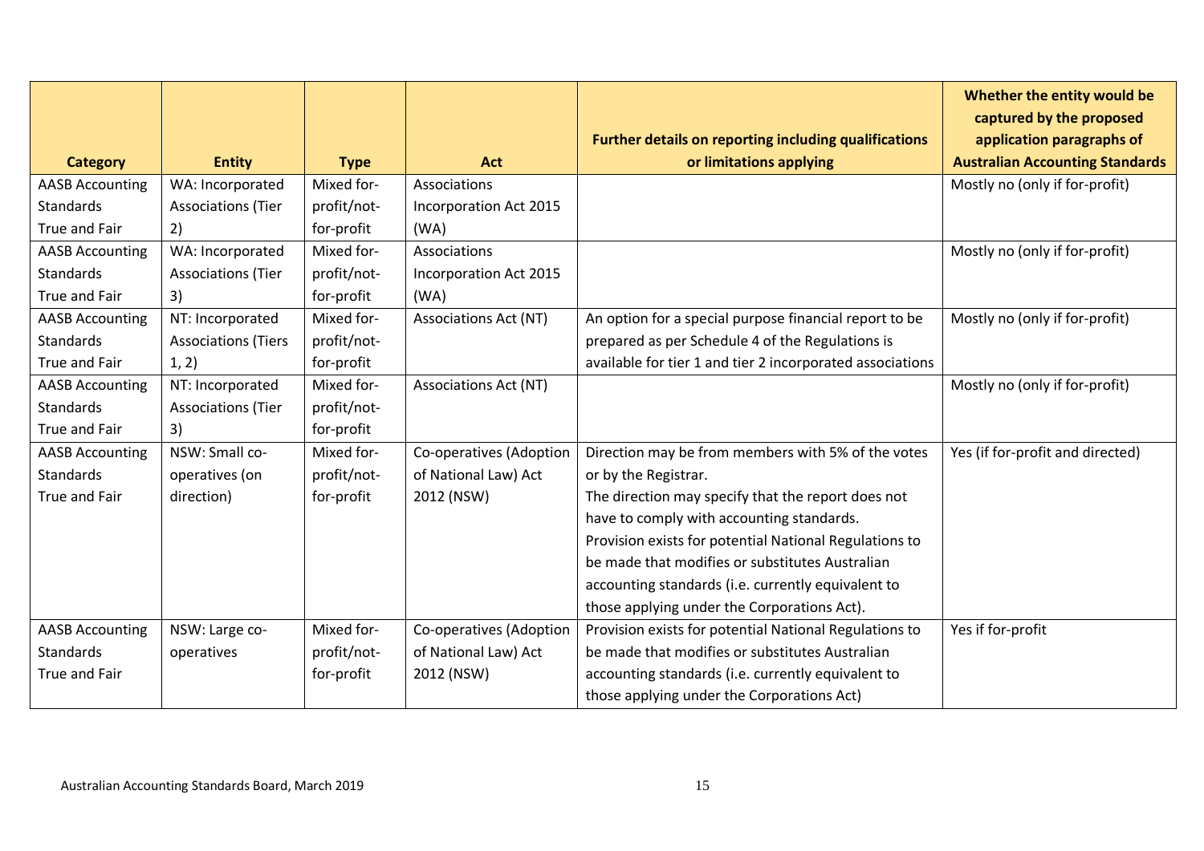| Category | Entity | Type | Act | Further details on reporting including qualifications or limitations applying | Whether the entity would be captured by the proposed application paragraphs of Australian Accounting Standards |
|---|---|---|---|---|---|
| AASB Accounting Standards True and Fair | WA: Incorporated Associations (Tier 2) | Mixed for-profit/not-for-profit | Associations Incorporation Act 2015 (WA) | | Mostly no (only if for-profit) |
| AASB Accounting Standards True and Fair | WA: Incorporated Associations (Tier 3) | Mixed for-profit/not-for-profit | Associations Incorporation Act 2015 (WA) | | Mostly no (only if for-profit) |
| AASB Accounting Standards True and Fair | NT: Incorporated Associations (Tiers 1, 2) | Mixed for-profit/not-for-profit | Associations Act (NT) | An option for a special purpose financial report to be prepared as per Schedule 4 of the Regulations is available for tier 1 and tier 2 incorporated associations | Mostly no (only if for-profit) |
| AASB Accounting Standards True and Fair | NT: Incorporated Associations (Tier 3) | Mixed for-profit/not-for-profit | Associations Act (NT) | | Mostly no (only if for-profit) |
| AASB Accounting Standards True and Fair | NSW: Small co-operatives (on direction) | Mixed for-profit/not-for-profit | Co-operatives (Adoption of National Law) Act 2012 (NSW) | Direction may be from members with 5% of the votes or by the Registrar. The direction may specify that the report does not have to comply with accounting standards. Provision exists for potential National Regulations to be made that modifies or substitutes Australian accounting standards (i.e. currently equivalent to those applying under the Corporations Act). | Yes (if for-profit and directed) |
| AASB Accounting Standards True and Fair | NSW: Large co-operatives | Mixed for-profit/not-for-profit | Co-operatives (Adoption of National Law) Act 2012 (NSW) | Provision exists for potential National Regulations to be made that modifies or substitutes Australian accounting standards (i.e. currently equivalent to those applying under the Corporations Act) | Yes if for-profit |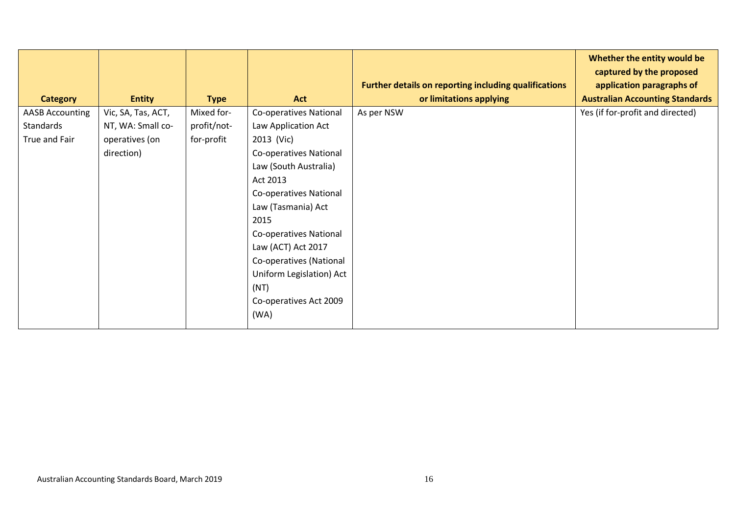| Category | Entity | Type | Act | Further details on reporting including qualifications or limitations applying | Whether the entity would be captured by the proposed application paragraphs of Australian Accounting Standards |
|---|---|---|---|---|---|
| AASB Accounting Standards True and Fair | Vic, SA, Tas, ACT, NT, WA: Small co-operatives (on direction) | Mixed for-profit/not-for-profit | Co-operatives National Law Application Act 2013 (Vic)<br>Co-operatives National Law (South Australia) Act 2013<br>Co-operatives National Law (Tasmania) Act 2015<br>Co-operatives National Law (ACT) Act 2017<br>Co-operatives (National Uniform Legislation) Act (NT)<br>Co-operatives Act 2009 (WA) | As per NSW | Yes (if for-profit and directed) |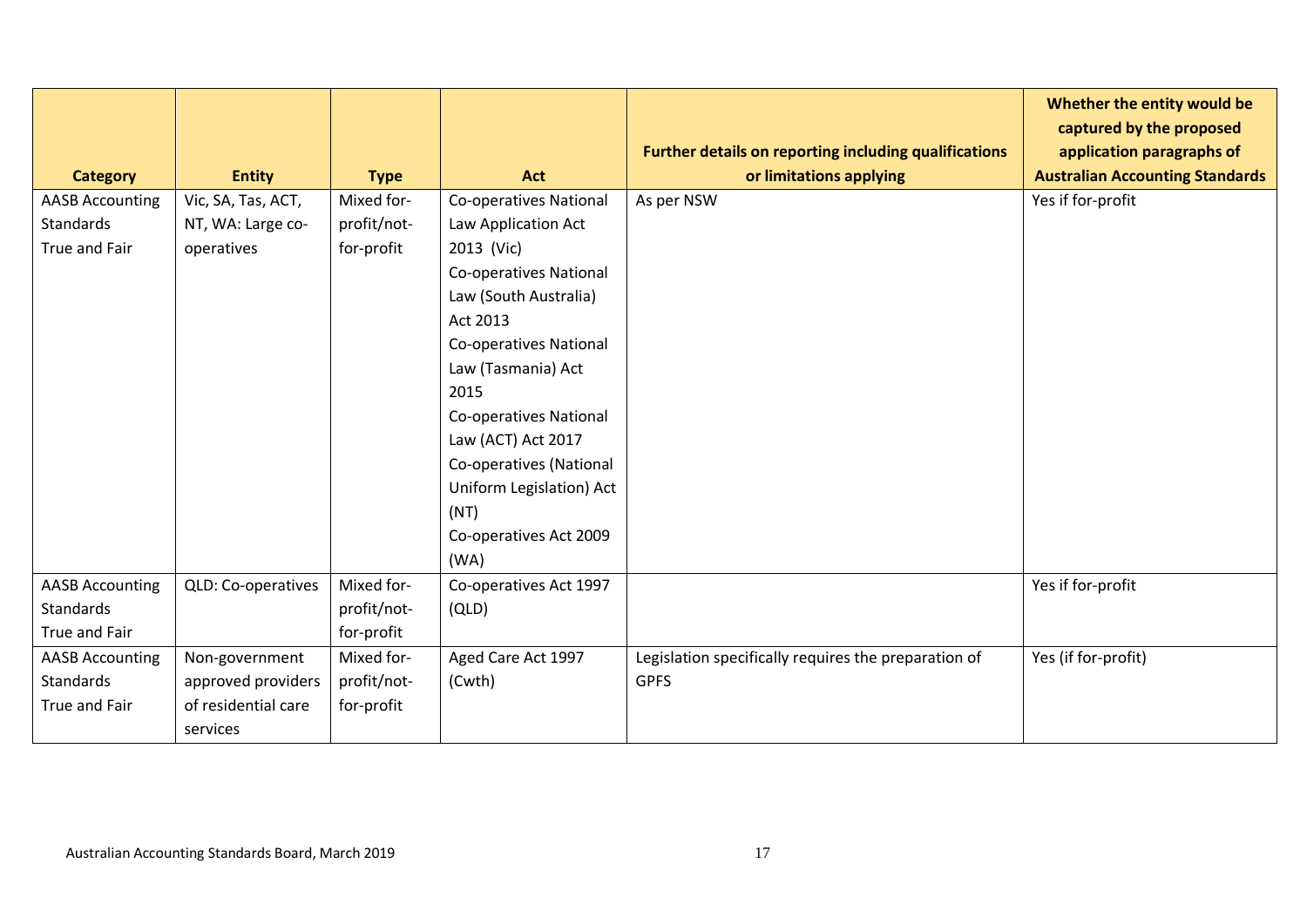| Category | Entity | Type | Act | Further details on reporting including qualifications or limitations applying | Whether the entity would be captured by the proposed application paragraphs of Australian Accounting Standards |
|---|---|---|---|---|---|
| AASB Accounting Standards True and Fair | Vic, SA, Tas, ACT, NT, WA: Large co-operatives | Mixed for-profit/not-for-profit | Co-operatives National Law Application Act 2013 (Vic) Co-operatives National Law (South Australia) Act 2013 Co-operatives National Law (Tasmania) Act 2015 Co-operatives National Law (ACT) Act 2017 Co-operatives (National Uniform Legislation) Act (NT) Co-operatives Act 2009 (WA) | As per NSW | Yes if for-profit |
| AASB Accounting Standards True and Fair | QLD: Co-operatives | Mixed for-profit/not-for-profit | Co-operatives Act 1997 (QLD) | | Yes if for-profit |
| AASB Accounting Standards True and Fair | Non-government approved providers of residential care services | Mixed for-profit/not-for-profit | Aged Care Act 1997 (Cwth) | Legislation specifically requires the preparation of GPFS | Yes (if for-profit) |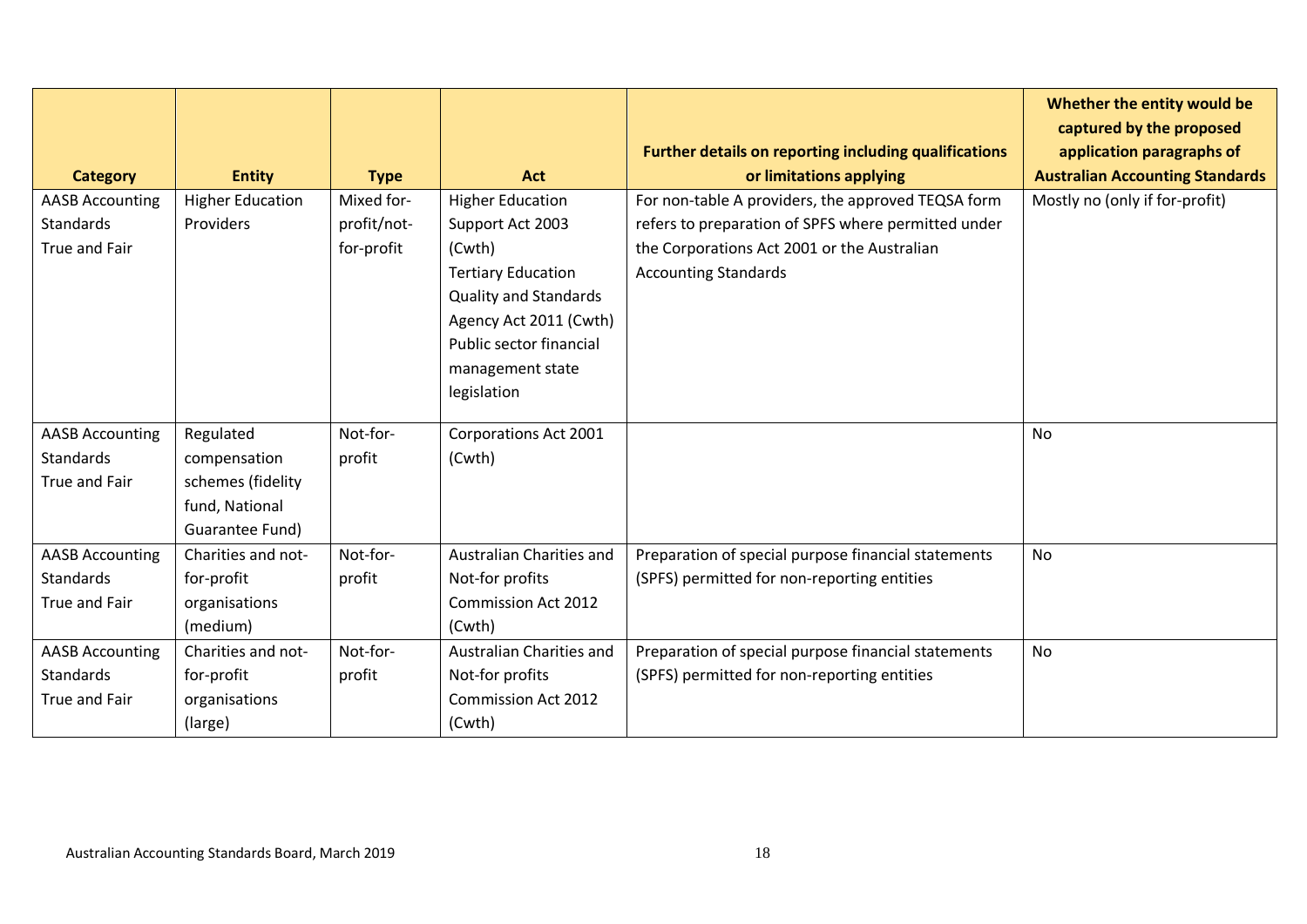| Category | Entity | Type | Act | Further details on reporting including qualifications or limitations applying | Whether the entity would be captured by the proposed application paragraphs of Australian Accounting Standards |
|---|---|---|---|---|---|
| AASB Accounting Standards True and Fair | Higher Education Providers | Mixed for-profit/not-for-profit | Higher Education Support Act 2003 (Cwth) Tertiary Education Quality and Standards Agency Act 2011 (Cwth) Public sector financial management state legislation | For non-table A providers, the approved TEQSA form refers to preparation of SPFS where permitted under the Corporations Act 2001 or the Australian Accounting Standards | Mostly no (only if for-profit) |
| AASB Accounting Standards True and Fair | Regulated compensation schemes (fidelity fund, National Guarantee Fund) | Not-for-profit | Corporations Act 2001 (Cwth) | | No |
| AASB Accounting Standards True and Fair | Charities and not-for-profit organisations (medium) | Not-for-profit | Australian Charities and Not-for profits Commission Act 2012 (Cwth) | Preparation of special purpose financial statements (SPFS) permitted for non-reporting entities | No |
| AASB Accounting Standards True and Fair | Charities and not-for-profit organisations (large) | Not-for-profit | Australian Charities and Not-for profits Commission Act 2012 (Cwth) | Preparation of special purpose financial statements (SPFS) permitted for non-reporting entities | No |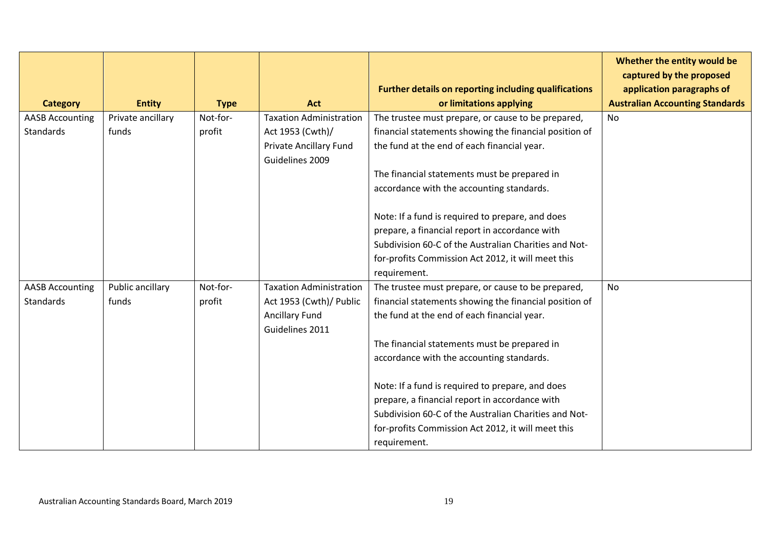| Category | Entity | Type | Act | Further details on reporting including qualifications or limitations applying | Whether the entity would be captured by the proposed application paragraphs of Australian Accounting Standards |
|---|---|---|---|---|---|
| AASB Accounting Standards | Private ancillary funds | Not-for-profit | Taxation Administration Act 1953 (Cwth)/ Private Ancillary Fund Guidelines 2009 | The trustee must prepare, or cause to be prepared, financial statements showing the financial position of the fund at the end of each financial year.<br><br>The financial statements must be prepared in accordance with the accounting standards.<br><br>Note: If a fund is required to prepare, and does prepare, a financial report in accordance with Subdivision 60-C of the Australian Charities and Not-for-profits Commission Act 2012, it will meet this requirement. | No |
| AASB Accounting Standards | Public ancillary funds | Not-for-profit | Taxation Administration Act 1953 (Cwth)/ Public Ancillary Fund Guidelines 2011 | The trustee must prepare, or cause to be prepared, financial statements showing the financial position of the fund at the end of each financial year.<br><br>The financial statements must be prepared in accordance with the accounting standards.<br><br>Note: If a fund is required to prepare, and does prepare, a financial report in accordance with Subdivision 60-C of the Australian Charities and Not-for-profits Commission Act 2012, it will meet this requirement. | No |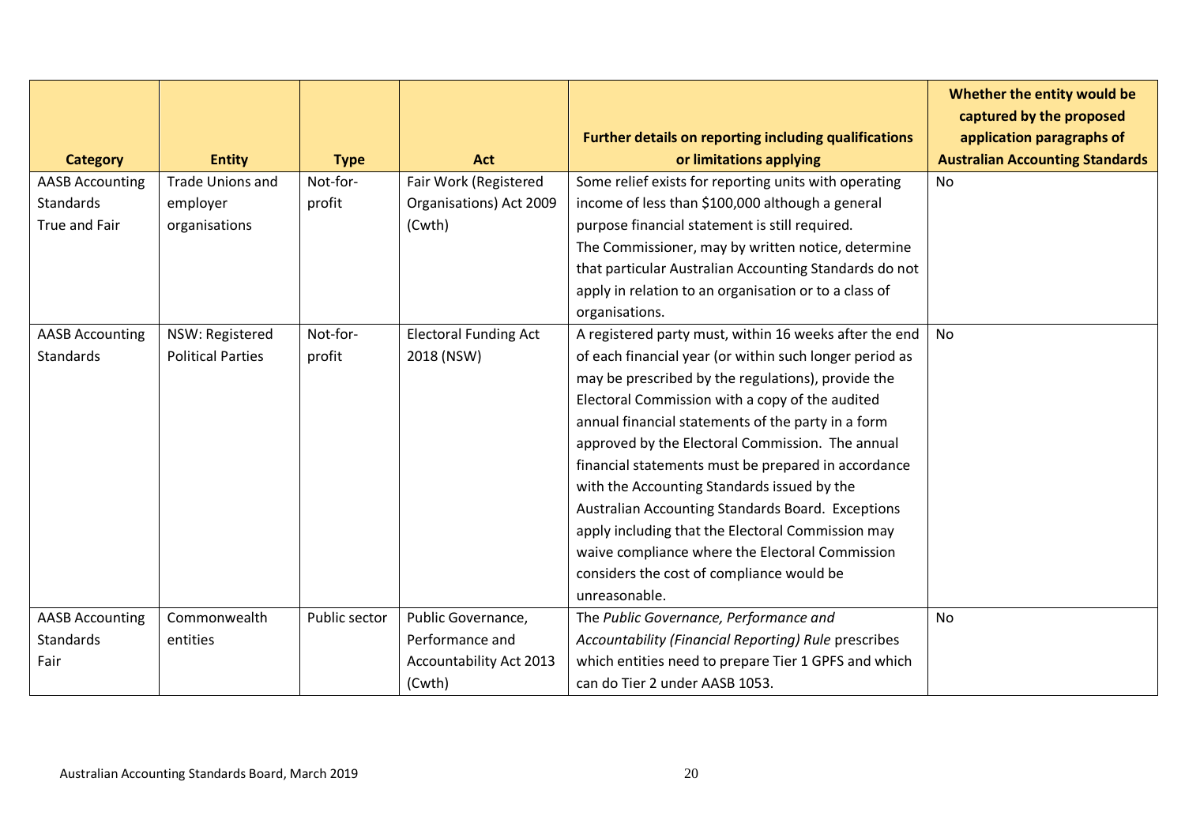| Category | Entity | Type | Act | Further details on reporting including qualifications or limitations applying | Whether the entity would be captured by the proposed application paragraphs of Australian Accounting Standards |
|---|---|---|---|---|---|
| AASB Accounting Standards True and Fair | Trade Unions and employer organisations | Not-for-profit | Fair Work (Registered Organisations) Act 2009 (Cwth) | Some relief exists for reporting units with operating income of less than $100,000 although a general purpose financial statement is still required. The Commissioner, may by written notice, determine that particular Australian Accounting Standards do not apply in relation to an organisation or to a class of organisations. | No |
| AASB Accounting Standards | NSW: Registered Political Parties | Not-for-profit | Electoral Funding Act 2018 (NSW) | A registered party must, within 16 weeks after the end of each financial year (or within such longer period as may be prescribed by the regulations), provide the Electoral Commission with a copy of the audited annual financial statements of the party in a form approved by the Electoral Commission. The annual financial statements must be prepared in accordance with the Accounting Standards issued by the Australian Accounting Standards Board. Exceptions apply including that the Electoral Commission may waive compliance where the Electoral Commission considers the cost of compliance would be unreasonable. | No |
| AASB Accounting Standards Fair | Commonwealth entities | Public sector | Public Governance, Performance and Accountability Act 2013 (Cwth) | The *Public Governance, Performance and Accountability (Financial Reporting) Rule* prescribes which entities need to prepare Tier 1 GPFS and which can do Tier 2 under AASB 1053. | No |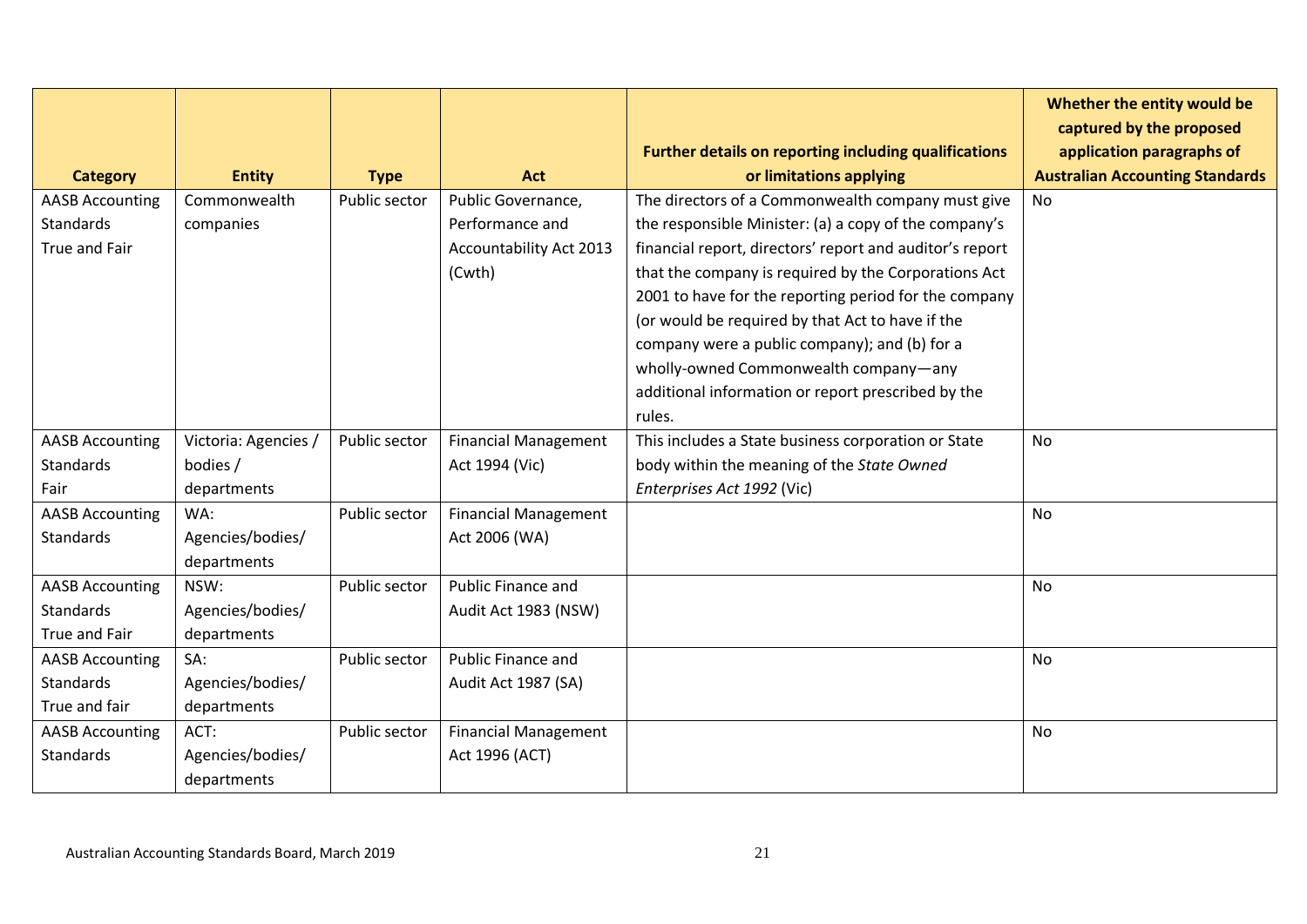| Category | Entity | Type | Act | Further details on reporting including qualifications or limitations applying | Whether the entity would be captured by the proposed application paragraphs of Australian Accounting Standards |
|---|---|---|---|---|---|
| AASB Accounting Standards<br>True and Fair | Commonwealth companies | Public sector | Public Governance, Performance and Accountability Act 2013 (Cwth) | The directors of a Commonwealth company must give the responsible Minister: (a) a copy of the company's financial report, directors' report and auditor's report that the company is required by the Corporations Act 2001 to have for the reporting period for the company (or would be required by that Act to have if the company were a public company); and (b) for a wholly-owned Commonwealth company—any additional information or report prescribed by the rules. | No |
| AASB Accounting Standards<br>Fair | Victoria: Agencies / bodies / departments | Public sector | Financial Management Act 1994 (Vic) | This includes a State business corporation or State body within the meaning of the *State Owned Enterprises Act 1992* (Vic) | No |
| AASB Accounting Standards | WA: Agencies/bodies/ departments | Public sector | Financial Management Act 2006 (WA) | | No |
| AASB Accounting Standards<br>True and Fair | NSW: Agencies/bodies/ departments | Public sector | Public Finance and Audit Act 1983 (NSW) | | No |
| AASB Accounting Standards<br>True and fair | SA: Agencies/bodies/ departments | Public sector | Public Finance and Audit Act 1987 (SA) | | No |
| AASB Accounting Standards | ACT: Agencies/bodies/ departments | Public sector | Financial Management Act 1996 (ACT) | | No |

Australian Accounting Standards Board, March 2019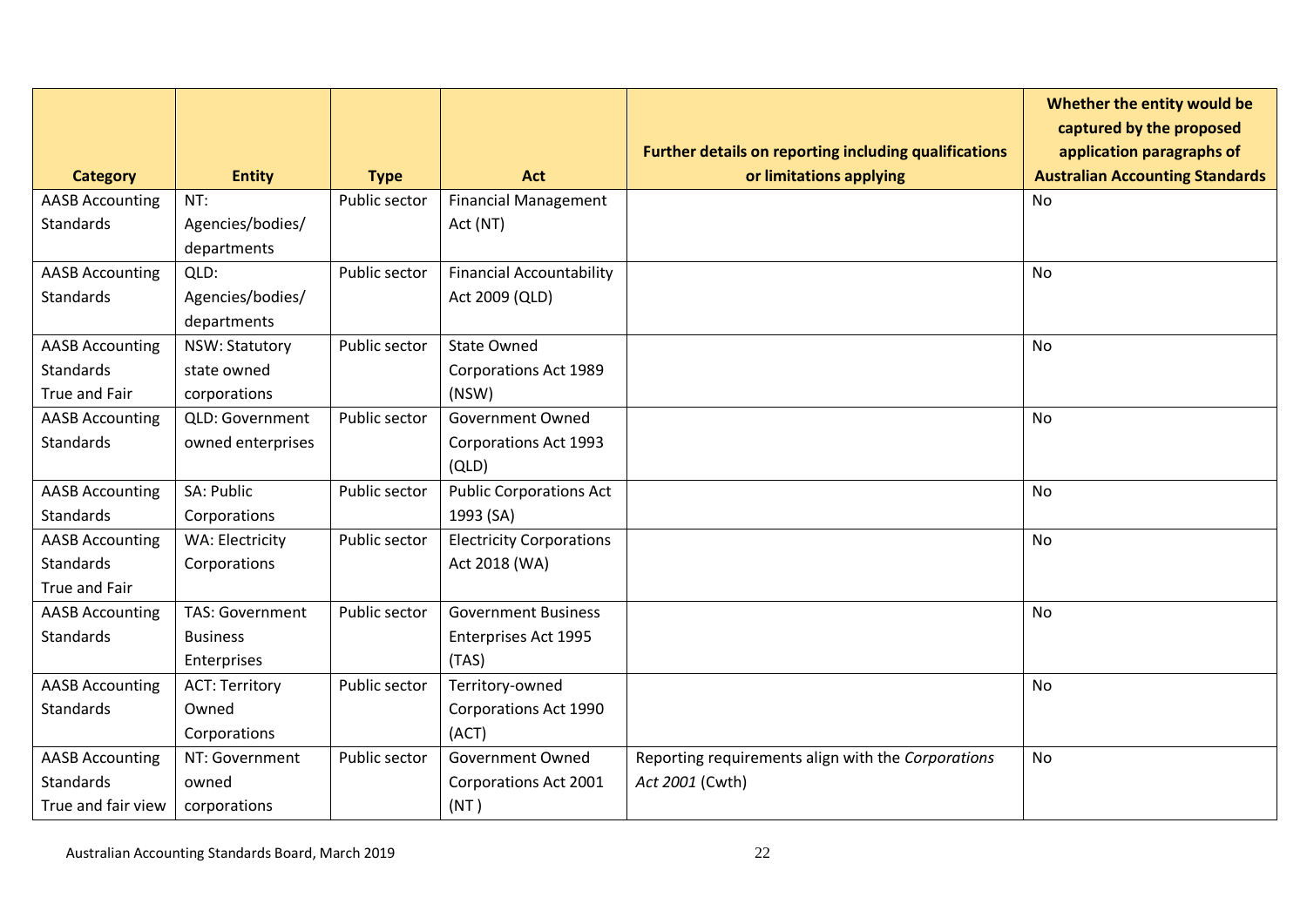| Category | Entity | Type | Act | Further details on reporting including qualifications or limitations applying | Whether the entity would be captured by the proposed application paragraphs of Australian Accounting Standards |
|---|---|---|---|---|---|
| AASB Accounting Standards | NT: Agencies/bodies/ departments | Public sector | Financial Management Act (NT) | | No |
| AASB Accounting Standards | QLD: Agencies/bodies/ departments | Public sector | Financial Accountability Act 2009 (QLD) | | No |
| AASB Accounting Standards True and Fair | NSW: Statutory state owned corporations | Public sector | State Owned Corporations Act 1989 (NSW) | | No |
| AASB Accounting Standards | QLD: Government owned enterprises | Public sector | Government Owned Corporations Act 1993 (QLD) | | No |
| AASB Accounting Standards | SA: Public Corporations | Public sector | Public Corporations Act 1993 (SA) | | No |
| AASB Accounting Standards True and Fair | WA: Electricity Corporations | Public sector | Electricity Corporations Act 2018 (WA) | | No |
| AASB Accounting Standards | TAS: Government Business Enterprises | Public sector | Government Business Enterprises Act 1995 (TAS) | | No |
| AASB Accounting Standards | ACT: Territory Owned Corporations | Public sector | Territory-owned Corporations Act 1990 (ACT) | | No |
| AASB Accounting Standards True and fair view | NT: Government owned corporations | Public sector | Government Owned Corporations Act 2001 (NT ) | Reporting requirements align with the *Corporations Act 2001* (Cwth) | No |

Australian Accounting Standards Board, March 2019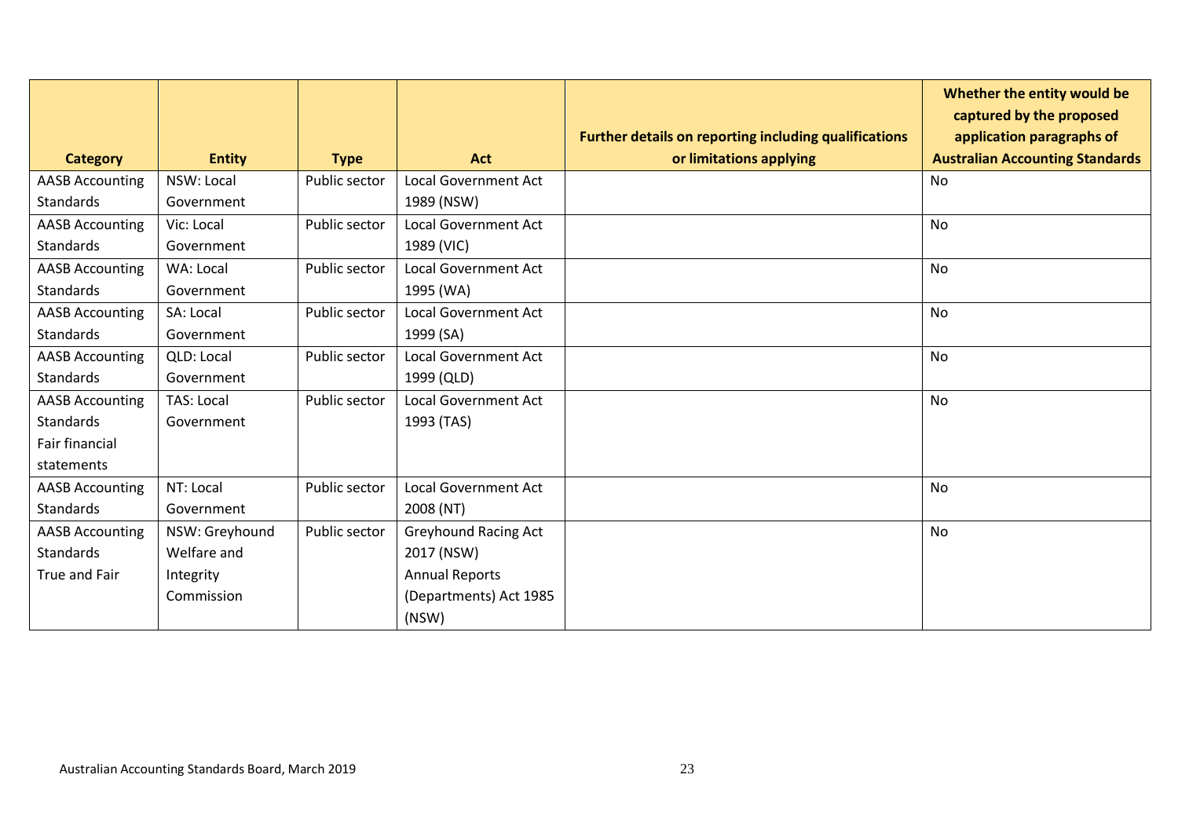| Category | Entity | Type | Act | Further details on reporting including qualifications or limitations applying | Whether the entity would be captured by the proposed application paragraphs of Australian Accounting Standards |
|---|---|---|---|---|---|
| AASB Accounting Standards | NSW: Local Government | Public sector | Local Government Act 1989 (NSW) | | No |
| AASB Accounting Standards | Vic: Local Government | Public sector | Local Government Act 1989 (VIC) | | No |
| AASB Accounting Standards | WA: Local Government | Public sector | Local Government Act 1995 (WA) | | No |
| AASB Accounting Standards | SA: Local Government | Public sector | Local Government Act 1999 (SA) | | No |
| AASB Accounting Standards | QLD: Local Government | Public sector | Local Government Act 1999 (QLD) | | No |
| AASB Accounting Standards Fair financial statements | TAS: Local Government | Public sector | Local Government Act 1993 (TAS) | | No |
| AASB Accounting Standards | NT: Local Government | Public sector | Local Government Act 2008 (NT) | | No |
| AASB Accounting Standards True and Fair | NSW: Greyhound Welfare and Integrity Commission | Public sector | Greyhound Racing Act 2017 (NSW) Annual Reports (Departments) Act 1985 (NSW) | | No |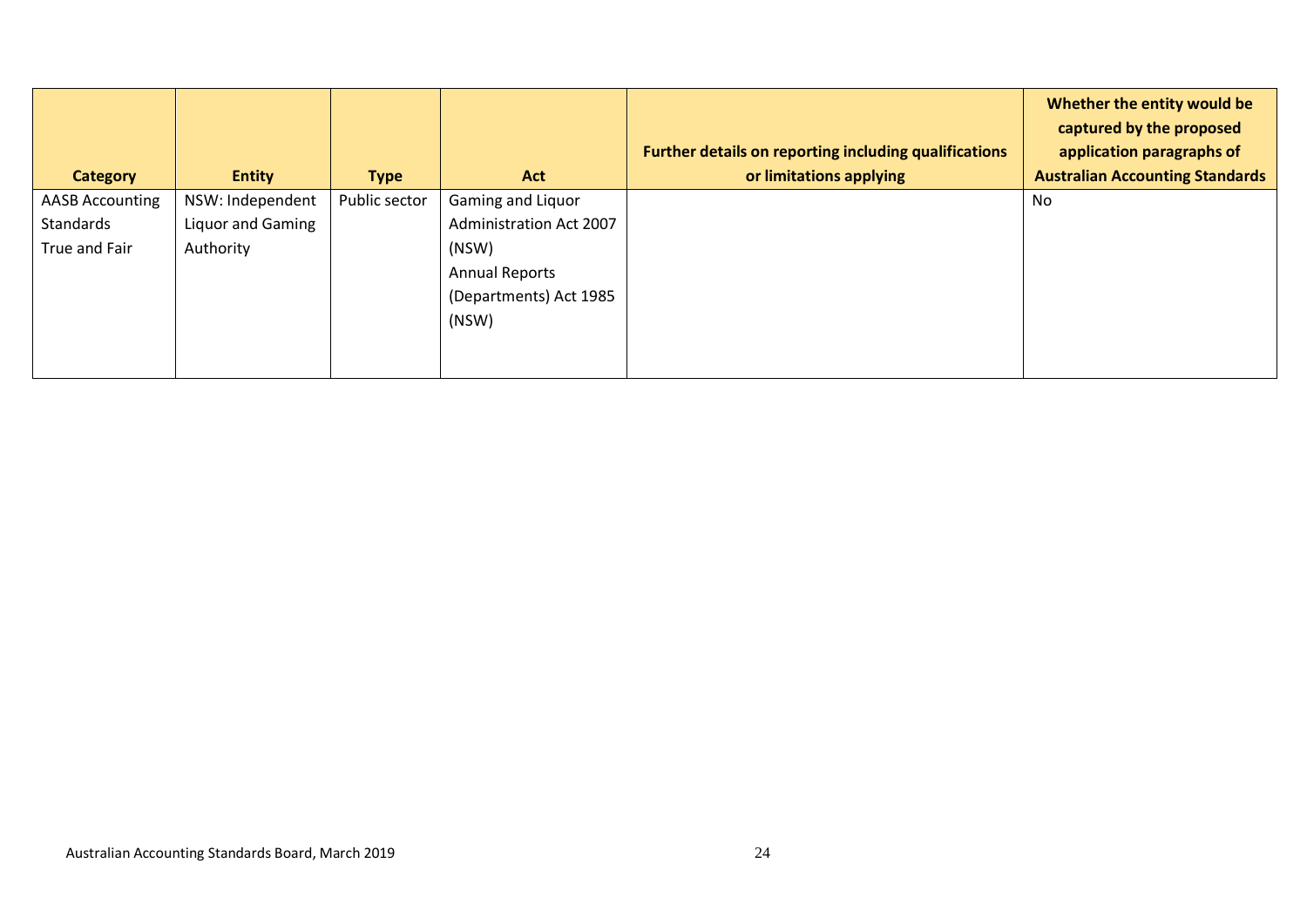| Category | Entity | Type | Act | Further details on reporting including qualifications or limitations applying | Whether the entity would be captured by the proposed application paragraphs of Australian Accounting Standards |
|---|---|---|---|---|---|
| AASB Accounting Standards True and Fair | NSW: Independent Liquor and Gaming Authority | Public sector | Gaming and Liquor Administration Act 2007 (NSW) Annual Reports (Departments) Act 1985 (NSW) | | No |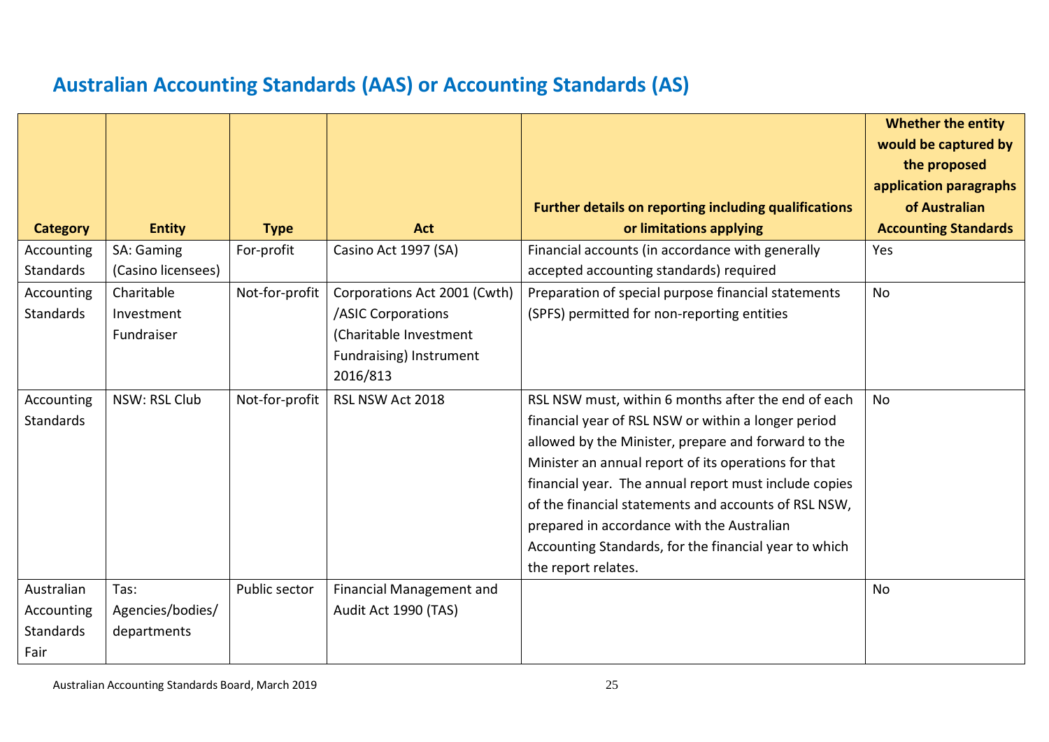## Australian Accounting Standards (AAS) or Accounting Standards (AS)

| Category | Entity | Type | Act | Further details on reporting including qualifications or limitations applying | Whether the entity would be captured by the proposed application paragraphs of Australian Accounting Standards |
|---|---|---|---|---|---|
| Accounting Standards | SA: Gaming (Casino licensees) | For-profit | Casino Act 1997 (SA) | Financial accounts (in accordance with generally accepted accounting standards) required | Yes |
| Accounting Standards | Charitable Investment Fundraiser | Not-for-profit | Corporations Act 2001 (Cwth) /ASIC Corporations (Charitable Investment Fundraising) Instrument 2016/813 | Preparation of special purpose financial statements (SPFS) permitted for non-reporting entities | No |
| Accounting Standards | NSW: RSL Club | Not-for-profit | RSL NSW Act 2018 | RSL NSW must, within 6 months after the end of each financial year of RSL NSW or within a longer period allowed by the Minister, prepare and forward to the Minister an annual report of its operations for that financial year. The annual report must include copies of the financial statements and accounts of RSL NSW, prepared in accordance with the Australian Accounting Standards, for the financial year to which the report relates. | No |
| Australian Accounting Standards Fair | Tas: Agencies/bodies/ departments | Public sector | Financial Management and Audit Act 1990 (TAS) | | No |

Australian Accounting Standards Board, March 2019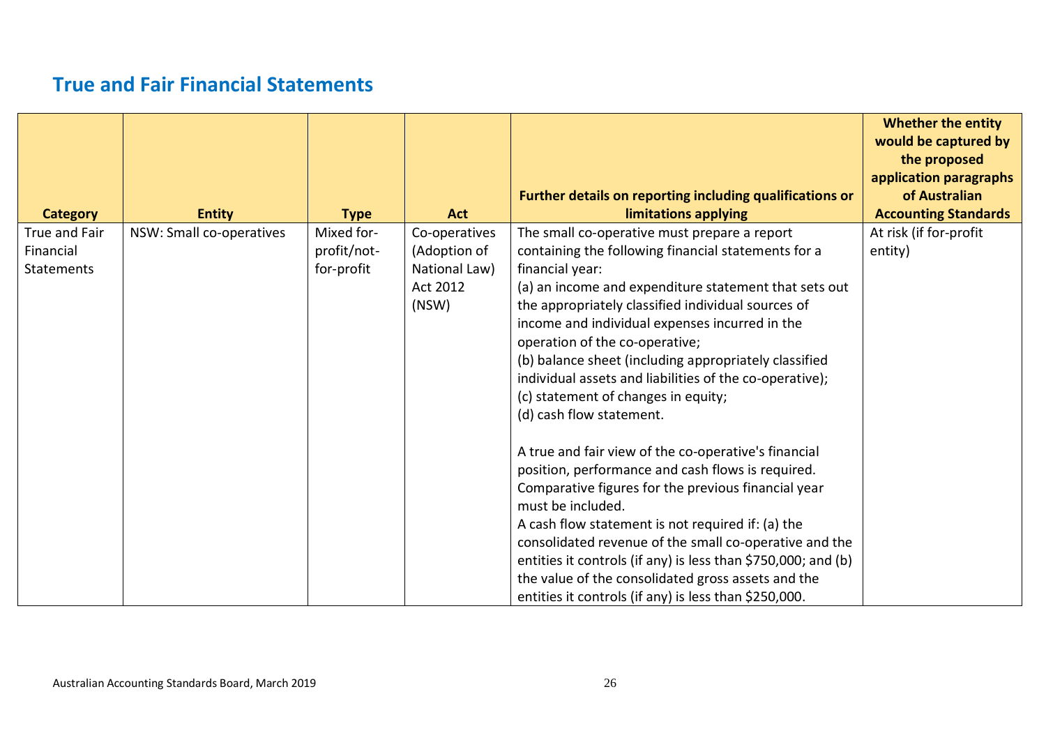## True and Fair Financial Statements

| Category | Entity | Type | Act | Further details on reporting including qualifications or limitations applying | Whether the entity would be captured by the proposed application paragraphs of Australian Accounting Standards |
|---|---|---|---|---|---|
| True and Fair Financial Statements | NSW: Small co-operatives | Mixed for-profit/not-for-profit | Co-operatives (Adoption of National Law) Act 2012 (NSW) | The small co-operative must prepare a report containing the following financial statements for a financial year:<br>(a) an income and expenditure statement that sets out the appropriately classified individual sources of income and individual expenses incurred in the operation of the co-operative;<br>(b) balance sheet (including appropriately classified individual assets and liabilities of the co-operative);<br>(c) statement of changes in equity;<br>(d) cash flow statement.<br><br>A true and fair view of the co-operative's financial position, performance and cash flows is required. Comparative figures for the previous financial year must be included.<br>A cash flow statement is not required if: (a) the consolidated revenue of the small co-operative and the entities it controls (if any) is less than $750,000; and (b) the value of the consolidated gross assets and the entities it controls (if any) is less than $250,000. | At risk (if for-profit entity) |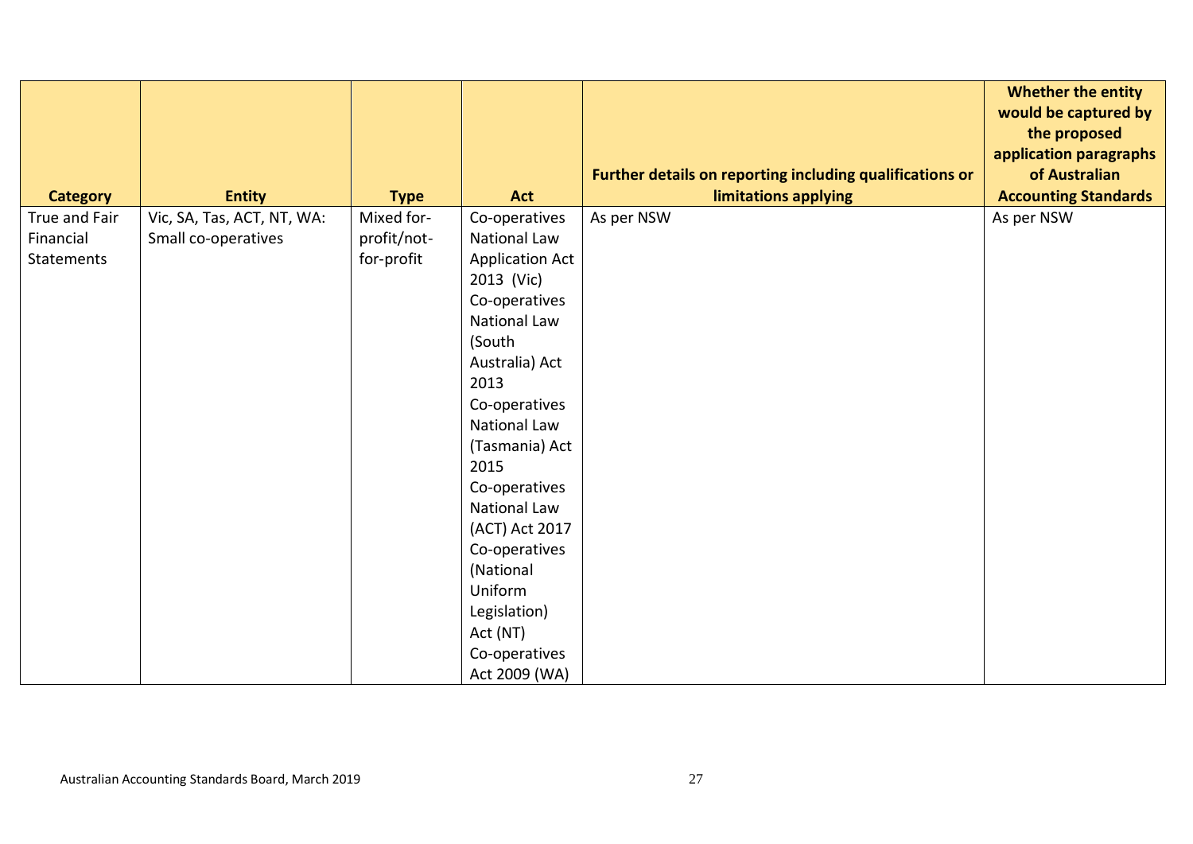| Category | Entity | Type | Act | Further details on reporting including qualifications or limitations applying | Whether the entity would be captured by the proposed application paragraphs of Australian Accounting Standards |
|---|---|---|---|---|---|
| True and Fair Financial Statements | Vic, SA, Tas, ACT, NT, WA: Small co-operatives | Mixed for-profit/not-for-profit | Co-operatives National Law Application Act 2013 (Vic) Co-operatives National Law (South Australia) Act 2013 Co-operatives National Law (Tasmania) Act 2015 Co-operatives National Law (ACT) Act 2017 Co-operatives (National Uniform Legislation) Act (NT) Co-operatives Act 2009 (WA) | As per NSW | As per NSW |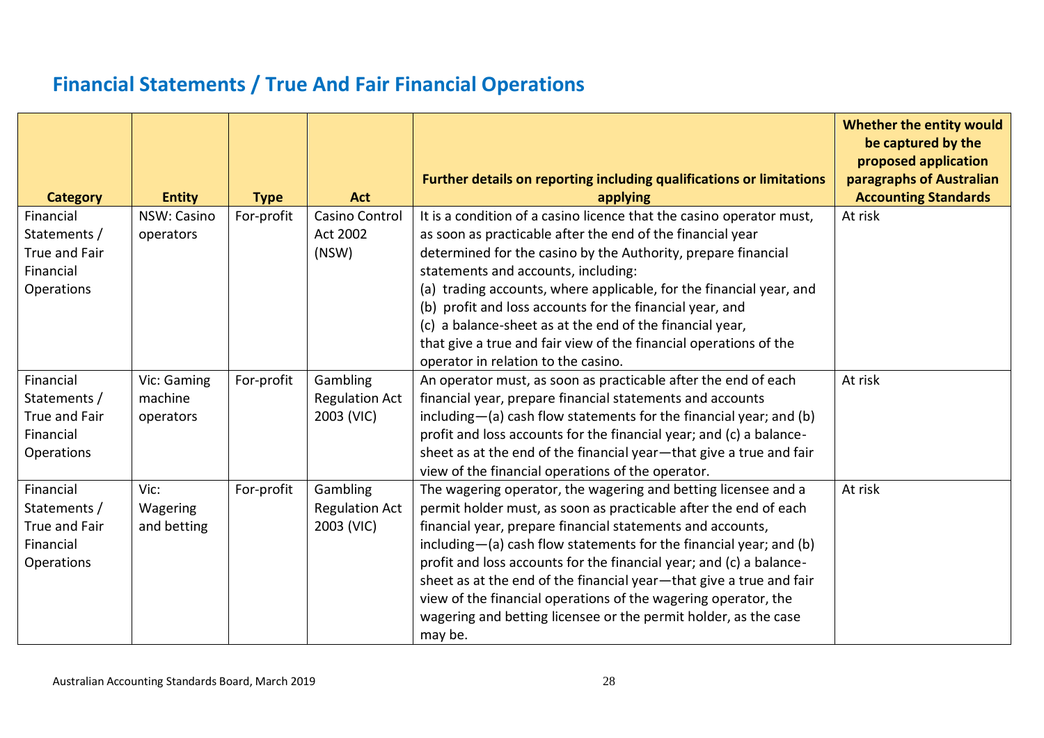## Financial Statements / True And Fair Financial Operations

| Category | Entity | Type | Act | Further details on reporting including qualifications or limitations applying | Whether the entity would be captured by the proposed application paragraphs of Australian Accounting Standards |
|---|---|---|---|---|---|
| Financial Statements / True and Fair Financial Operations | NSW: Casino operators | For-profit | Casino Control Act 2002 (NSW) | It is a condition of a casino licence that the casino operator must, as soon as practicable after the end of the financial year determined for the casino by the Authority, prepare financial statements and accounts, including: (a) trading accounts, where applicable, for the financial year, and (b) profit and loss accounts for the financial year, and (c) a balance-sheet as at the end of the financial year, that give a true and fair view of the financial operations of the operator in relation to the casino. | At risk |
| Financial Statements / True and Fair Financial Operations | Vic: Gaming machine operators | For-profit | Gambling Regulation Act 2003 (VIC) | An operator must, as soon as practicable after the end of each financial year, prepare financial statements and accounts including—(a) cash flow statements for the financial year; and (b) profit and loss accounts for the financial year; and (c) a balance-sheet as at the end of the financial year—that give a true and fair view of the financial operations of the operator. | At risk |
| Financial Statements / True and Fair Financial Operations | Vic: Wagering and betting | For-profit | Gambling Regulation Act 2003 (VIC) | The wagering operator, the wagering and betting licensee and a permit holder must, as soon as practicable after the end of each financial year, prepare financial statements and accounts, including—(a) cash flow statements for the financial year; and (b) profit and loss accounts for the financial year; and (c) a balance-sheet as at the end of the financial year—that give a true and fair view of the financial operations of the wagering operator, the wagering and betting licensee or the permit holder, as the case may be. | At risk |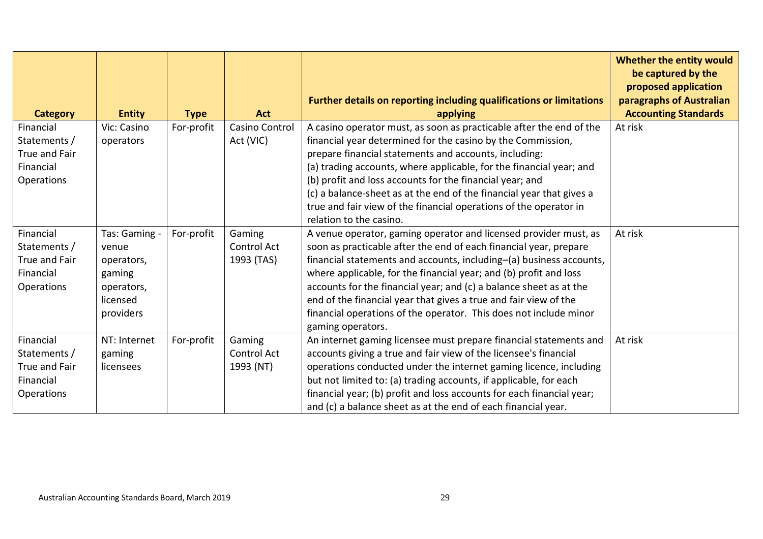| Category | Entity | Type | Act | Further details on reporting including qualifications or limitations applying | Whether the entity would be captured by the proposed application paragraphs of Australian Accounting Standards |
|---|---|---|---|---|---|
| Financial Statements / True and Fair Financial Operations | Vic: Casino operators | For-profit | Casino Control Act (VIC) | A casino operator must, as soon as practicable after the end of the financial year determined for the casino by the Commission, prepare financial statements and accounts, including: (a) trading accounts, where applicable, for the financial year; and (b) profit and loss accounts for the financial year; and (c) a balance-sheet as at the end of the financial year that gives a true and fair view of the financial operations of the operator in relation to the casino. | At risk |
| Financial Statements / True and Fair Financial Operations | Tas: Gaming - venue operators, gaming operators, licensed providers | For-profit | Gaming Control Act 1993 (TAS) | A venue operator, gaming operator and licensed provider must, as soon as practicable after the end of each financial year, prepare financial statements and accounts, including–(a) business accounts, where applicable, for the financial year; and (b) profit and loss accounts for the financial year; and (c) a balance sheet as at the end of the financial year that gives a true and fair view of the financial operations of the operator. This does not include minor gaming operators. | At risk |
| Financial Statements / True and Fair Financial Operations | NT: Internet gaming licensees | For-profit | Gaming Control Act 1993 (NT) | An internet gaming licensee must prepare financial statements and accounts giving a true and fair view of the licensee's financial operations conducted under the internet gaming licence, including but not limited to: (a) trading accounts, if applicable, for each financial year; (b) profit and loss accounts for each financial year; and (c) a balance sheet as at the end of each financial year. | At risk |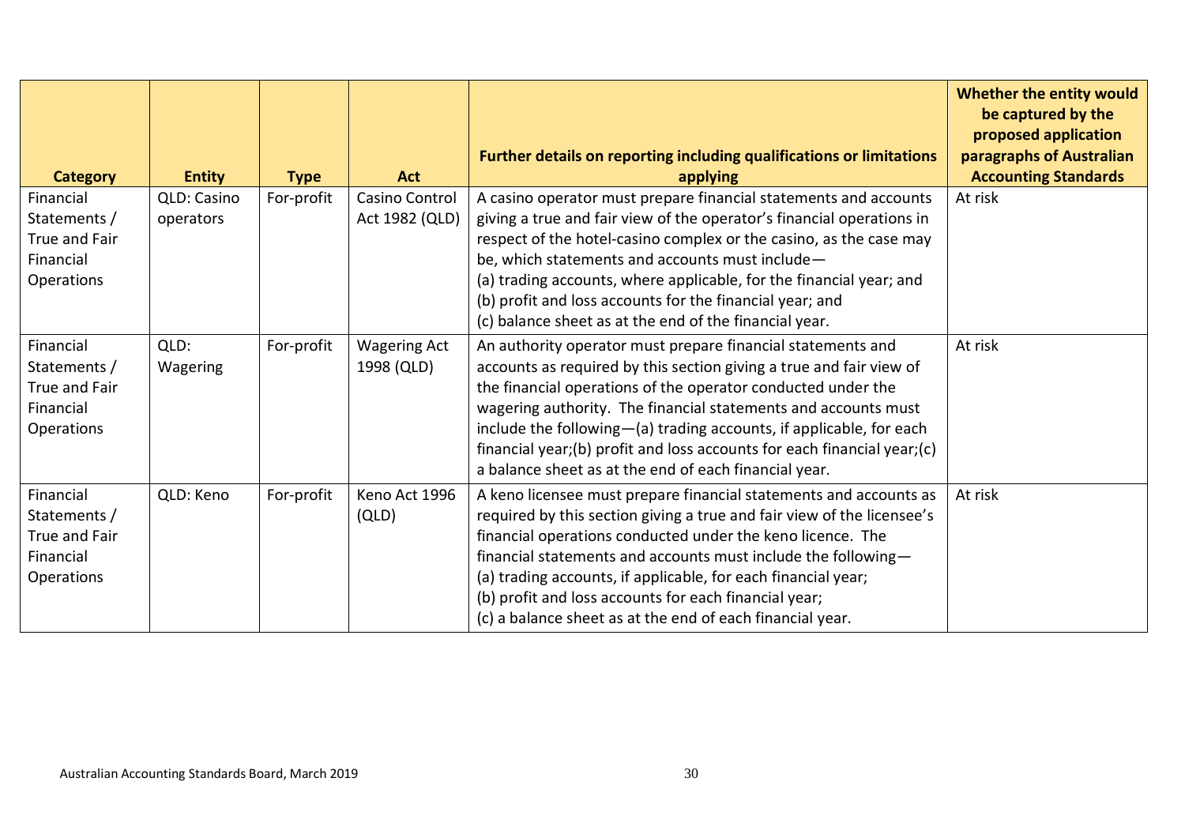| Category | Entity | Type | Act | Further details on reporting including qualifications or limitations applying | Whether the entity would be captured by the proposed application paragraphs of Australian Accounting Standards |
|---|---|---|---|---|---|
| Financial Statements / True and Fair Financial Operations | QLD: Casino operators | For-profit | Casino Control Act 1982 (QLD) | A casino operator must prepare financial statements and accounts giving a true and fair view of the operator's financial operations in respect of the hotel-casino complex or the casino, as the case may be, which statements and accounts must include— (a) trading accounts, where applicable, for the financial year; and (b) profit and loss accounts for the financial year; and (c) balance sheet as at the end of the financial year. | At risk |
| Financial Statements / True and Fair Financial Operations | QLD: Wagering | For-profit | Wagering Act 1998 (QLD) | An authority operator must prepare financial statements and accounts as required by this section giving a true and fair view of the financial operations of the operator conducted under the wagering authority. The financial statements and accounts must include the following—(a) trading accounts, if applicable, for each financial year;(b) profit and loss accounts for each financial year;(c) a balance sheet as at the end of each financial year. | At risk |
| Financial Statements / True and Fair Financial Operations | QLD: Keno | For-profit | Keno Act 1996 (QLD) | A keno licensee must prepare financial statements and accounts as required by this section giving a true and fair view of the licensee's financial operations conducted under the keno licence. The financial statements and accounts must include the following— (a) trading accounts, if applicable, for each financial year; (b) profit and loss accounts for each financial year; (c) a balance sheet as at the end of each financial year. | At risk |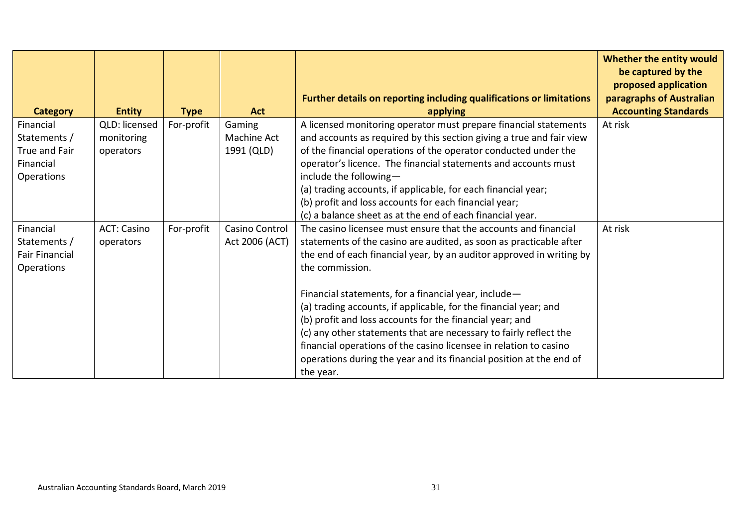| Category | Entity | Type | Act | Further details on reporting including qualifications or limitations applying | Whether the entity would be captured by the proposed application paragraphs of Australian Accounting Standards |
|---|---|---|---|---|---|
| Financial Statements / True and Fair Financial Operations | QLD: licensed monitoring operators | For-profit | Gaming Machine Act 1991 (QLD) | A licensed monitoring operator must prepare financial statements and accounts as required by this section giving a true and fair view of the financial operations of the operator conducted under the operator's licence. The financial statements and accounts must include the following—<br>(a) trading accounts, if applicable, for each financial year;<br>(b) profit and loss accounts for each financial year;<br>(c) a balance sheet as at the end of each financial year. | At risk |
| Financial Statements / Fair Financial Operations | ACT: Casino operators | For-profit | Casino Control Act 2006 (ACT) | The casino licensee must ensure that the accounts and financial statements of the casino are audited, as soon as practicable after the end of each financial year, by an auditor approved in writing by the commission.<br><br>Financial statements, for a financial year, include—<br>(a) trading accounts, if applicable, for the financial year; and<br>(b) profit and loss accounts for the financial year; and<br>(c) any other statements that are necessary to fairly reflect the financial operations of the casino licensee in relation to casino operations during the year and its financial position at the end of the year. | At risk |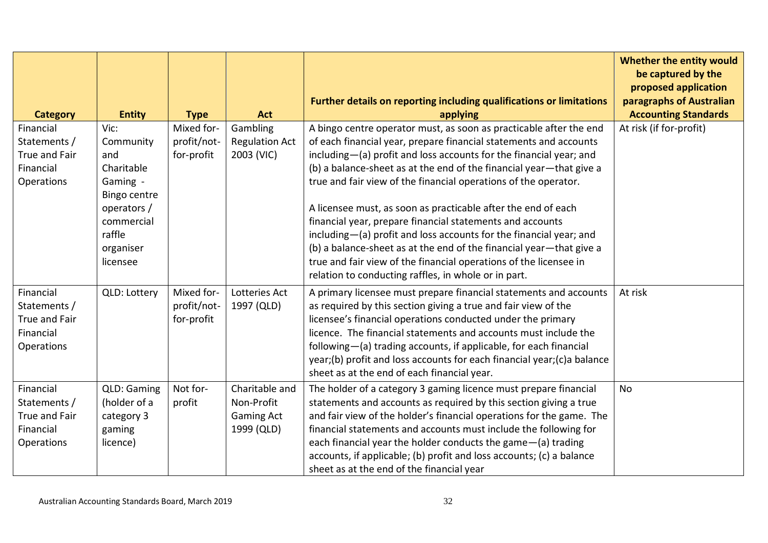| Category | Entity | Type | Act | Further details on reporting including qualifications or limitations applying | Whether the entity would be captured by the proposed application paragraphs of Australian Accounting Standards |
|---|---|---|---|---|---|
| Financial Statements / True and Fair Financial Operations | Vic: Community and Charitable Gaming - Bingo centre operators / commercial raffle organiser licensee | Mixed for-profit/not-for-profit | Gambling Regulation Act 2003 (VIC) | A bingo centre operator must, as soon as practicable after the end of each financial year, prepare financial statements and accounts including—(a) profit and loss accounts for the financial year; and (b) a balance-sheet as at the end of the financial year—that give a true and fair view of the financial operations of the operator.<br><br>A licensee must, as soon as practicable after the end of each financial year, prepare financial statements and accounts including—(a) profit and loss accounts for the financial year; and (b) a balance-sheet as at the end of the financial year—that give a true and fair view of the financial operations of the licensee in relation to conducting raffles, in whole or in part. | At risk (if for-profit) |
| Financial Statements / True and Fair Financial Operations | QLD: Lottery | Mixed for-profit/not-for-profit | Lotteries Act 1997 (QLD) | A primary licensee must prepare financial statements and accounts as required by this section giving a true and fair view of the licensee's financial operations conducted under the primary licence. The financial statements and accounts must include the following—(a) trading accounts, if applicable, for each financial year;(b) profit and loss accounts for each financial year;(c)a balance sheet as at the end of each financial year. | At risk |
| Financial Statements / True and Fair Financial Operations | QLD: Gaming (holder of a category 3 gaming licence) | Not for-profit | Charitable and Non-Profit Gaming Act 1999 (QLD) | The holder of a category 3 gaming licence must prepare financial statements and accounts as required by this section giving a true and fair view of the holder's financial operations for the game. The financial statements and accounts must include the following for each financial year the holder conducts the game—(a) trading accounts, if applicable; (b) profit and loss accounts; (c) a balance sheet as at the end of the financial year | No |

Australian Accounting Standards Board, March 2019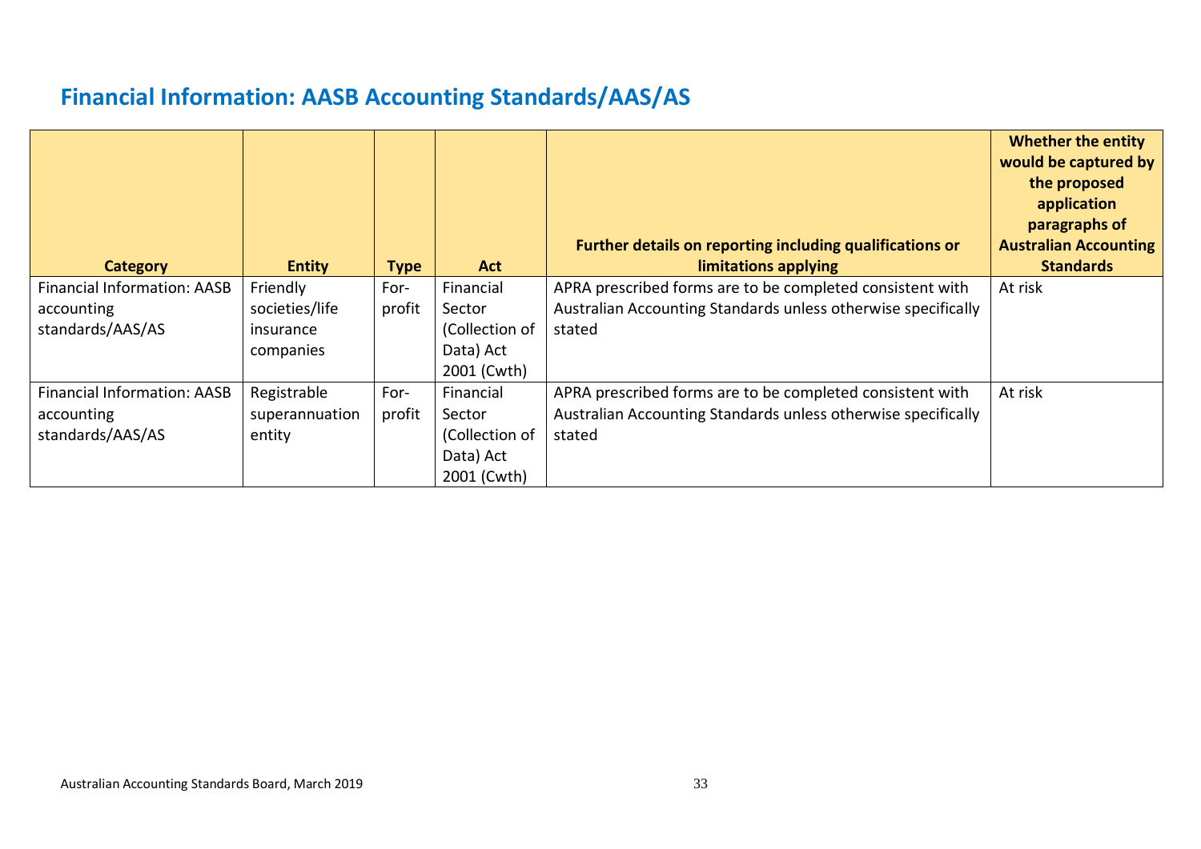## Financial Information: AASB Accounting Standards/AAS/AS

| Category | Entity | Type | Act | Further details on reporting including qualifications or limitations applying | Whether the entity would be captured by the proposed application paragraphs of Australian Accounting Standards |
|---|---|---|---|---|---|
| Financial Information: AASB accounting standards/AAS/AS | Friendly societies/life insurance companies | For-profit | Financial Sector (Collection of Data) Act 2001 (Cwth) | APRA prescribed forms are to be completed consistent with Australian Accounting Standards unless otherwise specifically stated | At risk |
| Financial Information: AASB accounting standards/AAS/AS | Registrable superannuation entity | For-profit | Financial Sector (Collection of Data) Act 2001 (Cwth) | APRA prescribed forms are to be completed consistent with Australian Accounting Standards unless otherwise specifically stated | At risk |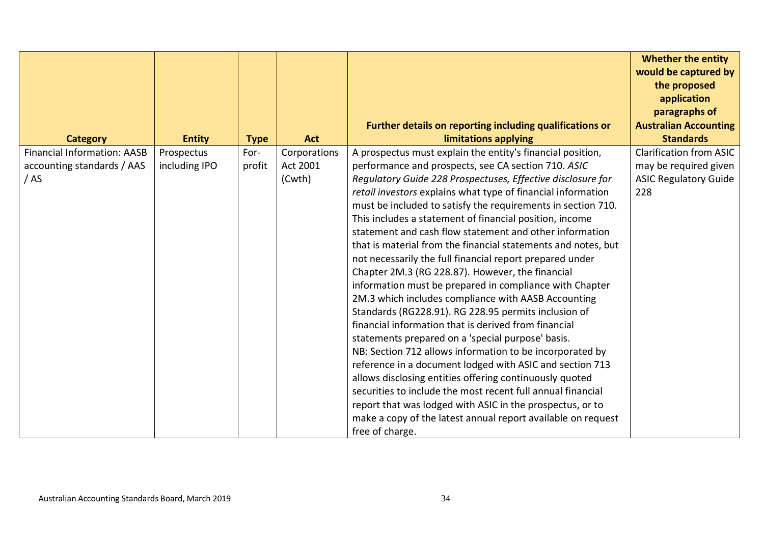| Category | Entity | Type | Act | Further details on reporting including qualifications or limitations applying | Whether the entity would be captured by the proposed application paragraphs of Australian Accounting Standards |
|---|---|---|---|---|---|
| Financial Information: AASB accounting standards / AAS / AS | Prospectus including IPO | For-profit | Corporations Act 2001 (Cwth) | A prospectus must explain the entity's financial position, performance and prospects, see CA section 710. *ASIC Regulatory Guide 228 Prospectuses, Effective disclosure for retail investors* explains what type of financial information must be included to satisfy the requirements in section 710. This includes a statement of financial position, income statement and cash flow statement and other information that is material from the financial statements and notes, but not necessarily the full financial report prepared under Chapter 2M.3 (RG 228.87). However, the financial information must be prepared in compliance with Chapter 2M.3 which includes compliance with AASB Accounting Standards (RG228.91). RG 228.95 permits inclusion of financial information that is derived from financial statements prepared on a 'special purpose' basis.<br>NB: Section 712 allows information to be incorporated by reference in a document lodged with ASIC and section 713 allows disclosing entities offering continuously quoted securities to include the most recent full annual financial report that was lodged with ASIC in the prospectus, or to make a copy of the latest annual report available on request free of charge. | Clarification from ASIC may be required given ASIC Regulatory Guide 228 |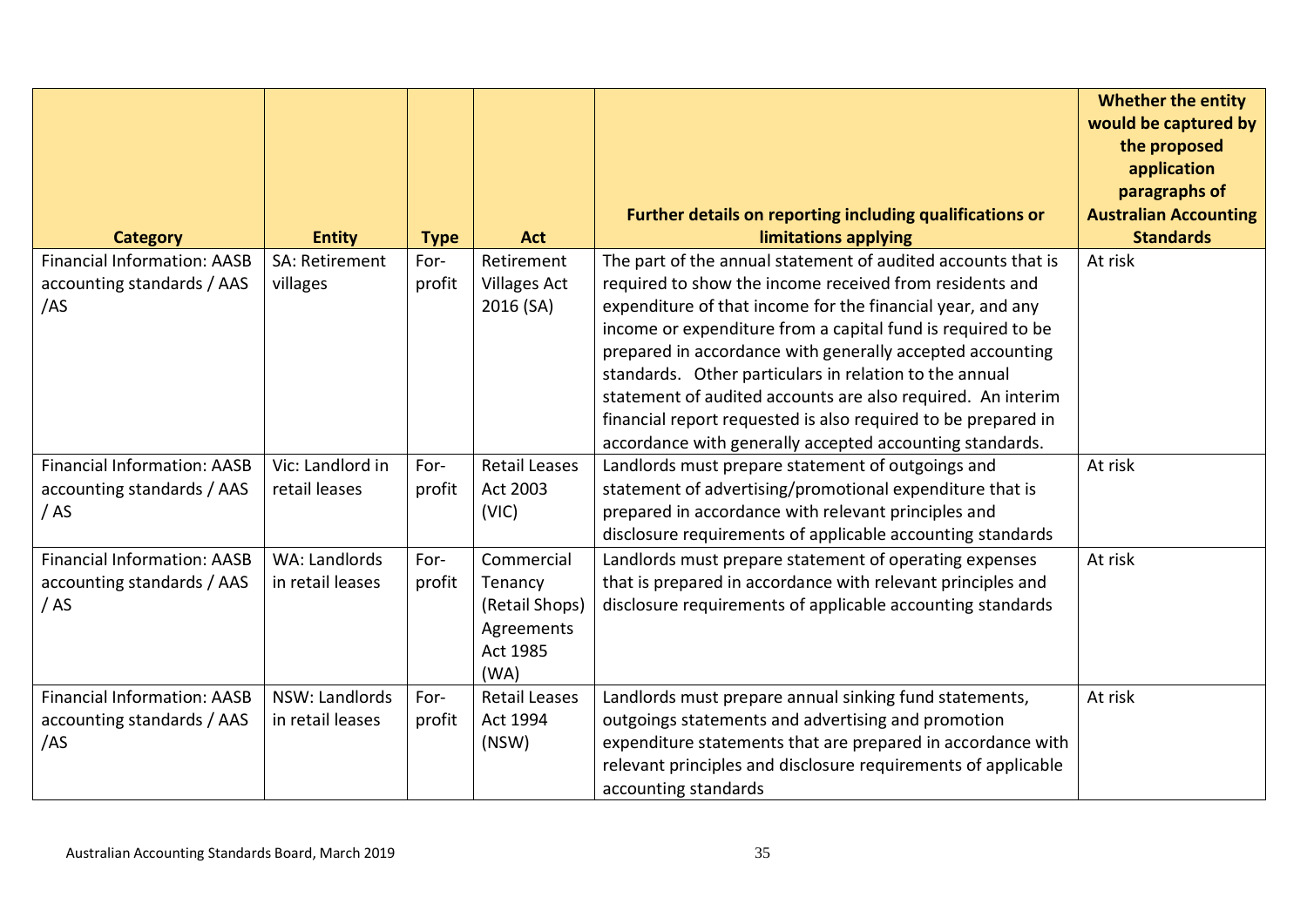| Category | Entity | Type | Act | Further details on reporting including qualifications or limitations applying | Whether the entity would be captured by the proposed application paragraphs of Australian Accounting Standards |
|---|---|---|---|---|---|
| Financial Information: AASB accounting standards / AAS /AS | SA: Retirement villages | For-profit | Retirement Villages Act 2016 (SA) | The part of the annual statement of audited accounts that is required to show the income received from residents and expenditure of that income for the financial year, and any income or expenditure from a capital fund is required to be prepared in accordance with generally accepted accounting standards. Other particulars in relation to the annual statement of audited accounts are also required. An interim financial report requested is also required to be prepared in accordance with generally accepted accounting standards. | At risk |
| Financial Information: AASB accounting standards / AAS / AS | Vic: Landlord in retail leases | For-profit | Retail Leases Act 2003 (VIC) | Landlords must prepare statement of outgoings and statement of advertising/promotional expenditure that is prepared in accordance with relevant principles and disclosure requirements of applicable accounting standards | At risk |
| Financial Information: AASB accounting standards / AAS / AS | WA: Landlords in retail leases | For-profit | Commercial Tenancy (Retail Shops) Agreements Act 1985 (WA) | Landlords must prepare statement of operating expenses that is prepared in accordance with relevant principles and disclosure requirements of applicable accounting standards | At risk |
| Financial Information: AASB accounting standards / AAS /AS | NSW: Landlords in retail leases | For-profit | Retail Leases Act 1994 (NSW) | Landlords must prepare annual sinking fund statements, outgoings statements and advertising and promotion expenditure statements that are prepared in accordance with relevant principles and disclosure requirements of applicable accounting standards | At risk |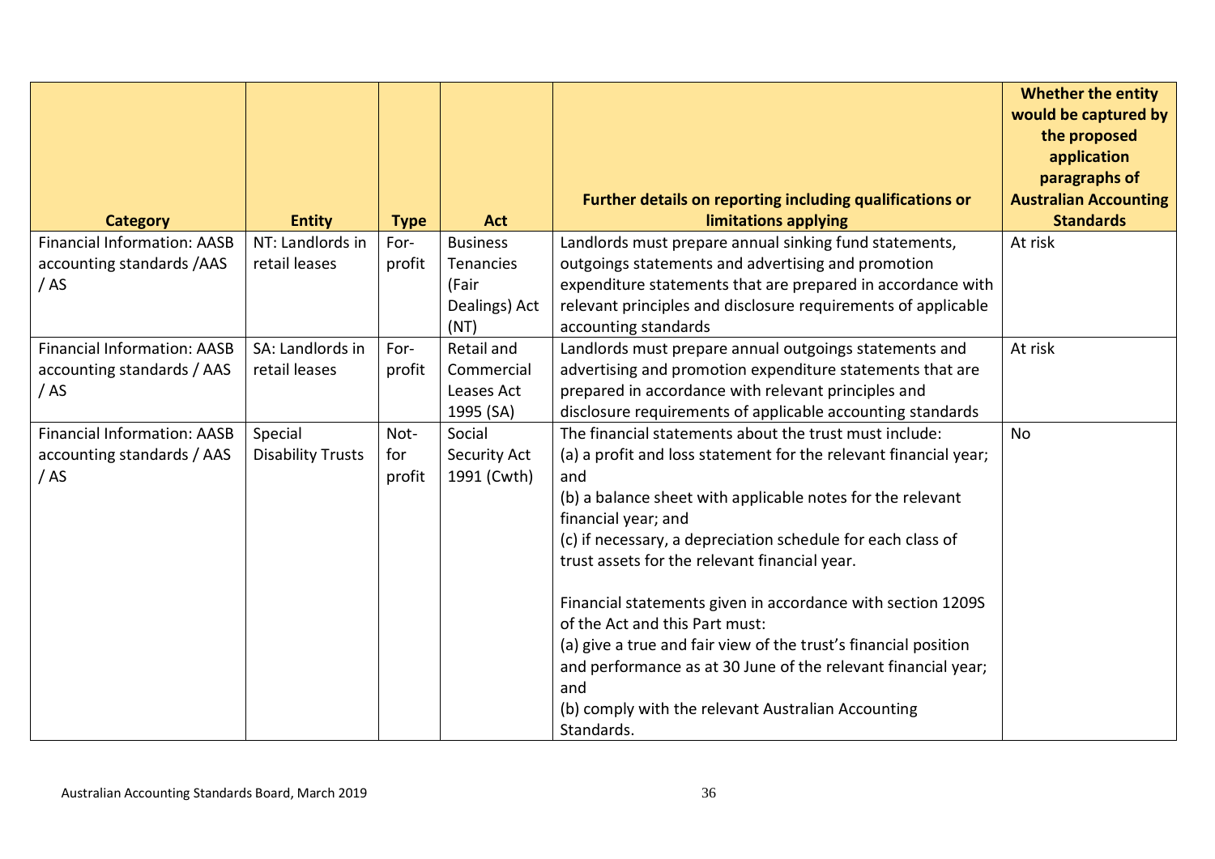| Category | Entity | Type | Act | Further details on reporting including qualifications or limitations applying | Whether the entity would be captured by the proposed application paragraphs of Australian Accounting Standards |
|---|---|---|---|---|---|
| Financial Information: AASB accounting standards /AAS / AS | NT: Landlords in retail leases | For-profit | Business Tenancies (Fair Dealings) Act (NT) | Landlords must prepare annual sinking fund statements, outgoings statements and advertising and promotion expenditure statements that are prepared in accordance with relevant principles and disclosure requirements of applicable accounting standards | At risk |
| Financial Information: AASB accounting standards / AAS / AS | SA: Landlords in retail leases | For-profit | Retail and Commercial Leases Act 1995 (SA) | Landlords must prepare annual outgoings statements and advertising and promotion expenditure statements that are prepared in accordance with relevant principles and disclosure requirements of applicable accounting standards | At risk |
| Financial Information: AASB accounting standards / AAS / AS | Special Disability Trusts | Not-for profit | Social Security Act 1991 (Cwth) | The financial statements about the trust must include:<br>(a) a profit and loss statement for the relevant financial year; and<br>(b) a balance sheet with applicable notes for the relevant financial year; and<br>(c) if necessary, a depreciation schedule for each class of trust assets for the relevant financial year.<br><br>Financial statements given in accordance with section 1209S of the Act and this Part must:<br>(a) give a true and fair view of the trust's financial position and performance as at 30 June of the relevant financial year; and<br>(b) comply with the relevant Australian Accounting Standards. | No |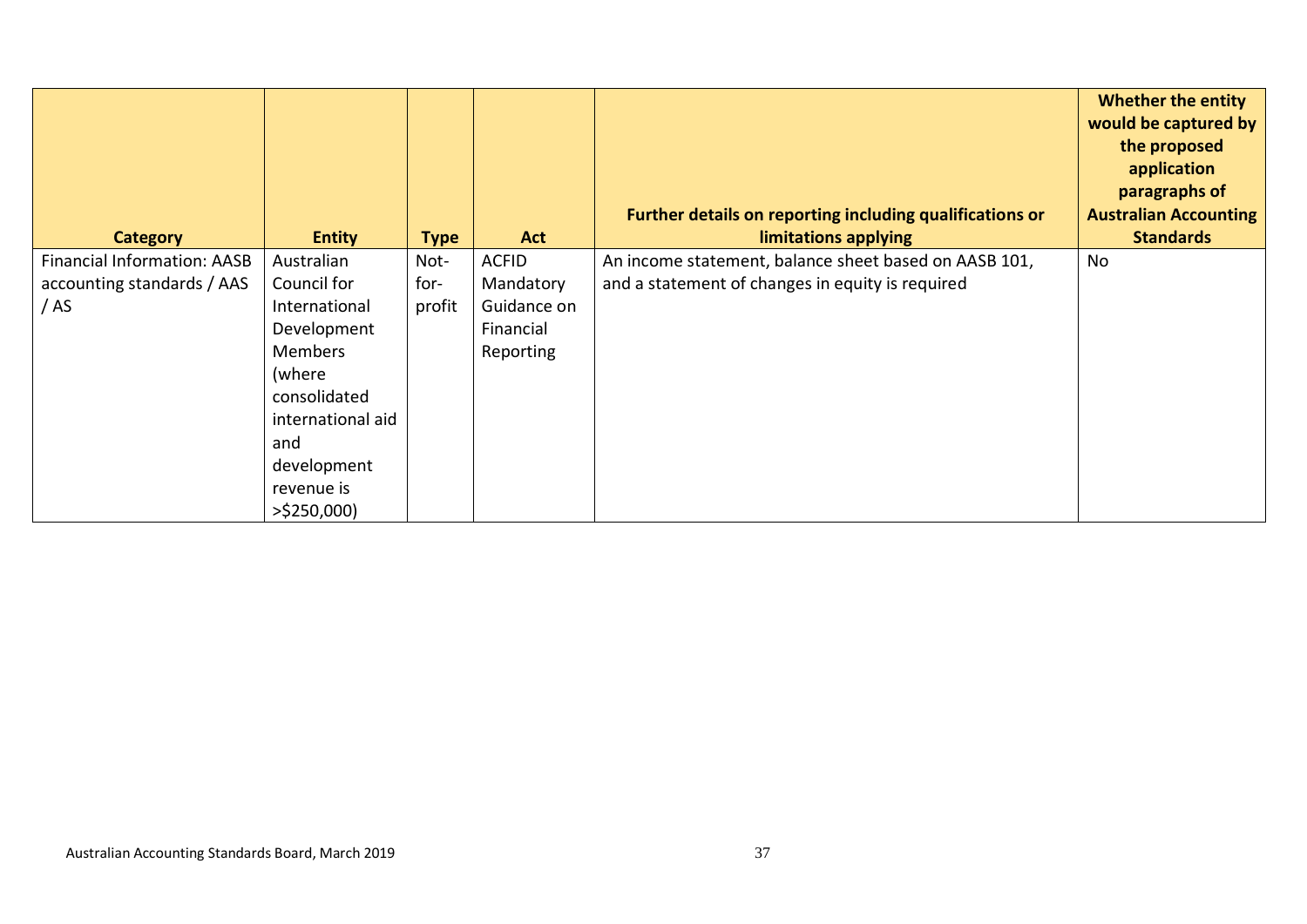| Category | Entity | Type | Act | Further details on reporting including qualifications or limitations applying | Whether the entity would be captured by the proposed application paragraphs of Australian Accounting Standards |
|---|---|---|---|---|---|
| Financial Information: AASB accounting standards / AAS / AS | Australian Council for International Development Members (where consolidated international aid and development revenue is >$250,000) | Not-for-profit | ACFID Mandatory Guidance on Financial Reporting | An income statement, balance sheet based on AASB 101, and a statement of changes in equity is required | No |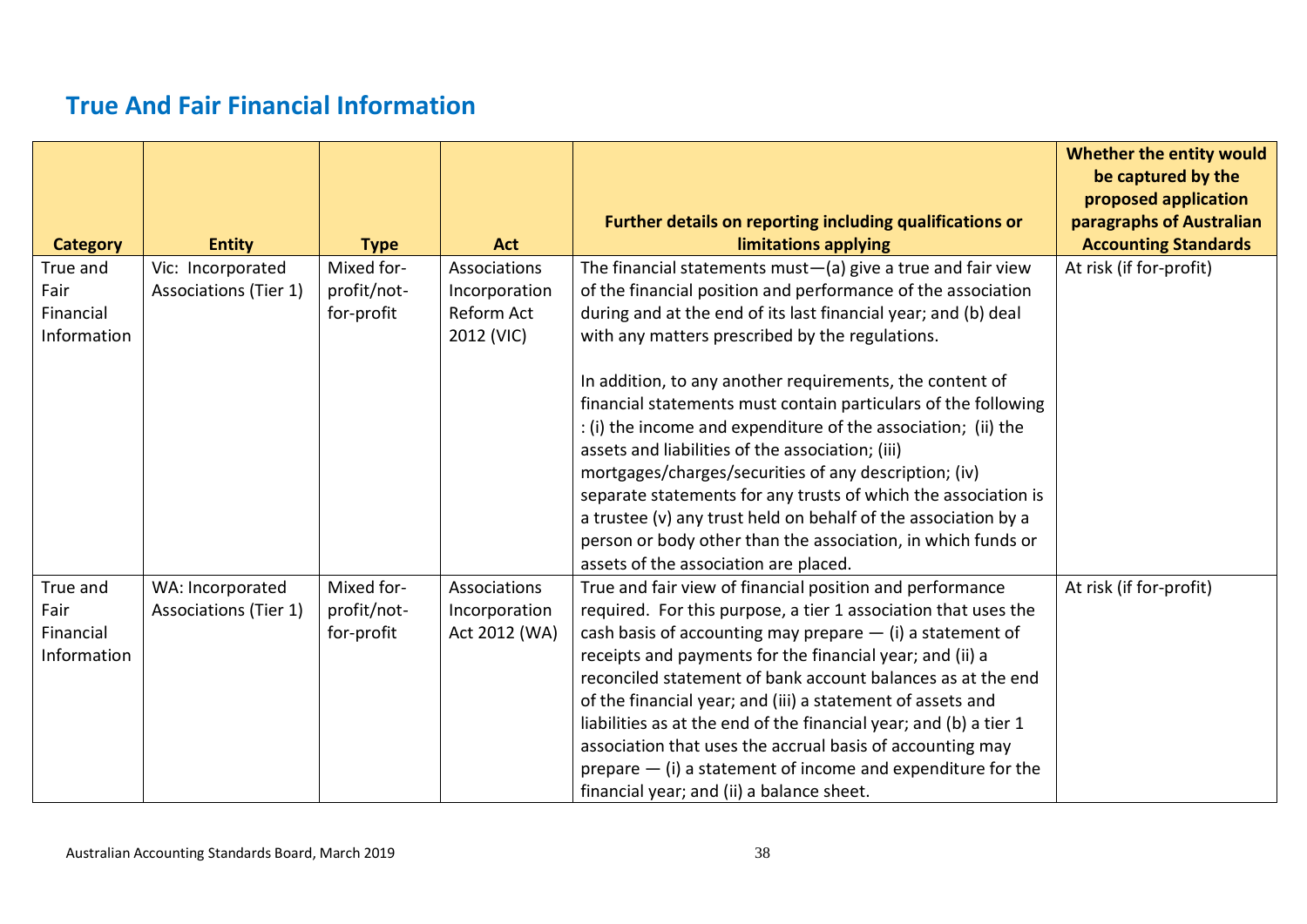## True And Fair Financial Information

| Category | Entity | Type | Act | Further details on reporting including qualifications or limitations applying | Whether the entity would be captured by the proposed application paragraphs of Australian Accounting Standards |
|---|---|---|---|---|---|
| True and Fair Financial Information | Vic: Incorporated Associations (Tier 1) | Mixed for-profit/not-for-profit | Associations Incorporation Reform Act 2012 (VIC) | The financial statements must—(a) give a true and fair view of the financial position and performance of the association during and at the end of its last financial year; and (b) deal with any matters prescribed by the regulations.<br><br>In addition, to any another requirements, the content of financial statements must contain particulars of the following : (i) the income and expenditure of the association; (ii) the assets and liabilities of the association; (iii) mortgages/charges/securities of any description; (iv) separate statements for any trusts of which the association is a trustee (v) any trust held on behalf of the association by a person or body other than the association, in which funds or assets of the association are placed. | At risk (if for-profit) |
| True and Fair Financial Information | WA: Incorporated Associations (Tier 1) | Mixed for-profit/not-for-profit | Associations Incorporation Act 2012 (WA) | True and fair view of financial position and performance required. For this purpose, a tier 1 association that uses the cash basis of accounting may prepare — (i) a statement of receipts and payments for the financial year; and (ii) a reconciled statement of bank account balances as at the end of the financial year; and (iii) a statement of assets and liabilities as at the end of the financial year; and (b) a tier 1 association that uses the accrual basis of accounting may prepare — (i) a statement of income and expenditure for the financial year; and (ii) a balance sheet. | At risk (if for-profit) |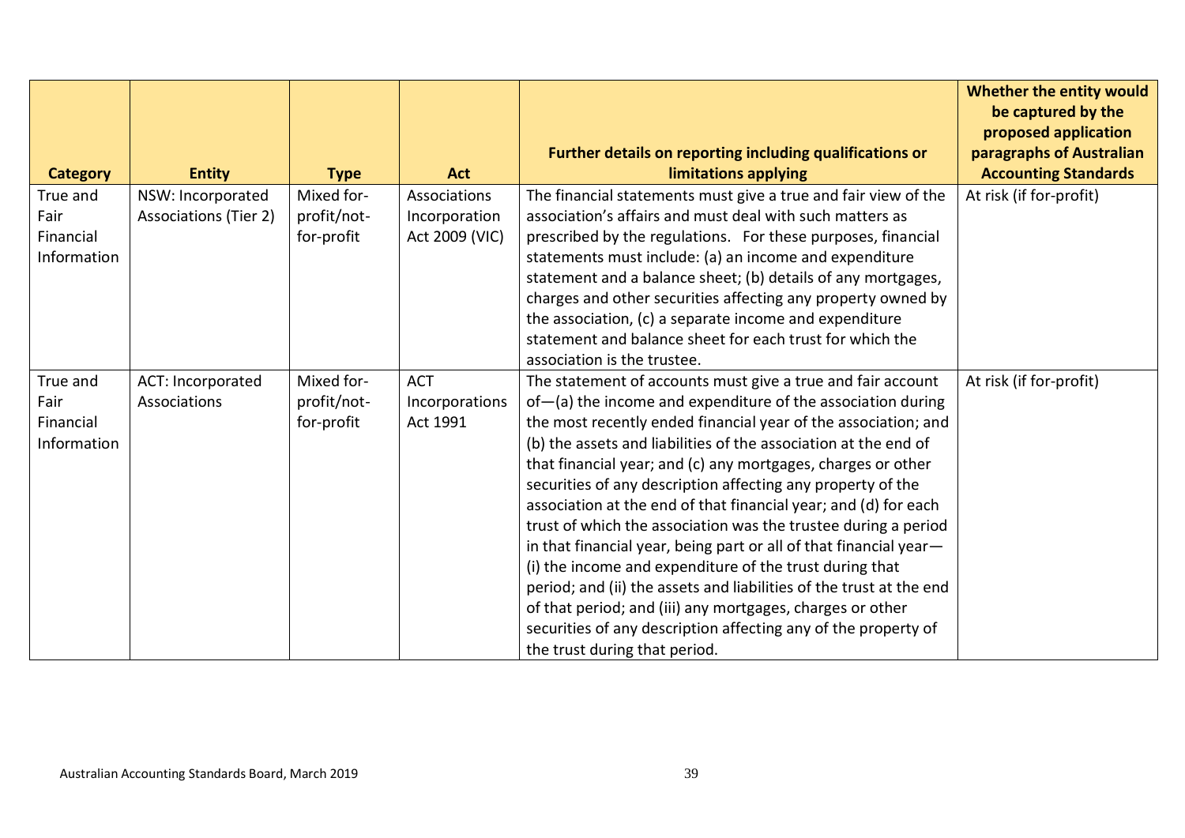| Category | Entity | Type | Act | Further details on reporting including qualifications or limitations applying | Whether the entity would be captured by the proposed application paragraphs of Australian Accounting Standards |
|---|---|---|---|---|---|
| True and Fair Financial Information | NSW: Incorporated Associations (Tier 2) | Mixed for-profit/not-for-profit | Associations Incorporation Act 2009 (VIC) | The financial statements must give a true and fair view of the association's affairs and must deal with such matters as prescribed by the regulations. For these purposes, financial statements must include: (a) an income and expenditure statement and a balance sheet; (b) details of any mortgages, charges and other securities affecting any property owned by the association, (c) a separate income and expenditure statement and balance sheet for each trust for which the association is the trustee. | At risk (if for-profit) |
| True and Fair Financial Information | ACT: Incorporated Associations | Mixed for-profit/not-for-profit | ACT Incorporations Act 1991 | The statement of accounts must give a true and fair account of—(a) the income and expenditure of the association during the most recently ended financial year of the association; and (b) the assets and liabilities of the association at the end of that financial year; and (c) any mortgages, charges or other securities of any description affecting any property of the association at the end of that financial year; and (d) for each trust of which the association was the trustee during a period in that financial year, being part or all of that financial year—(i) the income and expenditure of the trust during that period; and (ii) the assets and liabilities of the trust at the end of that period; and (iii) any mortgages, charges or other securities of any description affecting any of the property of the trust during that period. | At risk (if for-profit) |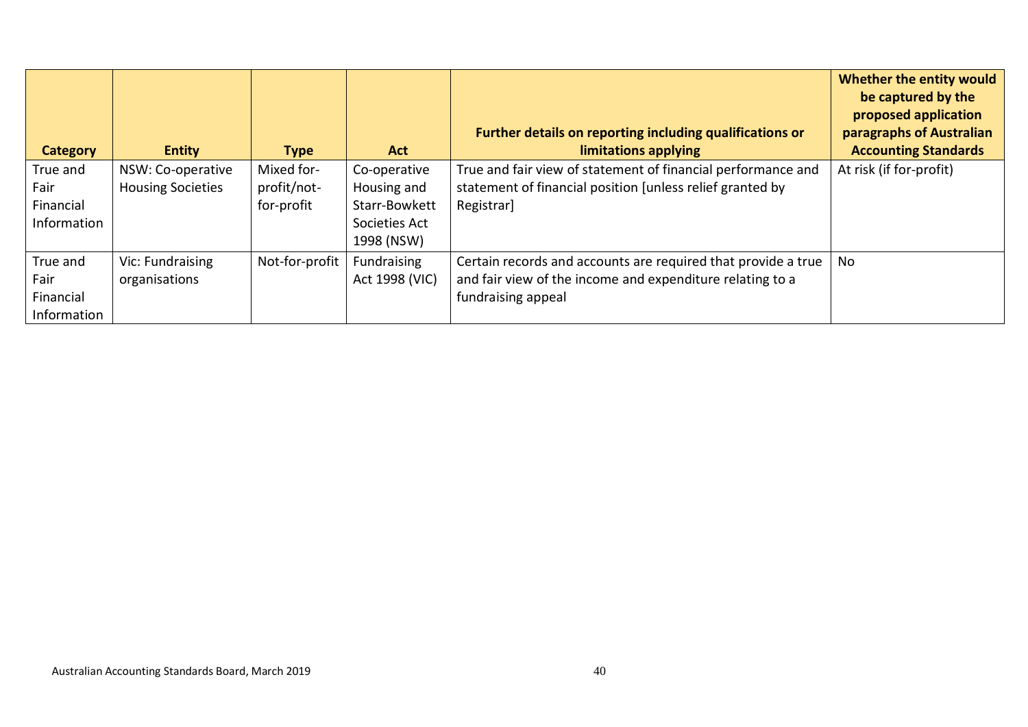| Category | Entity | Type | Act | Further details on reporting including qualifications or limitations applying | Whether the entity would be captured by the proposed application paragraphs of Australian Accounting Standards |
|---|---|---|---|---|---|
| True and Fair Financial Information | NSW: Co-operative Housing Societies | Mixed for-profit/not-for-profit | Co-operative Housing and Starr-Bowkett Societies Act 1998 (NSW) | True and fair view of statement of financial performance and statement of financial position [unless relief granted by Registrar] | At risk (if for-profit) |
| True and Fair Financial Information | Vic: Fundraising organisations | Not-for-profit | Fundraising Act 1998 (VIC) | Certain records and accounts are required that provide a true and fair view of the income and expenditure relating to a fundraising appeal | No |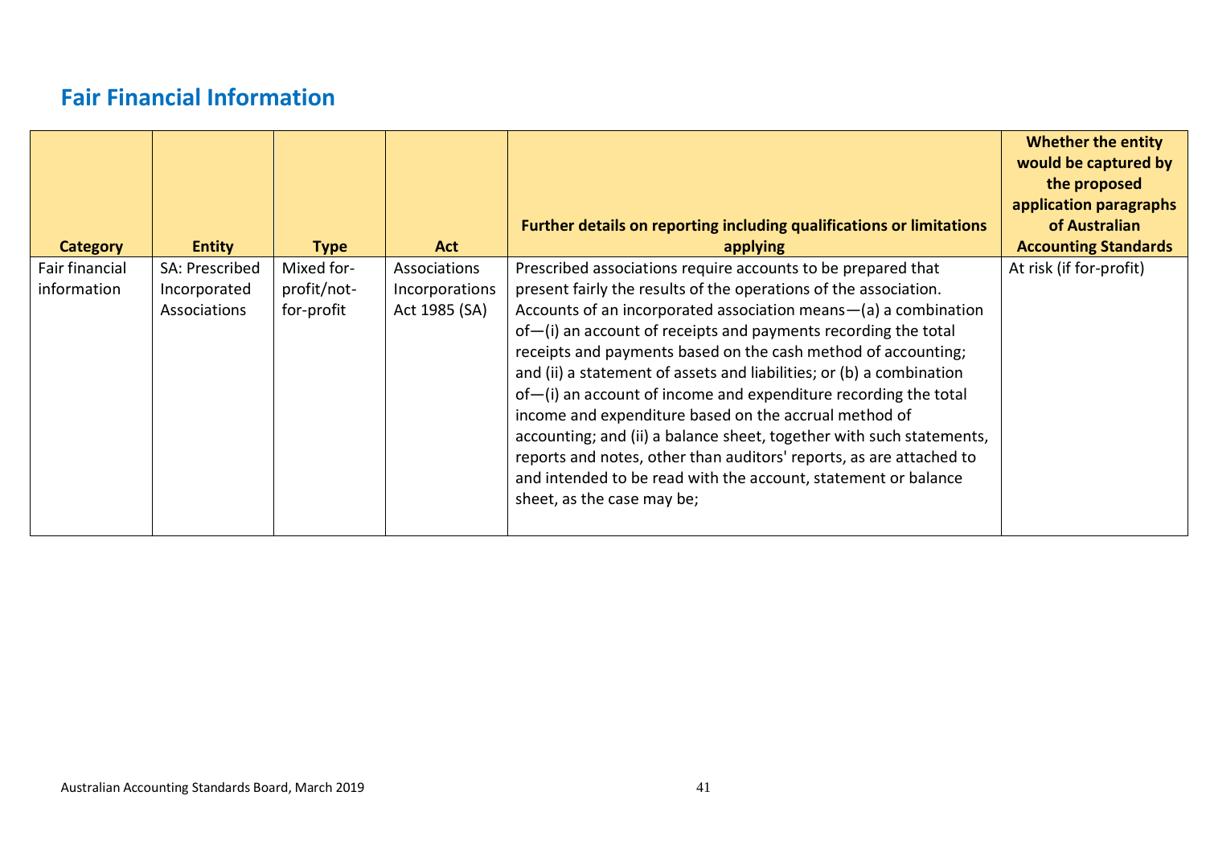## Fair Financial Information

| Category | Entity | Type | Act | Further details on reporting including qualifications or limitations applying | Whether the entity would be captured by the proposed application paragraphs of Australian Accounting Standards |
|---|---|---|---|---|---|
| Fair financial information | SA: Prescribed Incorporated Associations | Mixed for-profit/not-for-profit | Associations Incorporations Act 1985 (SA) | Prescribed associations require accounts to be prepared that present fairly the results of the operations of the association. Accounts of an incorporated association means—(a) a combination of—(i) an account of receipts and payments recording the total receipts and payments based on the cash method of accounting; and (ii) a statement of assets and liabilities; or (b) a combination of—(i) an account of income and expenditure recording the total income and expenditure based on the accrual method of accounting; and (ii) a balance sheet, together with such statements, reports and notes, other than auditors' reports, as are attached to and intended to be read with the account, statement or balance sheet, as the case may be; | At risk (if for-profit) |

Australian Accounting Standards Board, March 2019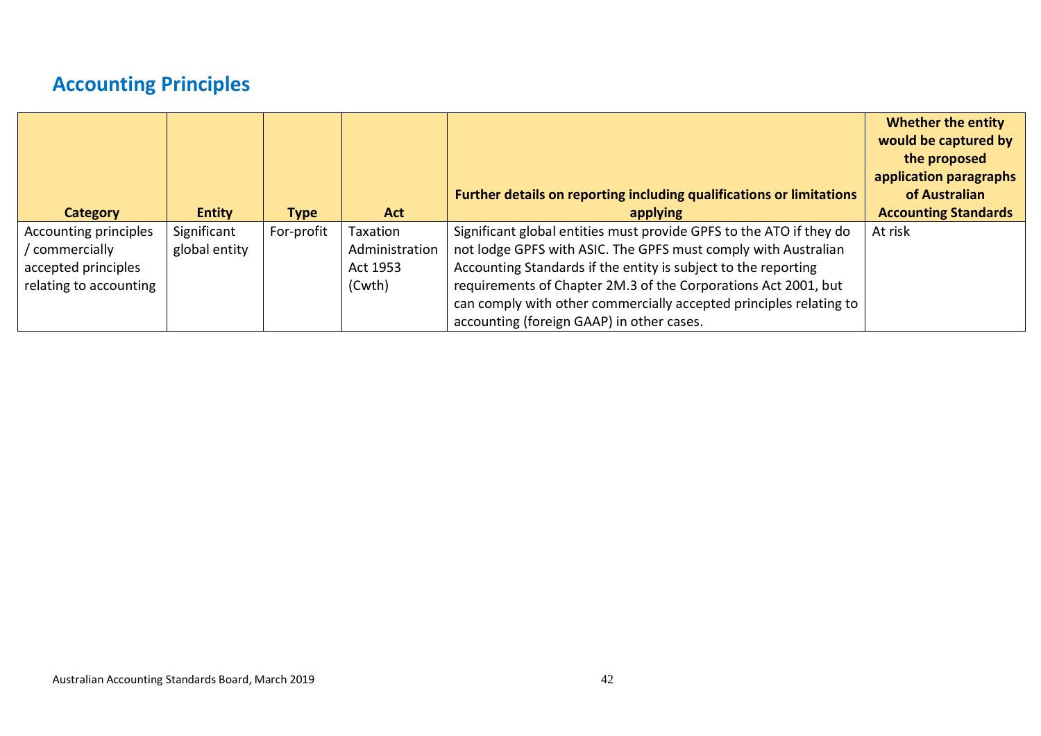## Accounting Principles

| Category | Entity | Type | Act | Further details on reporting including qualifications or limitations applying | Whether the entity would be captured by the proposed application paragraphs of Australian Accounting Standards |
|---|---|---|---|---|---|
| Accounting principles / commercially accepted principles relating to accounting | Significant global entity | For-profit | Taxation Administration Act 1953 (Cwth) | Significant global entities must provide GPFS to the ATO if they do not lodge GPFS with ASIC. The GPFS must comply with Australian Accounting Standards if the entity is subject to the reporting requirements of Chapter 2M.3 of the Corporations Act 2001, but can comply with other commercially accepted principles relating to accounting (foreign GAAP) in other cases. | At risk |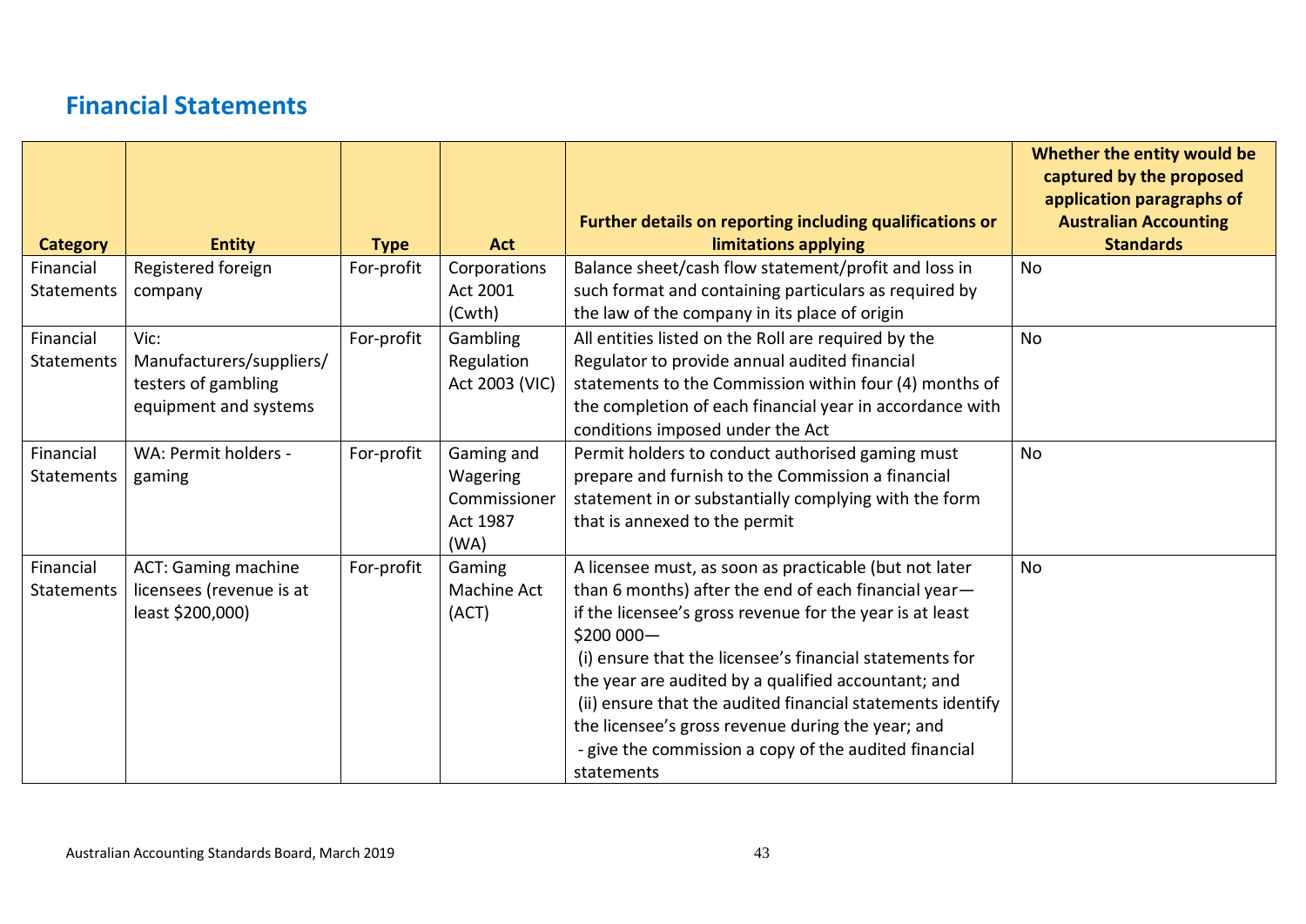## Financial Statements

| Category | Entity | Type | Act | Further details on reporting including qualifications or limitations applying | Whether the entity would be captured by the proposed application paragraphs of Australian Accounting Standards |
|---|---|---|---|---|---|
| Financial Statements | Registered foreign company | For-profit | Corporations Act 2001 (Cwth) | Balance sheet/cash flow statement/profit and loss in such format and containing particulars as required by the law of the company in its place of origin | No |
| Financial Statements | Vic: Manufacturers/suppliers/ testers of gambling equipment and systems | For-profit | Gambling Regulation Act 2003 (VIC) | All entities listed on the Roll are required by the Regulator to provide annual audited financial statements to the Commission within four (4) months of the completion of each financial year in accordance with conditions imposed under the Act | No |
| Financial Statements | WA: Permit holders - gaming | For-profit | Gaming and Wagering Commissioner Act 1987 (WA) | Permit holders to conduct authorised gaming must prepare and furnish to the Commission a financial statement in or substantially complying with the form that is annexed to the permit | No |
| Financial Statements | ACT: Gaming machine licensees (revenue is at least $200,000) | For-profit | Gaming Machine Act (ACT) | A licensee must, as soon as practicable (but not later than 6 months) after the end of each financial year— if the licensee's gross revenue for the year is at least $200 000— (i) ensure that the licensee's financial statements for the year are audited by a qualified accountant; and (ii) ensure that the audited financial statements identify the licensee's gross revenue during the year; and - give the commission a copy of the audited financial statements | No |

Australian Accounting Standards Board, March 2019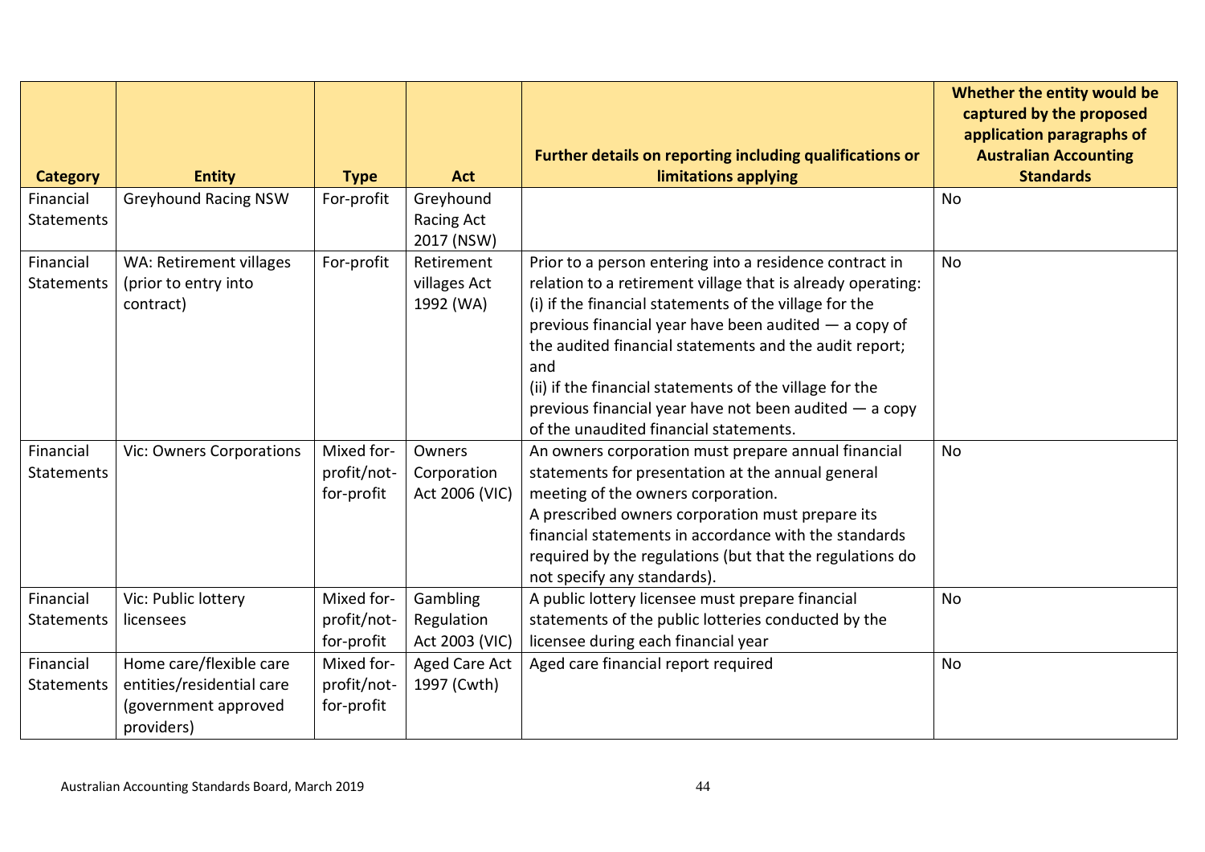| Category | Entity | Type | Act | Further details on reporting including qualifications or limitations applying | Whether the entity would be captured by the proposed application paragraphs of Australian Accounting Standards |
|---|---|---|---|---|---|
| Financial Statements | Greyhound Racing NSW | For-profit | Greyhound Racing Act 2017 (NSW) | | No |
| Financial Statements | WA: Retirement villages (prior to entry into contract) | For-profit | Retirement villages Act 1992 (WA) | Prior to a person entering into a residence contract in relation to a retirement village that is already operating: (i) if the financial statements of the village for the previous financial year have been audited — a copy of the audited financial statements and the audit report; and (ii) if the financial statements of the village for the previous financial year have not been audited — a copy of the unaudited financial statements. | No |
| Financial Statements | Vic: Owners Corporations | Mixed for-profit/not-for-profit | Owners Corporation Act 2006 (VIC) | An owners corporation must prepare annual financial statements for presentation at the annual general meeting of the owners corporation. A prescribed owners corporation must prepare its financial statements in accordance with the standards required by the regulations (but that the regulations do not specify any standards). | No |
| Financial Statements | Vic: Public lottery licensees | Mixed for-profit/not-for-profit | Gambling Regulation Act 2003 (VIC) | A public lottery licensee must prepare financial statements of the public lotteries conducted by the licensee during each financial year | No |
| Financial Statements | Home care/flexible care entities/residential care (government approved providers) | Mixed for-profit/not-for-profit | Aged Care Act 1997 (Cwth) | Aged care financial report required | No |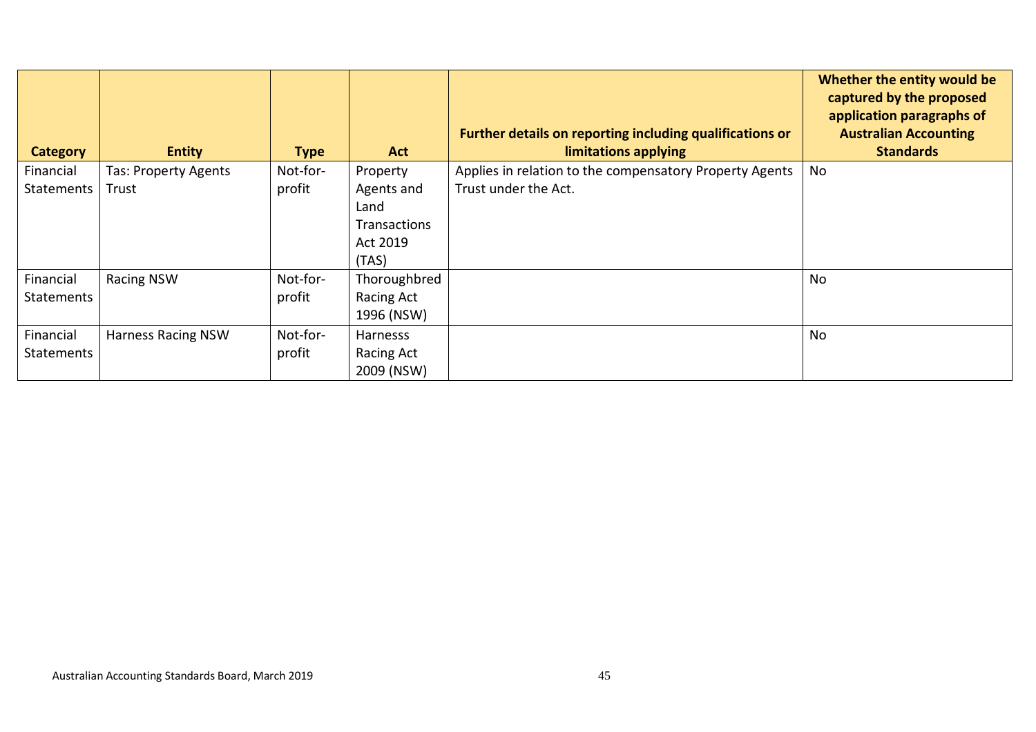| Category | Entity | Type | Act | Further details on reporting including qualifications or limitations applying | Whether the entity would be captured by the proposed application paragraphs of Australian Accounting Standards |
|---|---|---|---|---|---|
| Financial Statements | Tas: Property Agents Trust | Not-for-profit | Property Agents and Land Transactions Act 2019 (TAS) | Applies in relation to the compensatory Property Agents Trust under the Act. | No |
| Financial Statements | Racing NSW | Not-for-profit | Thoroughbred Racing Act 1996 (NSW) | | No |
| Financial Statements | Harness Racing NSW | Not-for-profit | Harnesss Racing Act 2009 (NSW) | | No |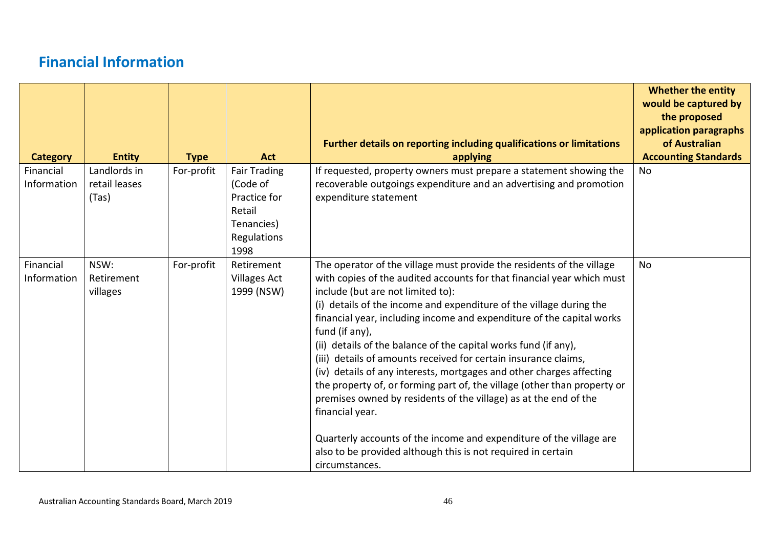## Financial Information

| Category | Entity | Type | Act | Further details on reporting including qualifications or limitations applying | Whether the entity would be captured by the proposed application paragraphs of Australian Accounting Standards |
|---|---|---|---|---|---|
| Financial Information | Landlords in retail leases (Tas) | For-profit | Fair Trading (Code of Practice for Retail Tenancies) Regulations 1998 | If requested, property owners must prepare a statement showing the recoverable outgoings expenditure and an advertising and promotion expenditure statement | No |
| Financial Information | NSW: Retirement villages | For-profit | Retirement Villages Act 1999 (NSW) | The operator of the village must provide the residents of the village with copies of the audited accounts for that financial year which must include (but are not limited to):<br>(i) details of the income and expenditure of the village during the financial year, including income and expenditure of the capital works fund (if any),<br>(ii) details of the balance of the capital works fund (if any),<br>(iii) details of amounts received for certain insurance claims,<br>(iv) details of any interests, mortgages and other charges affecting the property of, or forming part of, the village (other than property or premises owned by residents of the village) as at the end of the financial year.<br><br>Quarterly accounts of the income and expenditure of the village are also to be provided although this is not required in certain circumstances. | No |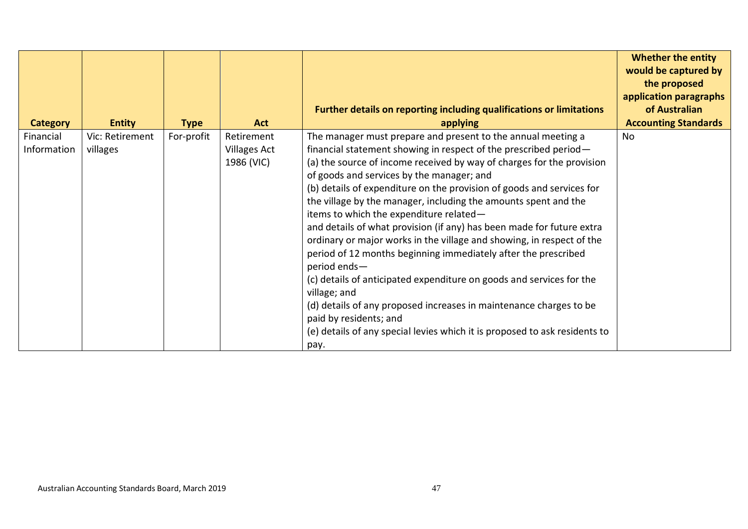| Category | Entity | Type | Act | Further details on reporting including qualifications or limitations applying | Whether the entity would be captured by the proposed application paragraphs of Australian Accounting Standards |
|---|---|---|---|---|---|
| Financial Information | Vic: Retirement villages | For-profit | Retirement Villages Act 1986 (VIC) | The manager must prepare and present to the annual meeting a financial statement showing in respect of the prescribed period—<br>(a) the source of income received by way of charges for the provision of goods and services by the manager; and<br>(b) details of expenditure on the provision of goods and services for the village by the manager, including the amounts spent and the items to which the expenditure related—<br>and details of what provision (if any) has been made for future extra ordinary or major works in the village and showing, in respect of the period of 12 months beginning immediately after the prescribed period ends—<br>(c) details of anticipated expenditure on goods and services for the village; and<br>(d) details of any proposed increases in maintenance charges to be paid by residents; and<br>(e) details of any special levies which it is proposed to ask residents to pay. | No |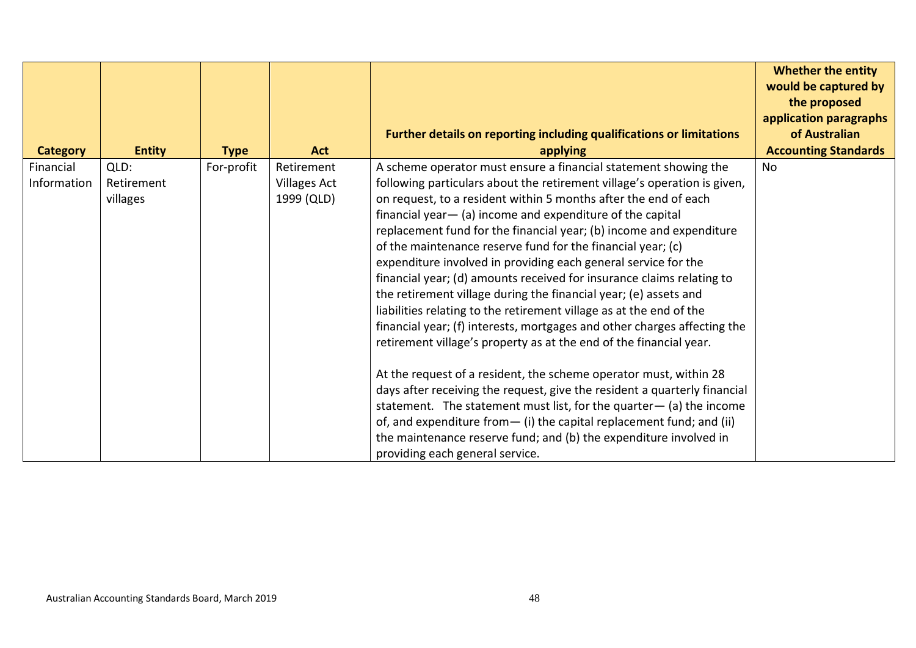| Category | Entity | Type | Act | Further details on reporting including qualifications or limitations applying | Whether the entity would be captured by the proposed application paragraphs of Australian Accounting Standards |
|---|---|---|---|---|---|
| Financial Information | QLD: Retirement villages | For-profit | Retirement Villages Act 1999 (QLD) | A scheme operator must ensure a financial statement showing the following particulars about the retirement village's operation is given, on request, to a resident within 5 months after the end of each financial year— (a) income and expenditure of the capital replacement fund for the financial year; (b) income and expenditure of the maintenance reserve fund for the financial year; (c) expenditure involved in providing each general service for the financial year; (d) amounts received for insurance claims relating to the retirement village during the financial year; (e) assets and liabilities relating to the retirement village as at the end of the financial year; (f) interests, mortgages and other charges affecting the retirement village's property as at the end of the financial year.<br><br>At the request of a resident, the scheme operator must, within 28 days after receiving the request, give the resident a quarterly financial statement. The statement must list, for the quarter— (a) the income of, and expenditure from— (i) the capital replacement fund; and (ii) the maintenance reserve fund; and (b) the expenditure involved in providing each general service. | No |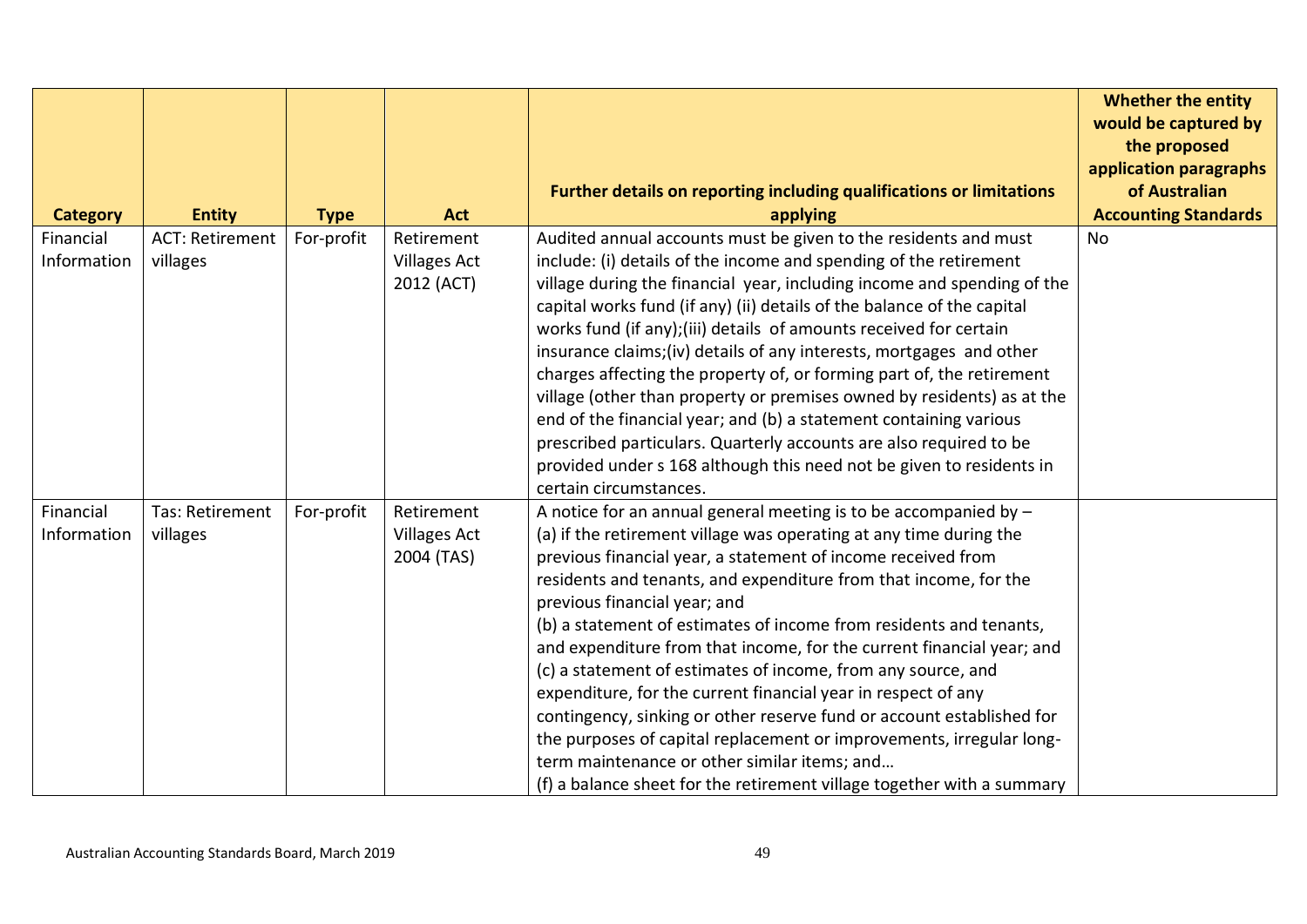| Category | Entity | Type | Act | Further details on reporting including qualifications or limitations applying | Whether the entity would be captured by the proposed application paragraphs of Australian Accounting Standards |
|---|---|---|---|---|---|
| Financial Information | ACT: Retirement villages | For-profit | Retirement Villages Act 2012 (ACT) | Audited annual accounts must be given to the residents and must include: (i) details of the income and spending of the retirement village during the financial year, including income and spending of the capital works fund (if any) (ii) details of the balance of the capital works fund (if any);(iii) details of amounts received for certain insurance claims;(iv) details of any interests, mortgages and other charges affecting the property of, or forming part of, the retirement village (other than property or premises owned by residents) as at the end of the financial year; and (b) a statement containing various prescribed particulars. Quarterly accounts are also required to be provided under s 168 although this need not be given to residents in certain circumstances. | No |
| Financial Information | Tas: Retirement villages | For-profit | Retirement Villages Act 2004 (TAS) | A notice for an annual general meeting is to be accompanied by – (a) if the retirement village was operating at any time during the previous financial year, a statement of income received from residents and tenants, and expenditure from that income, for the previous financial year; and (b) a statement of estimates of income from residents and tenants, and expenditure from that income, for the current financial year; and (c) a statement of estimates of income, from any source, and expenditure, for the current financial year in respect of any contingency, sinking or other reserve fund or account established for the purposes of capital replacement or improvements, irregular long-term maintenance or other similar items; and… (f) a balance sheet for the retirement village together with a summary | |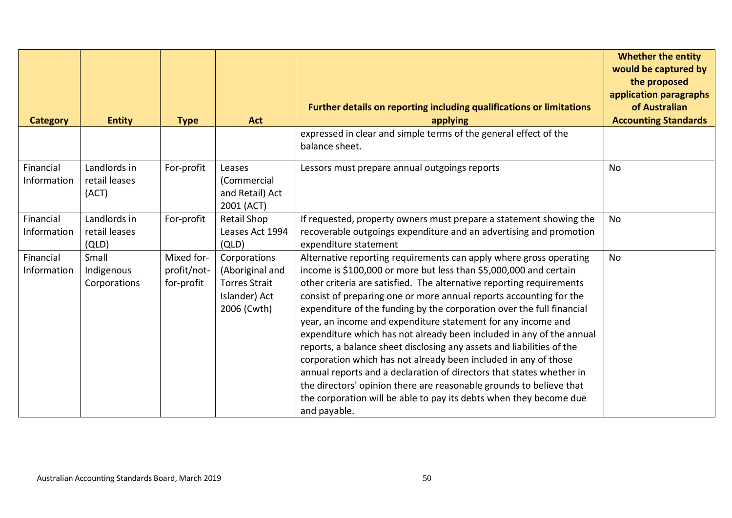| Category | Entity | Type | Act | Further details on reporting including qualifications or limitations applying | Whether the entity would be captured by the proposed application paragraphs of Australian Accounting Standards |
|---|---|---|---|---|---|
| | | | | expressed in clear and simple terms of the general effect of the balance sheet. | |
| Financial Information | Landlords in retail leases (ACT) | For-profit | Leases (Commercial and Retail) Act 2001 (ACT) | Lessors must prepare annual outgoings reports | No |
| Financial Information | Landlords in retail leases (QLD) | For-profit | Retail Shop Leases Act 1994 (QLD) | If requested, property owners must prepare a statement showing the recoverable outgoings expenditure and an advertising and promotion expenditure statement | No |
| Financial Information | Small Indigenous Corporations | Mixed for-profit/not-for-profit | Corporations (Aboriginal and Torres Strait Islander) Act 2006 (Cwth) | Alternative reporting requirements can apply where gross operating income is $100,000 or more but less than $5,000,000 and certain other criteria are satisfied. The alternative reporting requirements consist of preparing one or more annual reports accounting for the expenditure of the funding by the corporation over the full financial year, an income and expenditure statement for any income and expenditure which has not already been included in any of the annual reports, a balance sheet disclosing any assets and liabilities of the corporation which has not already been included in any of those annual reports and a declaration of directors that states whether in the directors' opinion there are reasonable grounds to believe that the corporation will be able to pay its debts when they become due and payable. | No |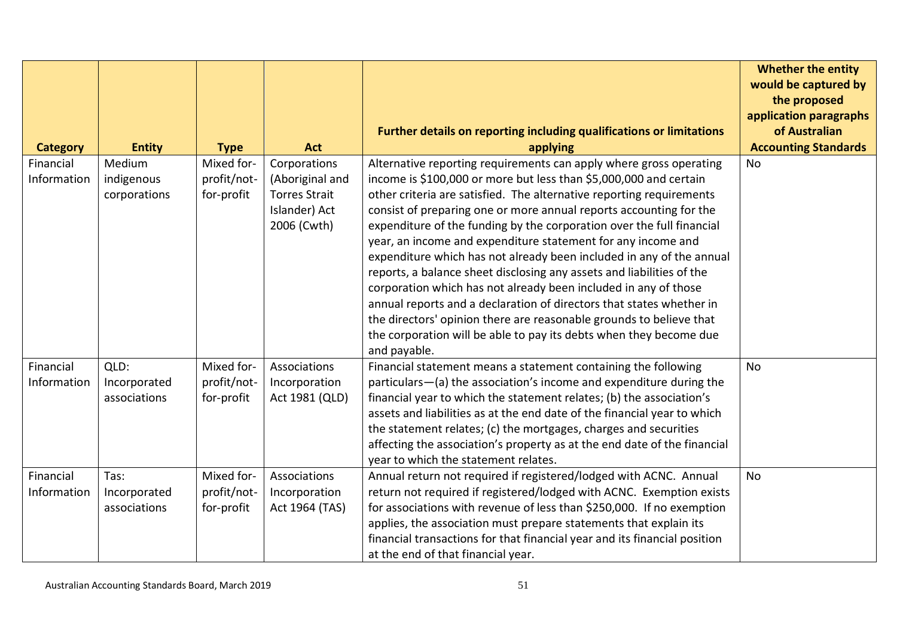| Category | Entity | Type | Act | Further details on reporting including qualifications or limitations applying | Whether the entity would be captured by the proposed application paragraphs of Australian Accounting Standards |
|---|---|---|---|---|---|
| Financial Information | Medium indigenous corporations | Mixed for-profit/not-for-profit | Corporations (Aboriginal and Torres Strait Islander) Act 2006 (Cwth) | Alternative reporting requirements can apply where gross operating income is $100,000 or more but less than $5,000,000 and certain other criteria are satisfied. The alternative reporting requirements consist of preparing one or more annual reports accounting for the expenditure of the funding by the corporation over the full financial year, an income and expenditure statement for any income and expenditure which has not already been included in any of the annual reports, a balance sheet disclosing any assets and liabilities of the corporation which has not already been included in any of those annual reports and a declaration of directors that states whether in the directors' opinion there are reasonable grounds to believe that the corporation will be able to pay its debts when they become due and payable. | No |
| Financial Information | QLD: Incorporated associations | Mixed for-profit/not-for-profit | Associations Incorporation Act 1981 (QLD) | Financial statement means a statement containing the following particulars—(a) the association's income and expenditure during the financial year to which the statement relates; (b) the association's assets and liabilities as at the end date of the financial year to which the statement relates; (c) the mortgages, charges and securities affecting the association's property as at the end date of the financial year to which the statement relates. | No |
| Financial Information | Tas: Incorporated associations | Mixed for-profit/not-for-profit | Associations Incorporation Act 1964 (TAS) | Annual return not required if registered/lodged with ACNC. Annual return not required if registered/lodged with ACNC. Exemption exists for associations with revenue of less than $250,000. If no exemption applies, the association must prepare statements that explain its financial transactions for that financial year and its financial position at the end of that financial year. | No |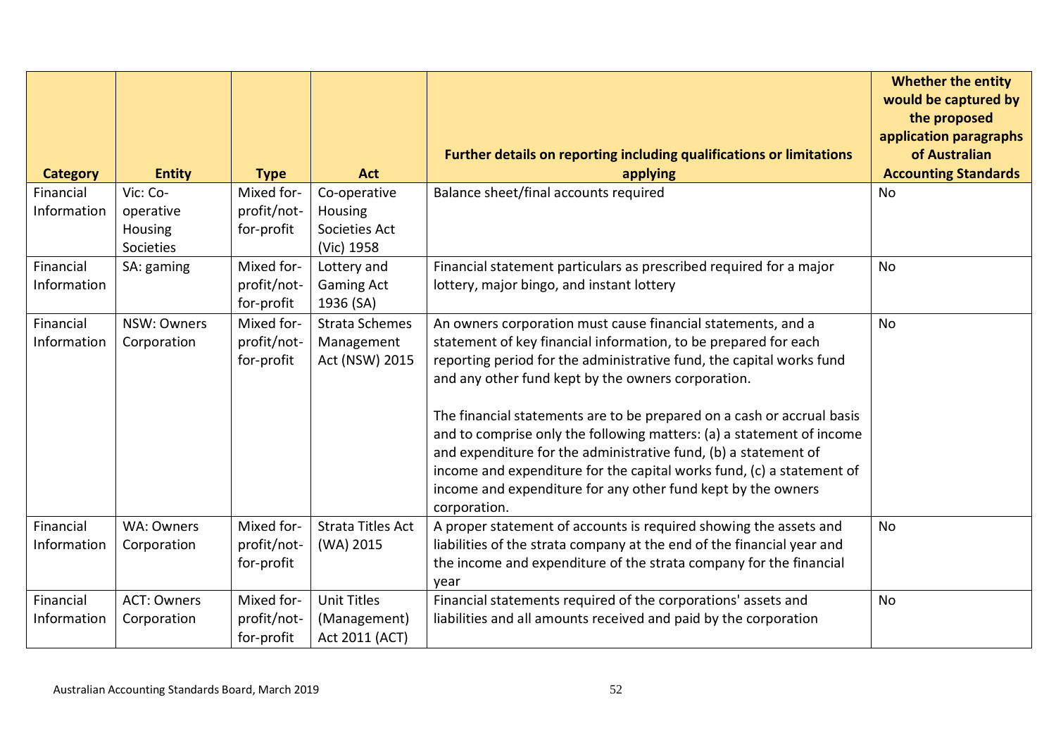| Category | Entity | Type | Act | Further details on reporting including qualifications or limitations applying | Whether the entity would be captured by the proposed application paragraphs of Australian Accounting Standards |
|---|---|---|---|---|---|
| Financial Information | Vic: Co-operative Housing Societies | Mixed for-profit/not-for-profit | Co-operative Housing Societies Act (Vic) 1958 | Balance sheet/final accounts required | No |
| Financial Information | SA: gaming | Mixed for-profit/not-for-profit | Lottery and Gaming Act 1936 (SA) | Financial statement particulars as prescribed required for a major lottery, major bingo, and instant lottery | No |
| Financial Information | NSW: Owners Corporation | Mixed for-profit/not-for-profit | Strata Schemes Management Act (NSW) 2015 | An owners corporation must cause financial statements, and a statement of key financial information, to be prepared for each reporting period for the administrative fund, the capital works fund and any other fund kept by the owners corporation.<br><br>The financial statements are to be prepared on a cash or accrual basis and to comprise only the following matters: (a) a statement of income and expenditure for the administrative fund, (b) a statement of income and expenditure for the capital works fund, (c) a statement of income and expenditure for any other fund kept by the owners corporation. | No |
| Financial Information | WA: Owners Corporation | Mixed for-profit/not-for-profit | Strata Titles Act (WA) 2015 | A proper statement of accounts is required showing the assets and liabilities of the strata company at the end of the financial year and the income and expenditure of the strata company for the financial year | No |
| Financial Information | ACT: Owners Corporation | Mixed for-profit/not-for-profit | Unit Titles (Management) Act 2011 (ACT) | Financial statements required of the corporations' assets and liabilities and all amounts received and paid by the corporation | No |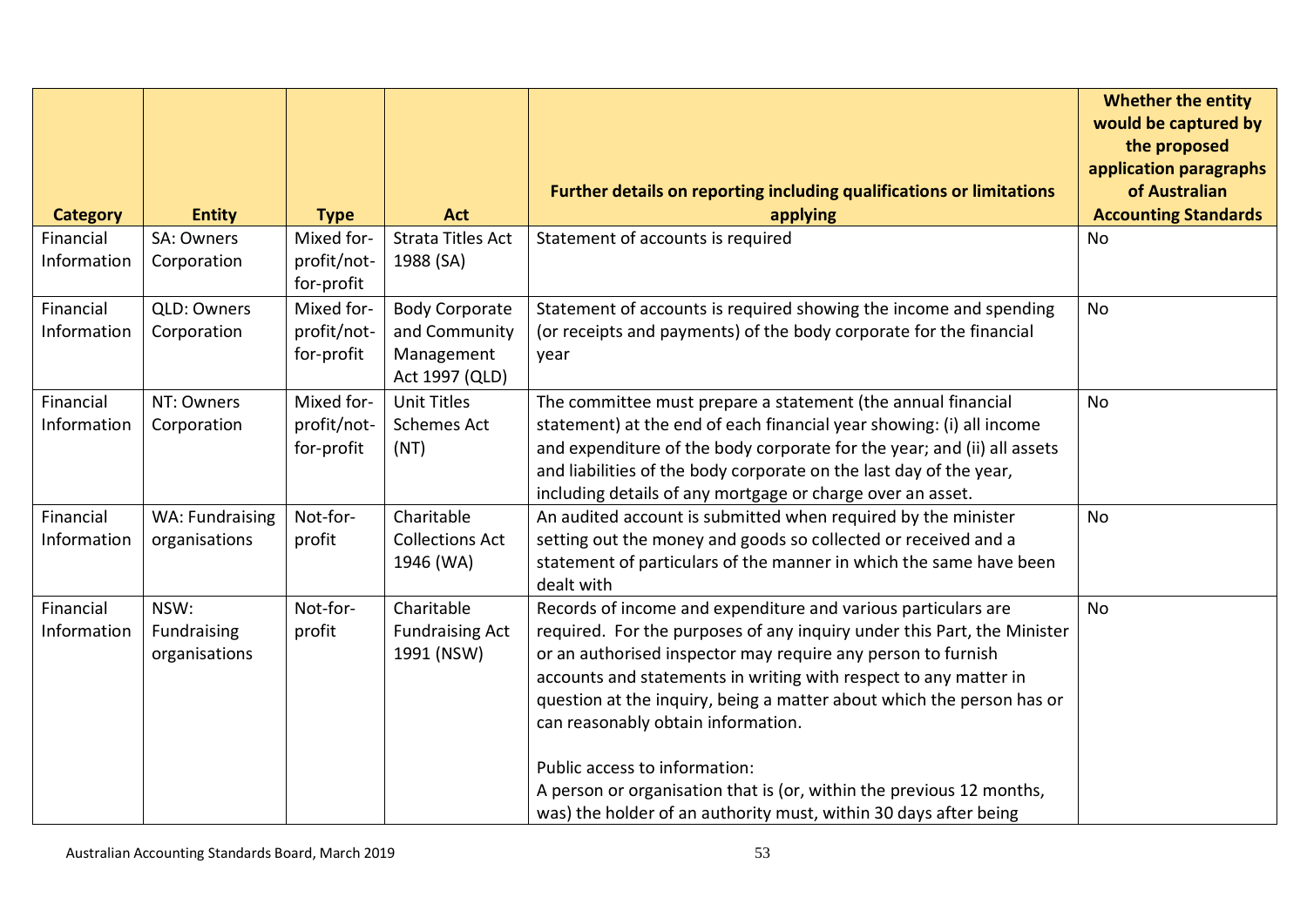| Category | Entity | Type | Act | Further details on reporting including qualifications or limitations applying | Whether the entity would be captured by the proposed application paragraphs of Australian Accounting Standards |
|---|---|---|---|---|---|
| Financial Information | SA: Owners Corporation | Mixed for-profit/not-for-profit | Strata Titles Act 1988 (SA) | Statement of accounts is required | No |
| Financial Information | QLD: Owners Corporation | Mixed for-profit/not-for-profit | Body Corporate and Community Management Act 1997 (QLD) | Statement of accounts is required showing the income and spending (or receipts and payments) of the body corporate for the financial year | No |
| Financial Information | NT: Owners Corporation | Mixed for-profit/not-for-profit | Unit Titles Schemes Act (NT) | The committee must prepare a statement (the annual financial statement) at the end of each financial year showing: (i) all income and expenditure of the body corporate for the year; and (ii) all assets and liabilities of the body corporate on the last day of the year, including details of any mortgage or charge over an asset. | No |
| Financial Information | WA: Fundraising organisations | Not-for-profit | Charitable Collections Act 1946 (WA) | An audited account is submitted when required by the minister setting out the money and goods so collected or received and a statement of particulars of the manner in which the same have been dealt with | No |
| Financial Information | NSW: Fundraising organisations | Not-for-profit | Charitable Fundraising Act 1991 (NSW) | Records of income and expenditure and various particulars are required. For the purposes of any inquiry under this Part, the Minister or an authorised inspector may require any person to furnish accounts and statements in writing with respect to any matter in question at the inquiry, being a matter about which the person has or can reasonably obtain information.<br><br>Public access to information:<br>A person or organisation that is (or, within the previous 12 months, was) the holder of an authority must, within 30 days after being | No |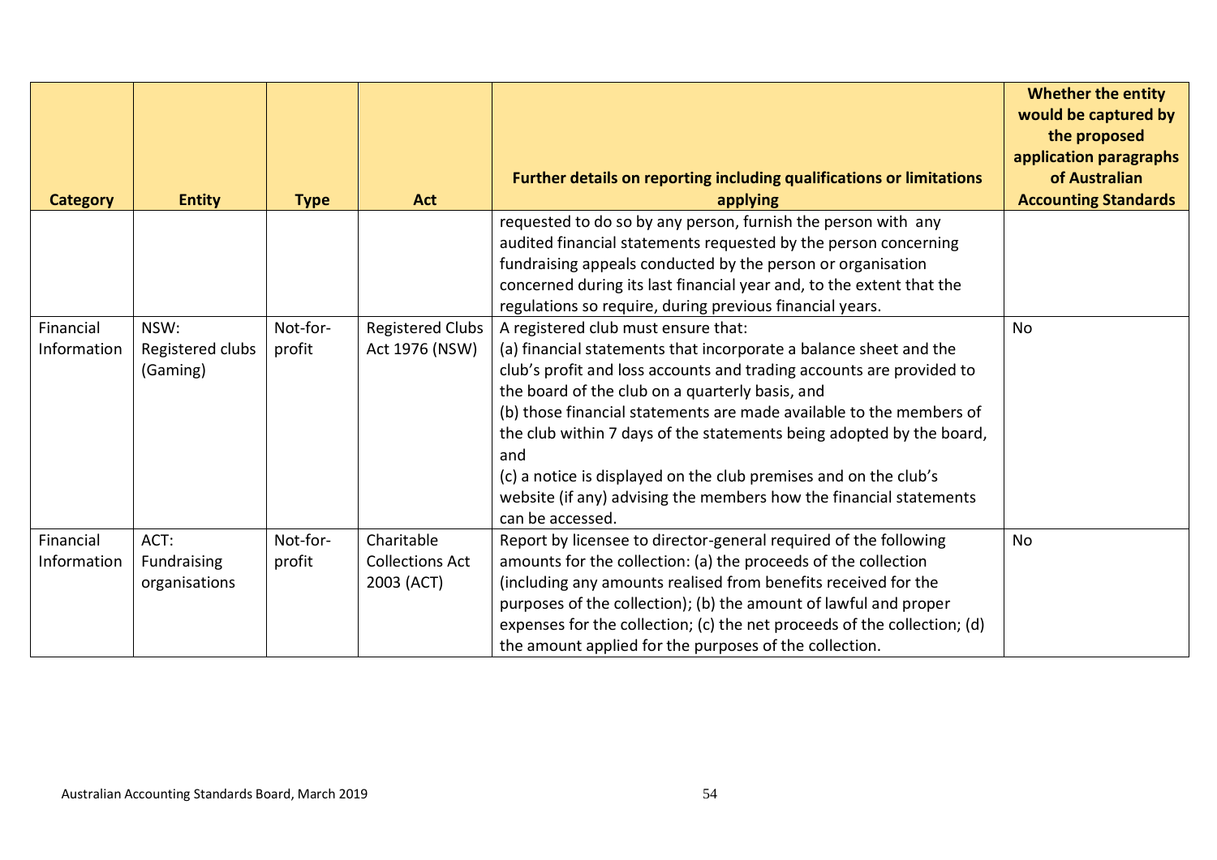| Category | Entity | Type | Act | Further details on reporting including qualifications or limitations applying | Whether the entity would be captured by the proposed application paragraphs of Australian Accounting Standards |
|---|---|---|---|---|---|
| | | | | requested to do so by any person, furnish the person with any audited financial statements requested by the person concerning fundraising appeals conducted by the person or organisation concerned during its last financial year and, to the extent that the regulations so require, during previous financial years. | |
| Financial Information | NSW: Registered clubs (Gaming) | Not-for-profit | Registered Clubs Act 1976 (NSW) | A registered club must ensure that:<br>(a) financial statements that incorporate a balance sheet and the club's profit and loss accounts and trading accounts are provided to the board of the club on a quarterly basis, and<br>(b) those financial statements are made available to the members of the club within 7 days of the statements being adopted by the board, and<br>(c) a notice is displayed on the club premises and on the club's website (if any) advising the members how the financial statements can be accessed. | No |
| Financial Information | ACT: Fundraising organisations | Not-for-profit | Charitable Collections Act 2003 (ACT) | Report by licensee to director-general required of the following amounts for the collection: (a) the proceeds of the collection (including any amounts realised from benefits received for the purposes of the collection); (b) the amount of lawful and proper expenses for the collection; (c) the net proceeds of the collection; (d) the amount applied for the purposes of the collection. | No |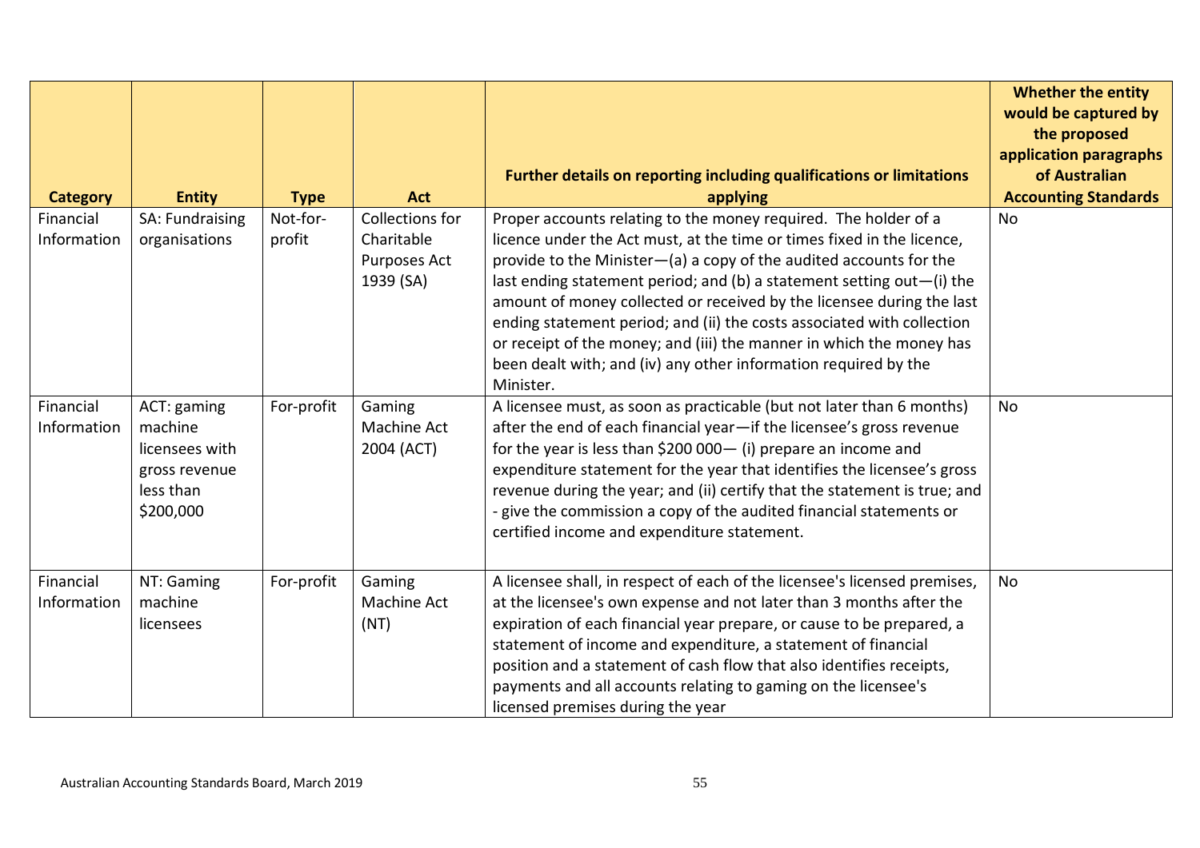| Category | Entity | Type | Act | Further details on reporting including qualifications or limitations applying | Whether the entity would be captured by the proposed application paragraphs of Australian Accounting Standards |
|---|---|---|---|---|---|
| Financial Information | SA: Fundraising organisations | Not-for-profit | Collections for Charitable Purposes Act 1939 (SA) | Proper accounts relating to the money required. The holder of a licence under the Act must, at the time or times fixed in the licence, provide to the Minister—(a) a copy of the audited accounts for the last ending statement period; and (b) a statement setting out—(i) the amount of money collected or received by the licensee during the last ending statement period; and (ii) the costs associated with collection or receipt of the money; and (iii) the manner in which the money has been dealt with; and (iv) any other information required by the Minister. | No |
| Financial Information | ACT: gaming machine licensees with gross revenue less than $200,000 | For-profit | Gaming Machine Act 2004 (ACT) | A licensee must, as soon as practicable (but not later than 6 months) after the end of each financial year—if the licensee's gross revenue for the year is less than $200 000— (i) prepare an income and expenditure statement for the year that identifies the licensee's gross revenue during the year; and (ii) certify that the statement is true; and - give the commission a copy of the audited financial statements or certified income and expenditure statement. | No |
| Financial Information | NT: Gaming machine licensees | For-profit | Gaming Machine Act (NT) | A licensee shall, in respect of each of the licensee's licensed premises, at the licensee's own expense and not later than 3 months after the expiration of each financial year prepare, or cause to be prepared, a statement of income and expenditure, a statement of financial position and a statement of cash flow that also identifies receipts, payments and all accounts relating to gaming on the licensee's licensed premises during the year | No |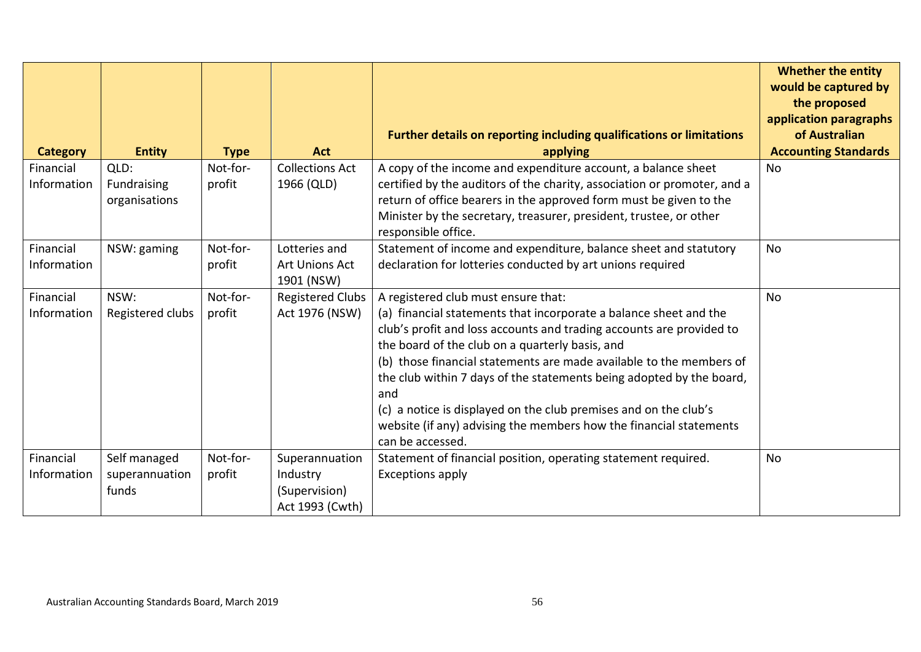| Category | Entity | Type | Act | Further details on reporting including qualifications or limitations applying | Whether the entity would be captured by the proposed application paragraphs of Australian Accounting Standards |
|---|---|---|---|---|---|
| Financial Information | QLD: Fundraising organisations | Not-for-profit | Collections Act 1966 (QLD) | A copy of the income and expenditure account, a balance sheet certified by the auditors of the charity, association or promoter, and a return of office bearers in the approved form must be given to the Minister by the secretary, treasurer, president, trustee, or other responsible office. | No |
| Financial Information | NSW: gaming | Not-for-profit | Lotteries and Art Unions Act 1901 (NSW) | Statement of income and expenditure, balance sheet and statutory declaration for lotteries conducted by art unions required | No |
| Financial Information | NSW: Registered clubs | Not-for-profit | Registered Clubs Act 1976 (NSW) | A registered club must ensure that:<br>(a) financial statements that incorporate a balance sheet and the club's profit and loss accounts and trading accounts are provided to the board of the club on a quarterly basis, and<br>(b) those financial statements are made available to the members of the club within 7 days of the statements being adopted by the board, and<br>(c) a notice is displayed on the club premises and on the club's website (if any) advising the members how the financial statements can be accessed. | No |
| Financial Information | Self managed superannuation funds | Not-for-profit | Superannuation Industry (Supervision) Act 1993 (Cwth) | Statement of financial position, operating statement required. Exceptions apply | No |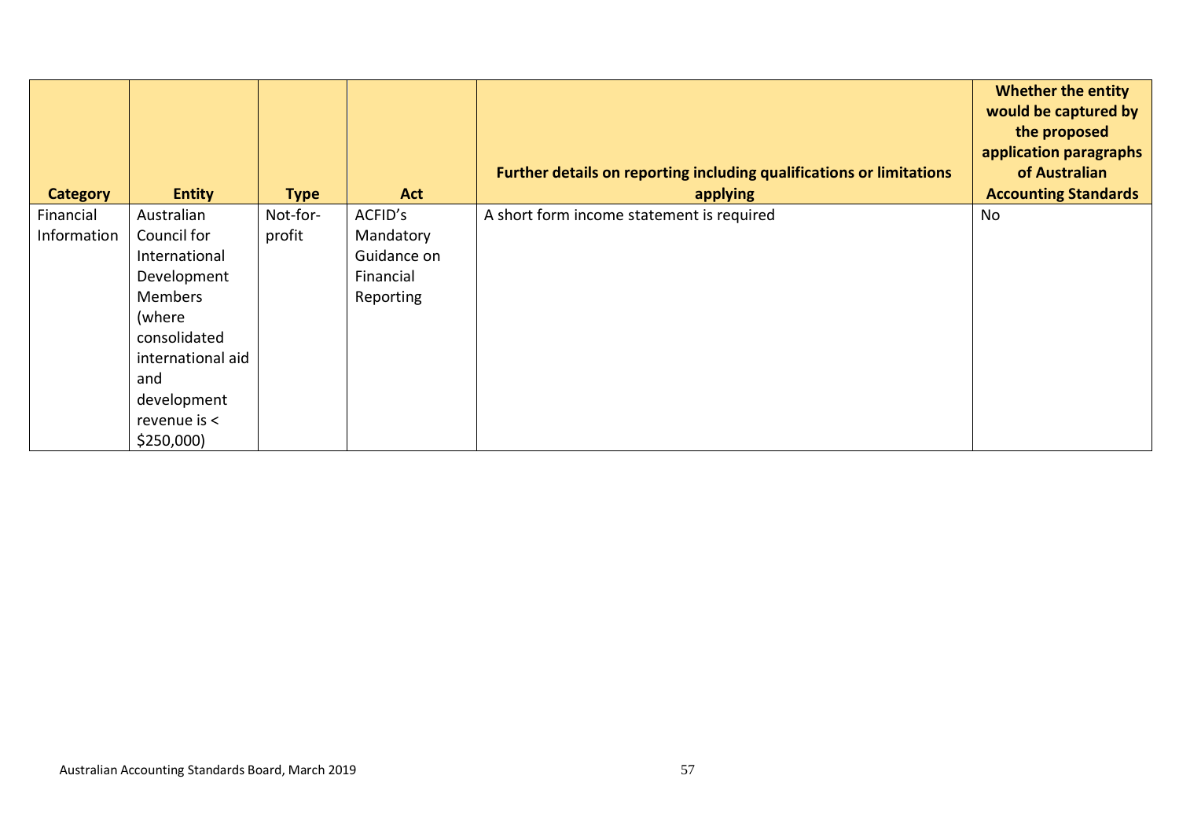| Category | Entity | Type | Act | Further details on reporting including qualifications or limitations applying | Whether the entity would be captured by the proposed application paragraphs of Australian Accounting Standards |
|---|---|---|---|---|---|
| Financial Information | Australian Council for International Development Members (where consolidated international aid and development revenue is < $250,000) | Not-for-profit | ACFID's Mandatory Guidance on Financial Reporting | A short form income statement is required | No |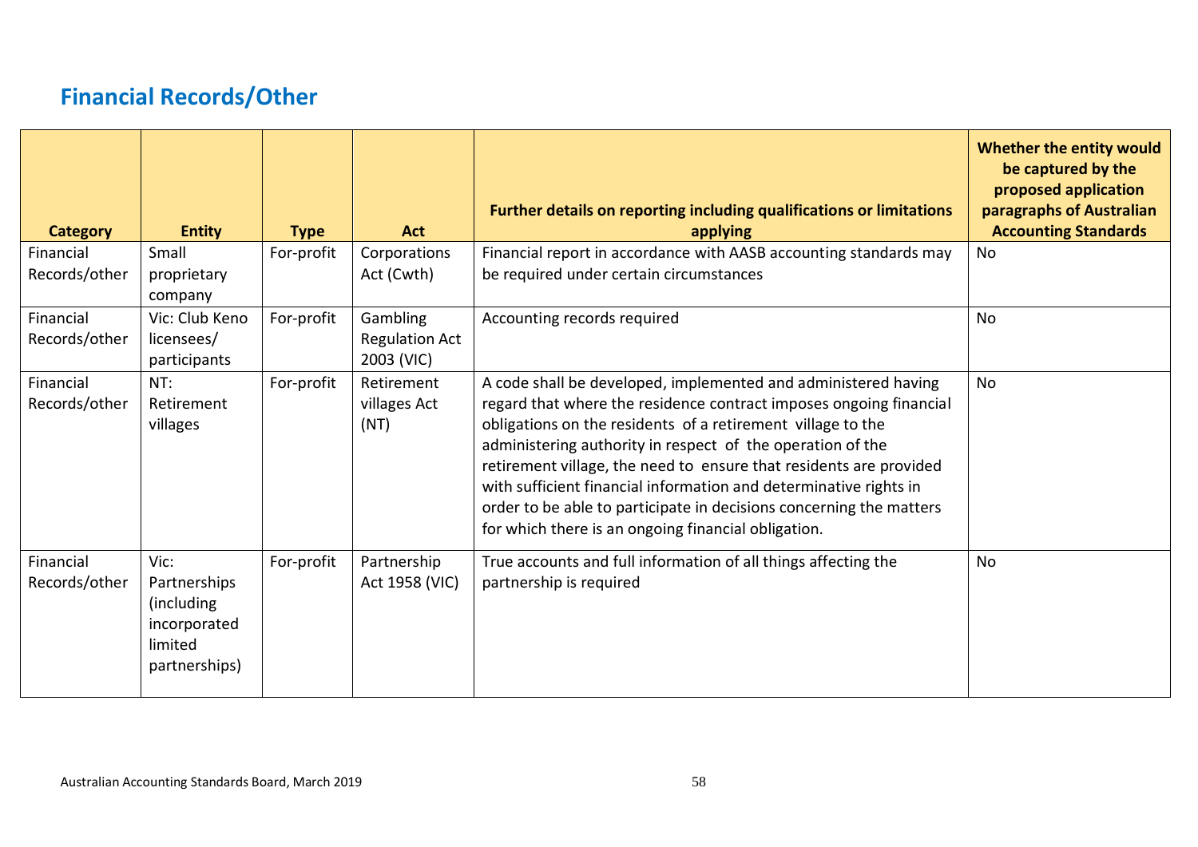## Financial Records/Other

| Category | Entity | Type | Act | Further details on reporting including qualifications or limitations applying | Whether the entity would be captured by the proposed application paragraphs of Australian Accounting Standards |
|---|---|---|---|---|---|
| Financial Records/other | Small proprietary company | For-profit | Corporations Act (Cwth) | Financial report in accordance with AASB accounting standards may be required under certain circumstances | No |
| Financial Records/other | Vic: Club Keno licensees/ participants | For-profit | Gambling Regulation Act 2003 (VIC) | Accounting records required | No |
| Financial Records/other | NT: Retirement villages | For-profit | Retirement villages Act (NT) | A code shall be developed, implemented and administered having regard that where the residence contract imposes ongoing financial obligations on the residents of a retirement village to the administering authority in respect of the operation of the retirement village, the need to ensure that residents are provided with sufficient financial information and determinative rights in order to be able to participate in decisions concerning the matters for which there is an ongoing financial obligation. | No |
| Financial Records/other | Vic: Partnerships (including incorporated limited partnerships) | For-profit | Partnership Act 1958 (VIC) | True accounts and full information of all things affecting the partnership is required | No |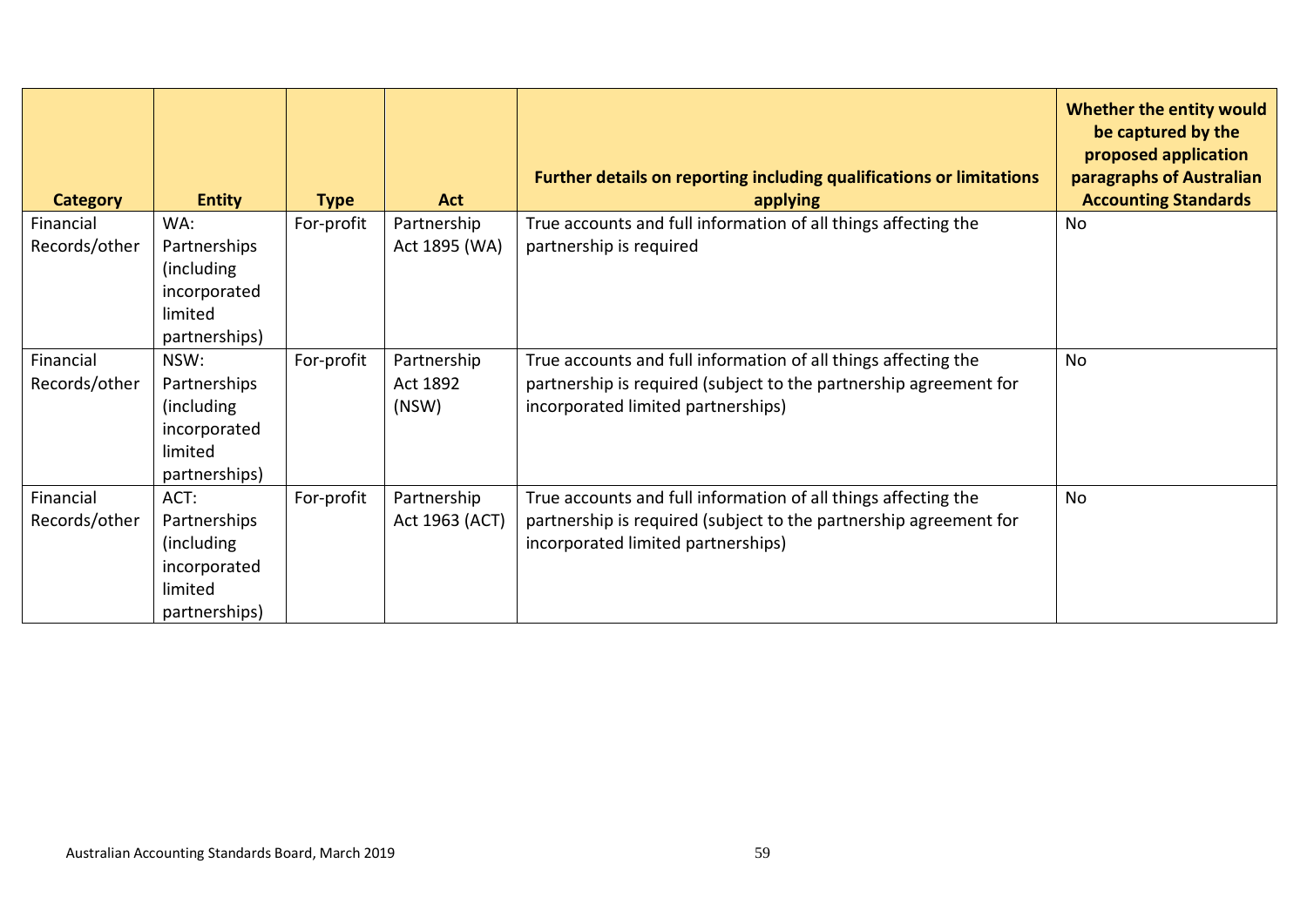| Category | Entity | Type | Act | Further details on reporting including qualifications or limitations applying | Whether the entity would be captured by the proposed application paragraphs of Australian Accounting Standards |
|---|---|---|---|---|---|
| Financial Records/other | WA: Partnerships (including incorporated limited partnerships) | For-profit | Partnership Act 1895 (WA) | True accounts and full information of all things affecting the partnership is required | No |
| Financial Records/other | NSW: Partnerships (including incorporated limited partnerships) | For-profit | Partnership Act 1892 (NSW) | True accounts and full information of all things affecting the partnership is required (subject to the partnership agreement for incorporated limited partnerships) | No |
| Financial Records/other | ACT: Partnerships (including incorporated limited partnerships) | For-profit | Partnership Act 1963 (ACT) | True accounts and full information of all things affecting the partnership is required (subject to the partnership agreement for incorporated limited partnerships) | No |

Australian Accounting Standards Board, March 2019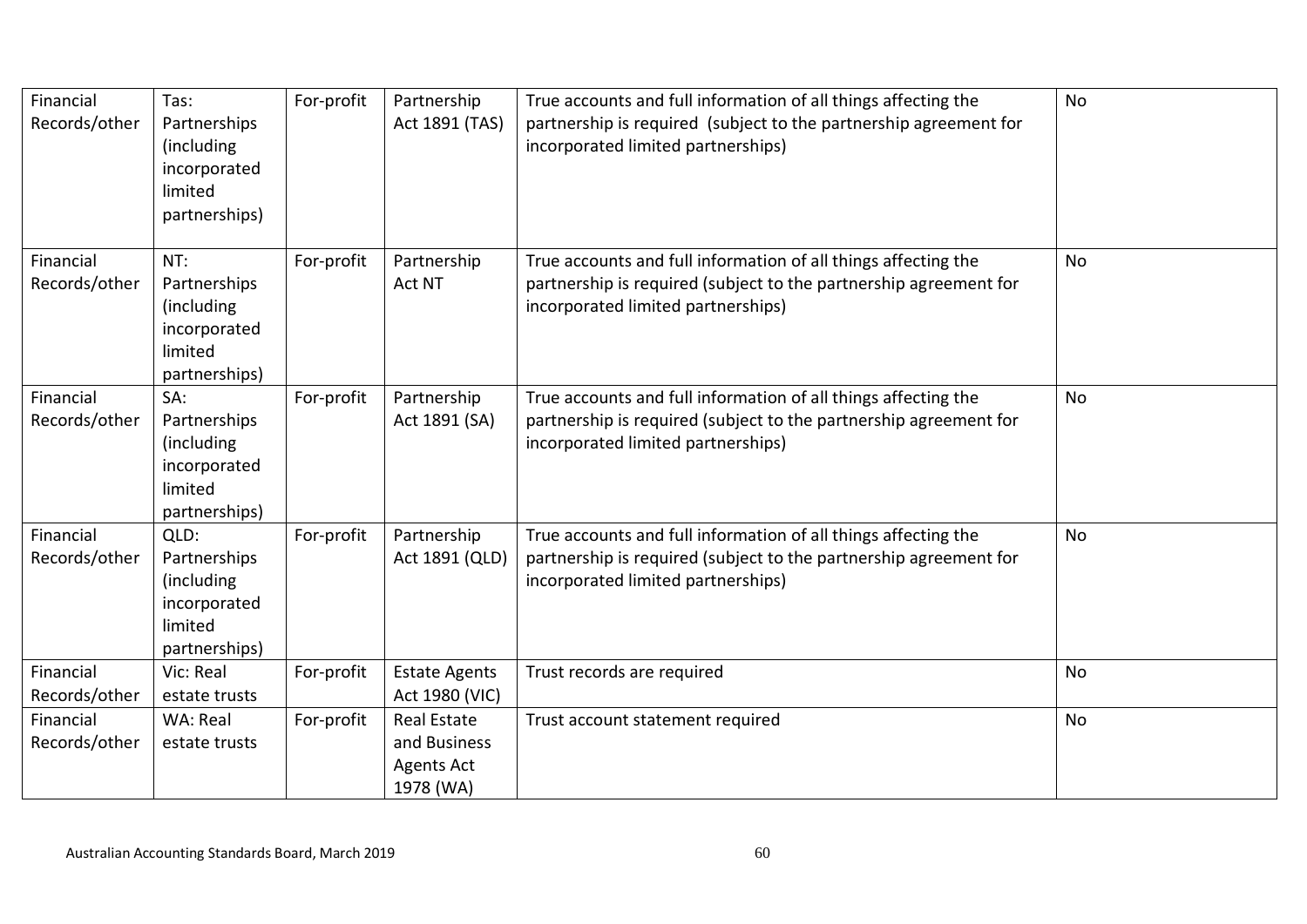| Financial Records/other | Tas: Partnerships (including incorporated limited partnerships) | For-profit | Partnership Act 1891 (TAS) | True accounts and full information of all things affecting the partnership is required (subject to the partnership agreement for incorporated limited partnerships) | No |
|---|---|---|---|---|---|
| Financial Records/other | NT: Partnerships (including incorporated limited partnerships) | For-profit | Partnership Act NT | True accounts and full information of all things affecting the partnership is required (subject to the partnership agreement for incorporated limited partnerships) | No |
| Financial Records/other | SA: Partnerships (including incorporated limited partnerships) | For-profit | Partnership Act 1891 (SA) | True accounts and full information of all things affecting the partnership is required (subject to the partnership agreement for incorporated limited partnerships) | No |
| Financial Records/other | QLD: Partnerships (including incorporated limited partnerships) | For-profit | Partnership Act 1891 (QLD) | True accounts and full information of all things affecting the partnership is required (subject to the partnership agreement for incorporated limited partnerships) | No |
| Financial Records/other | Vic: Real estate trusts | For-profit | Estate Agents Act 1980 (VIC) | Trust records are required | No |
| Financial Records/other | WA: Real estate trusts | For-profit | Real Estate and Business Agents Act 1978 (WA) | Trust account statement required | No |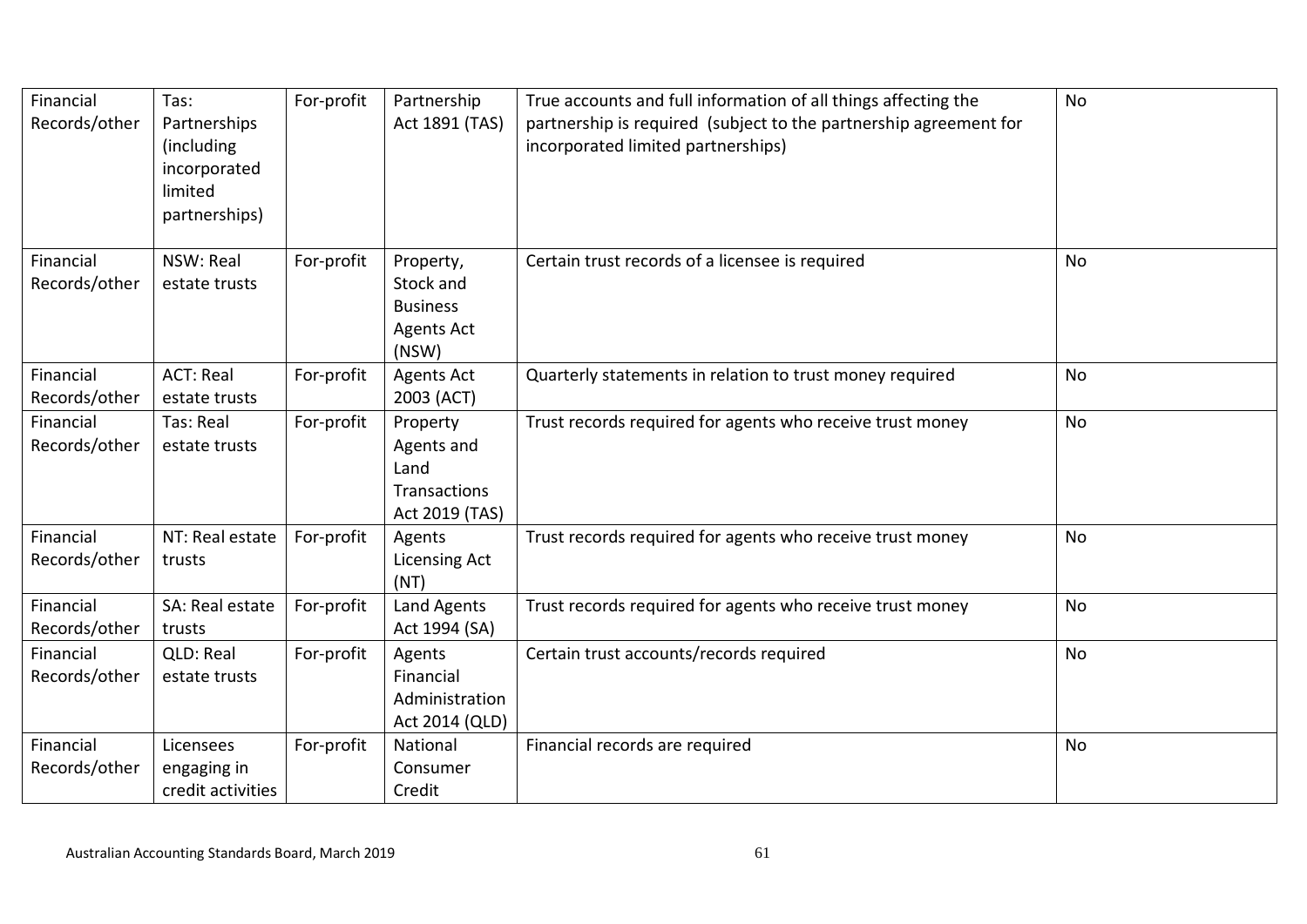| Financial Records/other | Tas: Partnerships (including incorporated limited partnerships) | For-profit | Partnership Act 1891 (TAS) | True accounts and full information of all things affecting the partnership is required (subject to the partnership agreement for incorporated limited partnerships) | No |
|---|---|---|---|---|---|
| Financial Records/other | NSW: Real estate trusts | For-profit | Property, Stock and Business Agents Act (NSW) | Certain trust records of a licensee is required | No |
| Financial Records/other | ACT: Real estate trusts | For-profit | Agents Act 2003 (ACT) | Quarterly statements in relation to trust money required | No |
| Financial Records/other | Tas: Real estate trusts | For-profit | Property Agents and Land Transactions Act 2019 (TAS) | Trust records required for agents who receive trust money | No |
| Financial Records/other | NT: Real estate trusts | For-profit | Agents Licensing Act (NT) | Trust records required for agents who receive trust money | No |
| Financial Records/other | SA: Real estate trusts | For-profit | Land Agents Act 1994 (SA) | Trust records required for agents who receive trust money | No |
| Financial Records/other | QLD: Real estate trusts | For-profit | Agents Financial Administration Act 2014 (QLD) | Certain trust accounts/records required | No |
| Financial Records/other | Licensees engaging in credit activities | For-profit | National Consumer Credit | Financial records are required | No |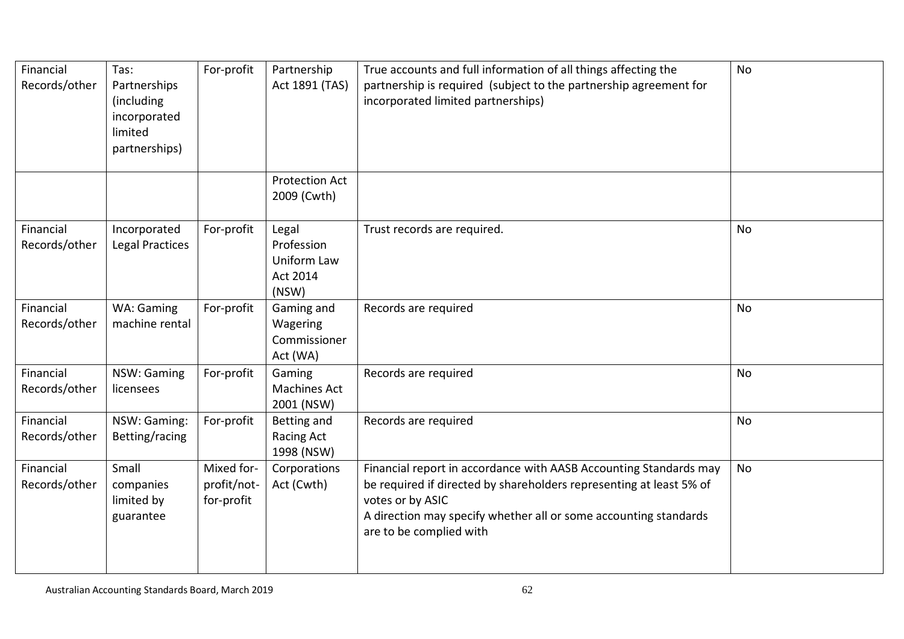| Financial Records/other | Tas: Partnerships (including incorporated limited partnerships) | For-profit | Partnership Act 1891 (TAS) | True accounts and full information of all things affecting the partnership is required (subject to the partnership agreement for incorporated limited partnerships) | No |
|---|---|---|---|---|---|
| | | | Protection Act 2009 (Cwth) | | |
| Financial Records/other | Incorporated Legal Practices | For-profit | Legal Profession Uniform Law Act 2014 (NSW) | Trust records are required. | No |
| Financial Records/other | WA: Gaming machine rental | For-profit | Gaming and Wagering Commissioner Act (WA) | Records are required | No |
| Financial Records/other | NSW: Gaming licensees | For-profit | Gaming Machines Act 2001 (NSW) | Records are required | No |
| Financial Records/other | NSW: Gaming: Betting/racing | For-profit | Betting and Racing Act 1998 (NSW) | Records are required | No |
| Financial Records/other | Small companies limited by guarantee | Mixed for-profit/not-for-profit | Corporations Act (Cwth) | Financial report in accordance with AASB Accounting Standards may be required if directed by shareholders representing at least 5% of votes or by ASIC<br>A direction may specify whether all or some accounting standards are to be complied with | No |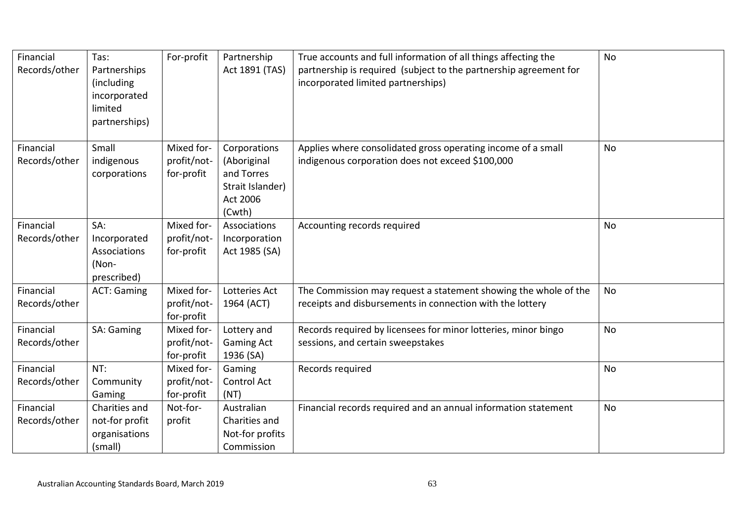| Financial Records/other | Tas: Partnerships (including incorporated limited partnerships) | For-profit | Partnership Act 1891 (TAS) | True accounts and full information of all things affecting the partnership is required (subject to the partnership agreement for incorporated limited partnerships) | No |
|---|---|---|---|---|---|
| Financial Records/other | Small indigenous corporations | Mixed for-profit/not-for-profit | Corporations (Aboriginal and Torres Strait Islander) Act 2006 (Cwth) | Applies where consolidated gross operating income of a small indigenous corporation does not exceed $100,000 | No |
| Financial Records/other | SA: Incorporated Associations (Non-prescribed) | Mixed for-profit/not-for-profit | Associations Incorporation Act 1985 (SA) | Accounting records required | No |
| Financial Records/other | ACT: Gaming | Mixed for-profit/not-for-profit | Lotteries Act 1964 (ACT) | The Commission may request a statement showing the whole of the receipts and disbursements in connection with the lottery | No |
| Financial Records/other | SA: Gaming | Mixed for-profit/not-for-profit | Lottery and Gaming Act 1936 (SA) | Records required by licensees for minor lotteries, minor bingo sessions, and certain sweepstakes | No |
| Financial Records/other | NT: Community Gaming | Mixed for-profit/not-for-profit | Gaming Control Act (NT) | Records required | No |
| Financial Records/other | Charities and not-for profit organisations (small) | Not-for-profit | Australian Charities and Not-for profits Commission | Financial records required and an annual information statement | No |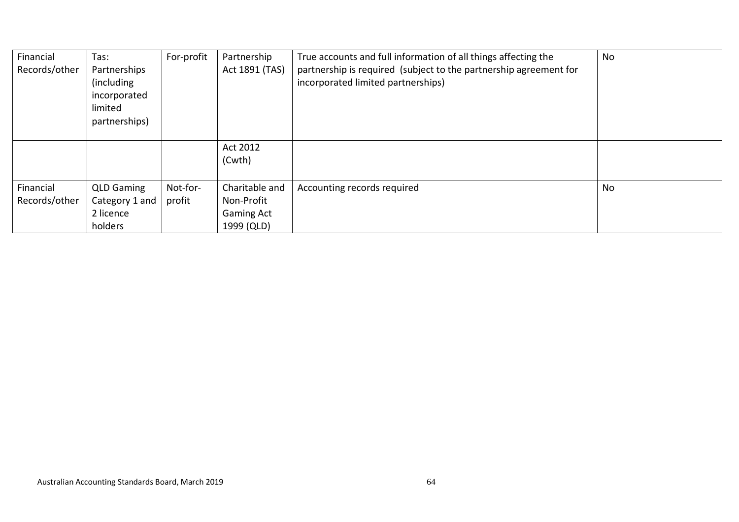| | | | | | |
|---|---|---|---|---|---|
| Financial Records/other | Tas: Partnerships (including incorporated limited partnerships) | For-profit | Partnership Act 1891 (TAS) | True accounts and full information of all things affecting the partnership is required (subject to the partnership agreement for incorporated limited partnerships) | No |
| | | | Act 2012 (Cwth) | | |
| Financial Records/other | QLD Gaming Category 1 and 2 licence holders | Not-for-profit | Charitable and Non-Profit Gaming Act 1999 (QLD) | Accounting records required | No |

Australian Accounting Standards Board, March 2019